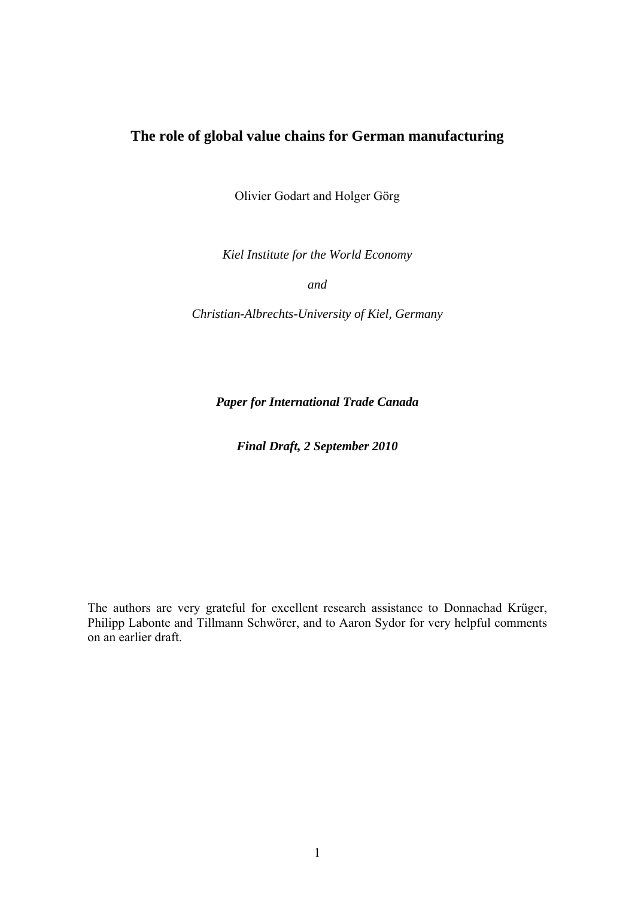# The role of global value chains for German manufacturing

Olivier Godart and Holger Görg

*Kiel Institute for the World Economy*

*and*

*Christian-Albrechts-University of Kiel, Germany*

***Paper for International Trade Canada***

***Final Draft, 2 September 2010***

The authors are very grateful for excellent research assistance to Donnachad Krüger, Philipp Labonte and Tillmann Schwörer, and to Aaron Sydor for very helpful comments on an earlier draft.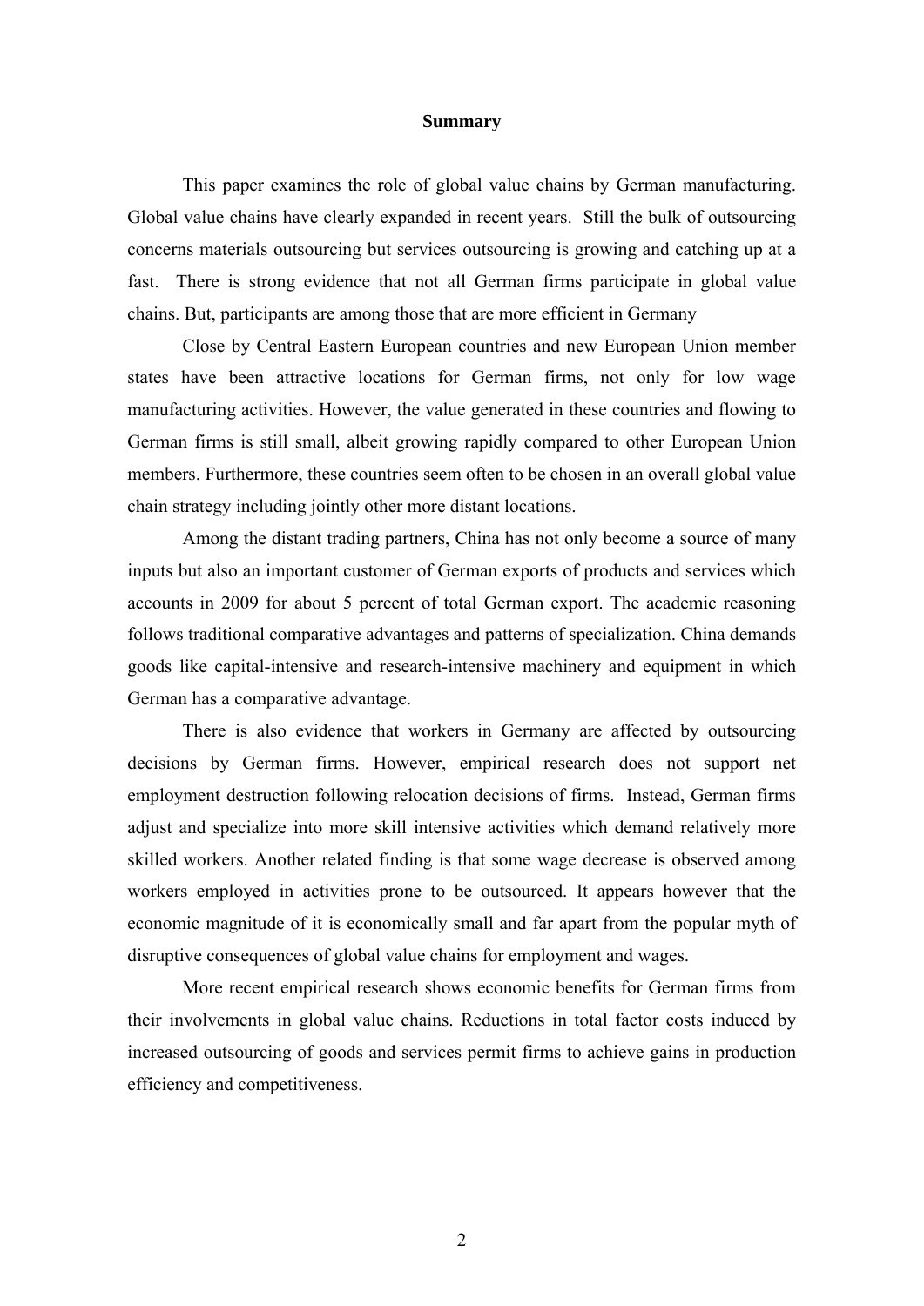## Summary

This paper examines the role of global value chains by German manufacturing. Global value chains have clearly expanded in recent years. Still the bulk of outsourcing concerns materials outsourcing but services outsourcing is growing and catching up at a fast. There is strong evidence that not all German firms participate in global value chains. But, participants are among those that are more efficient in Germany

Close by Central Eastern European countries and new European Union member states have been attractive locations for German firms, not only for low wage manufacturing activities. However, the value generated in these countries and flowing to German firms is still small, albeit growing rapidly compared to other European Union members. Furthermore, these countries seem often to be chosen in an overall global value chain strategy including jointly other more distant locations.

Among the distant trading partners, China has not only become a source of many inputs but also an important customer of German exports of products and services which accounts in 2009 for about 5 percent of total German export. The academic reasoning follows traditional comparative advantages and patterns of specialization. China demands goods like capital-intensive and research-intensive machinery and equipment in which German has a comparative advantage.

There is also evidence that workers in Germany are affected by outsourcing decisions by German firms. However, empirical research does not support net employment destruction following relocation decisions of firms. Instead, German firms adjust and specialize into more skill intensive activities which demand relatively more skilled workers. Another related finding is that some wage decrease is observed among workers employed in activities prone to be outsourced. It appears however that the economic magnitude of it is economically small and far apart from the popular myth of disruptive consequences of global value chains for employment and wages.

More recent empirical research shows economic benefits for German firms from their involvements in global value chains. Reductions in total factor costs induced by increased outsourcing of goods and services permit firms to achieve gains in production efficiency and competitiveness.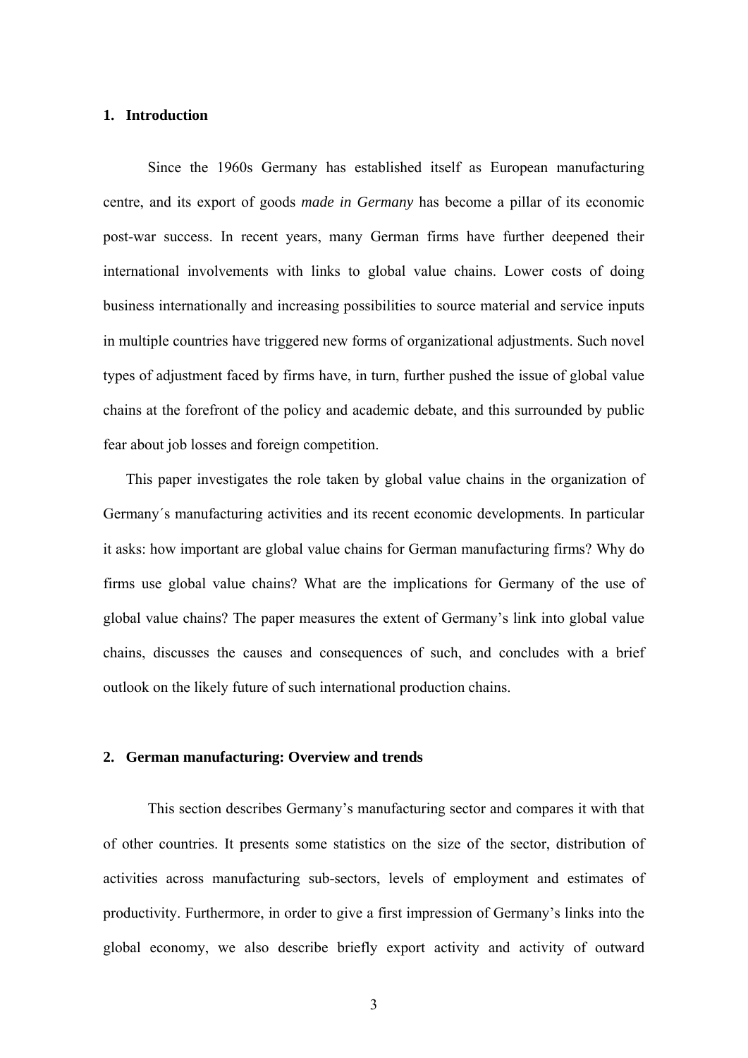## 1. Introduction

Since the 1960s Germany has established itself as European manufacturing centre, and its export of goods *made in Germany* has become a pillar of its economic post-war success. In recent years, many German firms have further deepened their international involvements with links to global value chains. Lower costs of doing business internationally and increasing possibilities to source material and service inputs in multiple countries have triggered new forms of organizational adjustments. Such novel types of adjustment faced by firms have, in turn, further pushed the issue of global value chains at the forefront of the policy and academic debate, and this surrounded by public fear about job losses and foreign competition.

This paper investigates the role taken by global value chains in the organization of Germany´s manufacturing activities and its recent economic developments. In particular it asks: how important are global value chains for German manufacturing firms? Why do firms use global value chains? What are the implications for Germany of the use of global value chains? The paper measures the extent of Germany's link into global value chains, discusses the causes and consequences of such, and concludes with a brief outlook on the likely future of such international production chains.

## 2. German manufacturing: Overview and trends

This section describes Germany's manufacturing sector and compares it with that of other countries. It presents some statistics on the size of the sector, distribution of activities across manufacturing sub-sectors, levels of employment and estimates of productivity. Furthermore, in order to give a first impression of Germany's links into the global economy, we also describe briefly export activity and activity of outward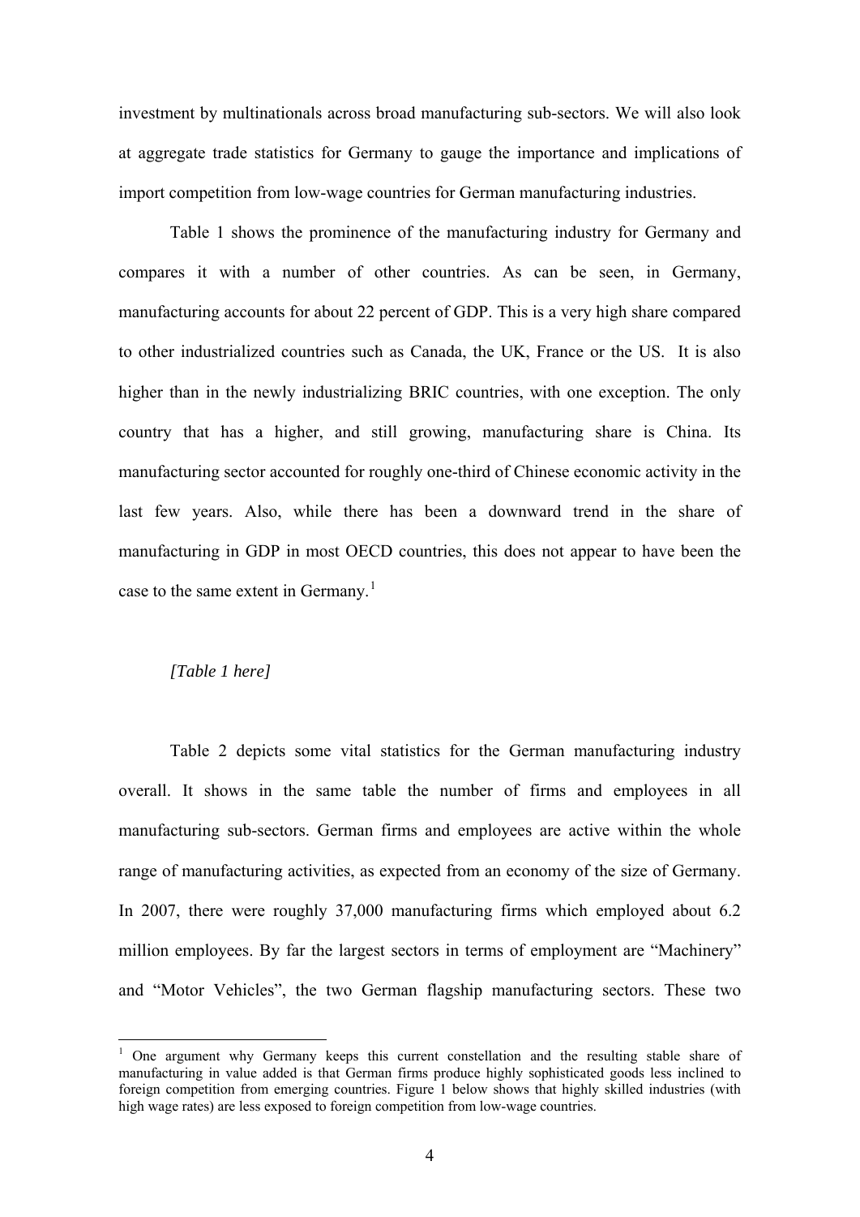investment by multinationals across broad manufacturing sub-sectors. We will also look at aggregate trade statistics for Germany to gauge the importance and implications of import competition from low-wage countries for German manufacturing industries.

Table 1 shows the prominence of the manufacturing industry for Germany and compares it with a number of other countries. As can be seen, in Germany, manufacturing accounts for about 22 percent of GDP. This is a very high share compared to other industrialized countries such as Canada, the UK, France or the US. It is also higher than in the newly industrializing BRIC countries, with one exception. The only country that has a higher, and still growing, manufacturing share is China. Its manufacturing sector accounted for roughly one-third of Chinese economic activity in the last few years. Also, while there has been a downward trend in the share of manufacturing in GDP in most OECD countries, this does not appear to have been the case to the same extent in Germany.[1]

*[Table 1 here]*

Table 2 depicts some vital statistics for the German manufacturing industry overall. It shows in the same table the number of firms and employees in all manufacturing sub-sectors. German firms and employees are active within the whole range of manufacturing activities, as expected from an economy of the size of Germany. In 2007, there were roughly 37,000 manufacturing firms which employed about 6.2 million employees. By far the largest sectors in terms of employment are "Machinery" and "Motor Vehicles", the two German flagship manufacturing sectors. These two

---

[1] One argument why Germany keeps this current constellation and the resulting stable share of manufacturing in value added is that German firms produce highly sophisticated goods less inclined to foreign competition from emerging countries. Figure 1 below shows that highly skilled industries (with high wage rates) are less exposed to foreign competition from low-wage countries.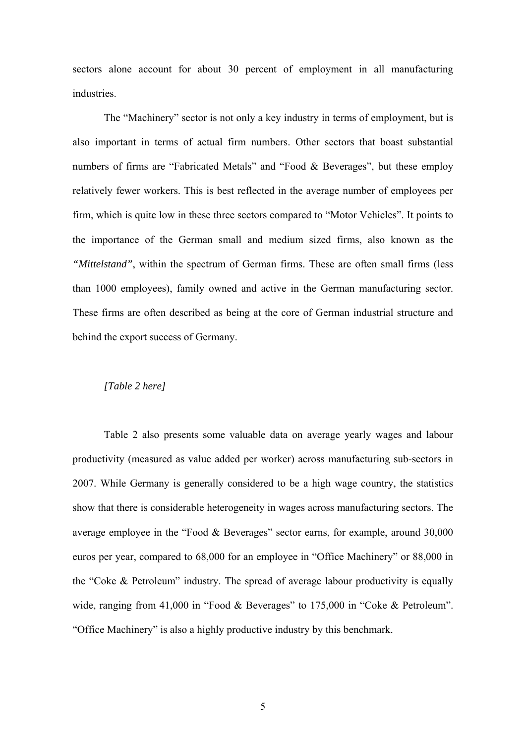sectors alone account for about 30 percent of employment in all manufacturing industries.

The "Machinery" sector is not only a key industry in terms of employment, but is also important in terms of actual firm numbers. Other sectors that boast substantial numbers of firms are "Fabricated Metals" and "Food & Beverages", but these employ relatively fewer workers. This is best reflected in the average number of employees per firm, which is quite low in these three sectors compared to "Motor Vehicles". It points to the importance of the German small and medium sized firms, also known as the *"Mittelstand"*, within the spectrum of German firms. These are often small firms (less than 1000 employees), family owned and active in the German manufacturing sector. These firms are often described as being at the core of German industrial structure and behind the export success of Germany.

*[Table 2 here]*

Table 2 also presents some valuable data on average yearly wages and labour productivity (measured as value added per worker) across manufacturing sub-sectors in 2007. While Germany is generally considered to be a high wage country, the statistics show that there is considerable heterogeneity in wages across manufacturing sectors. The average employee in the "Food & Beverages" sector earns, for example, around 30,000 euros per year, compared to 68,000 for an employee in "Office Machinery" or 88,000 in the "Coke & Petroleum" industry. The spread of average labour productivity is equally wide, ranging from 41,000 in "Food & Beverages" to 175,000 in "Coke & Petroleum". "Office Machinery" is also a highly productive industry by this benchmark.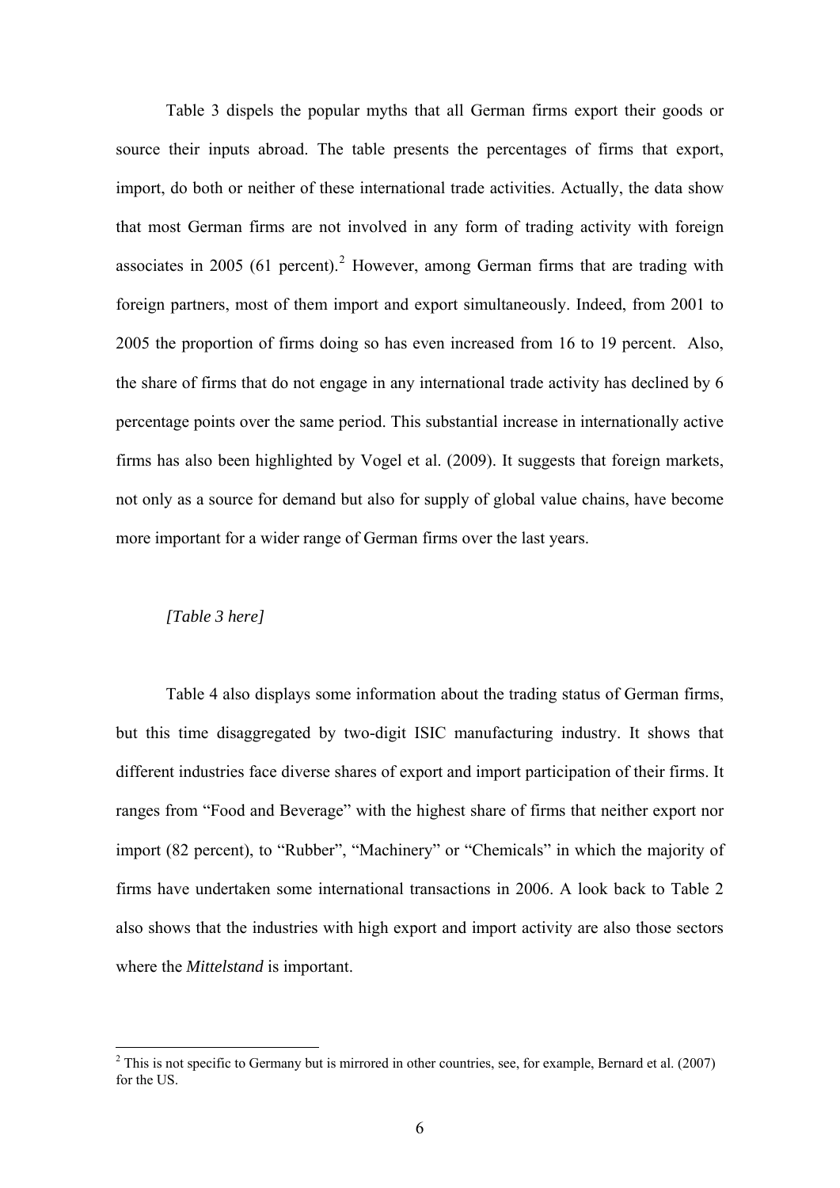Table 3 dispels the popular myths that all German firms export their goods or source their inputs abroad. The table presents the percentages of firms that export, import, do both or neither of these international trade activities. Actually, the data show that most German firms are not involved in any form of trading activity with foreign associates in 2005 (61 percent).[2] However, among German firms that are trading with foreign partners, most of them import and export simultaneously. Indeed, from 2001 to 2005 the proportion of firms doing so has even increased from 16 to 19 percent. Also, the share of firms that do not engage in any international trade activity has declined by 6 percentage points over the same period. This substantial increase in internationally active firms has also been highlighted by Vogel et al. (2009). It suggests that foreign markets, not only as a source for demand but also for supply of global value chains, have become more important for a wider range of German firms over the last years.

*[Table 3 here]*

Table 4 also displays some information about the trading status of German firms, but this time disaggregated by two-digit ISIC manufacturing industry. It shows that different industries face diverse shares of export and import participation of their firms. It ranges from "Food and Beverage" with the highest share of firms that neither export nor import (82 percent), to "Rubber", "Machinery" or "Chemicals" in which the majority of firms have undertaken some international transactions in 2006. A look back to Table 2 also shows that the industries with high export and import activity are also those sectors where the *Mittelstand* is important.

[2] This is not specific to Germany but is mirrored in other countries, see, for example, Bernard et al. (2007) for the US.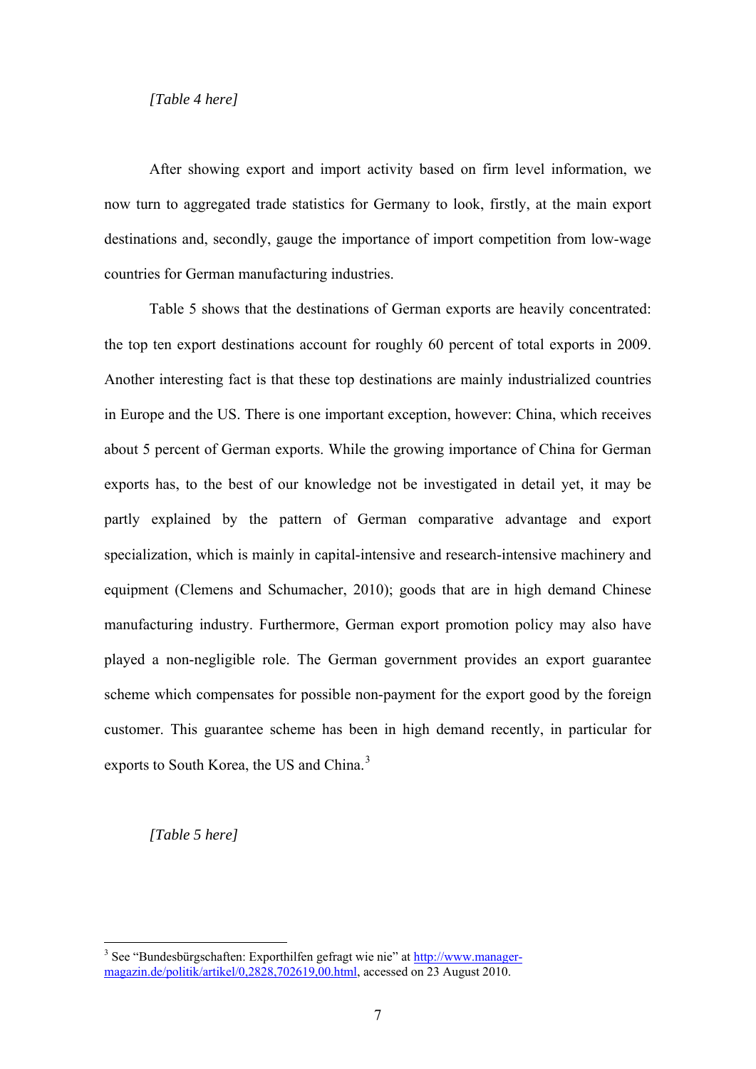*[Table 4 here]*

After showing export and import activity based on firm level information, we now turn to aggregated trade statistics for Germany to look, firstly, at the main export destinations and, secondly, gauge the importance of import competition from low-wage countries for German manufacturing industries.

Table 5 shows that the destinations of German exports are heavily concentrated: the top ten export destinations account for roughly 60 percent of total exports in 2009. Another interesting fact is that these top destinations are mainly industrialized countries in Europe and the US. There is one important exception, however: China, which receives about 5 percent of German exports. While the growing importance of China for German exports has, to the best of our knowledge not be investigated in detail yet, it may be partly explained by the pattern of German comparative advantage and export specialization, which is mainly in capital-intensive and research-intensive machinery and equipment (Clemens and Schumacher, 2010); goods that are in high demand Chinese manufacturing industry. Furthermore, German export promotion policy may also have played a non-negligible role. The German government provides an export guarantee scheme which compensates for possible non-payment for the export good by the foreign customer. This guarantee scheme has been in high demand recently, in particular for exports to South Korea, the US and China.[3]

*[Table 5 here]*

[3] See "Bundesbürgschaften: Exporthilfen gefragt wie nie" at http://www.manager-magazin.de/politik/artikel/0,2828,702619,00.html, accessed on 23 August 2010.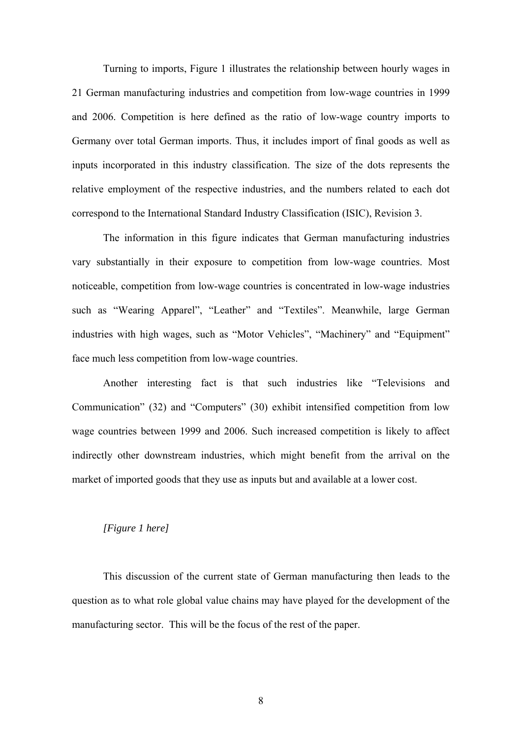Turning to imports, Figure 1 illustrates the relationship between hourly wages in 21 German manufacturing industries and competition from low-wage countries in 1999 and 2006. Competition is here defined as the ratio of low-wage country imports to Germany over total German imports. Thus, it includes import of final goods as well as inputs incorporated in this industry classification. The size of the dots represents the relative employment of the respective industries, and the numbers related to each dot correspond to the International Standard Industry Classification (ISIC), Revision 3.

The information in this figure indicates that German manufacturing industries vary substantially in their exposure to competition from low-wage countries. Most noticeable, competition from low-wage countries is concentrated in low-wage industries such as "Wearing Apparel", "Leather" and "Textiles". Meanwhile, large German industries with high wages, such as "Motor Vehicles", "Machinery" and "Equipment" face much less competition from low-wage countries.

Another interesting fact is that such industries like "Televisions and Communication" (32) and "Computers" (30) exhibit intensified competition from low wage countries between 1999 and 2006. Such increased competition is likely to affect indirectly other downstream industries, which might benefit from the arrival on the market of imported goods that they use as inputs but and available at a lower cost.

*[Figure 1 here]*

This discussion of the current state of German manufacturing then leads to the question as to what role global value chains may have played for the development of the manufacturing sector. This will be the focus of the rest of the paper.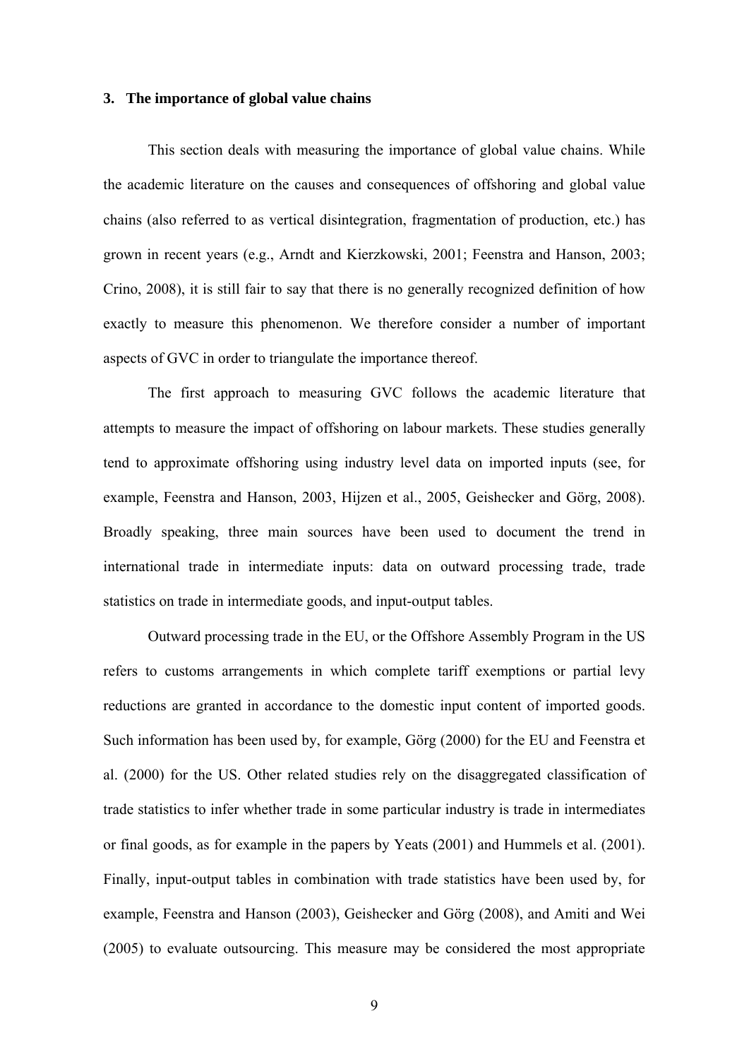## 3. The importance of global value chains

This section deals with measuring the importance of global value chains. While the academic literature on the causes and consequences of offshoring and global value chains (also referred to as vertical disintegration, fragmentation of production, etc.) has grown in recent years (e.g., Arndt and Kierzkowski, 2001; Feenstra and Hanson, 2003; Crino, 2008), it is still fair to say that there is no generally recognized definition of how exactly to measure this phenomenon. We therefore consider a number of important aspects of GVC in order to triangulate the importance thereof.

The first approach to measuring GVC follows the academic literature that attempts to measure the impact of offshoring on labour markets. These studies generally tend to approximate offshoring using industry level data on imported inputs (see, for example, Feenstra and Hanson, 2003, Hijzen et al., 2005, Geishecker and Görg, 2008). Broadly speaking, three main sources have been used to document the trend in international trade in intermediate inputs: data on outward processing trade, trade statistics on trade in intermediate goods, and input-output tables.

Outward processing trade in the EU, or the Offshore Assembly Program in the US refers to customs arrangements in which complete tariff exemptions or partial levy reductions are granted in accordance to the domestic input content of imported goods. Such information has been used by, for example, Görg (2000) for the EU and Feenstra et al. (2000) for the US. Other related studies rely on the disaggregated classification of trade statistics to infer whether trade in some particular industry is trade in intermediates or final goods, as for example in the papers by Yeats (2001) and Hummels et al. (2001). Finally, input-output tables in combination with trade statistics have been used by, for example, Feenstra and Hanson (2003), Geishecker and Görg (2008), and Amiti and Wei (2005) to evaluate outsourcing. This measure may be considered the most appropriate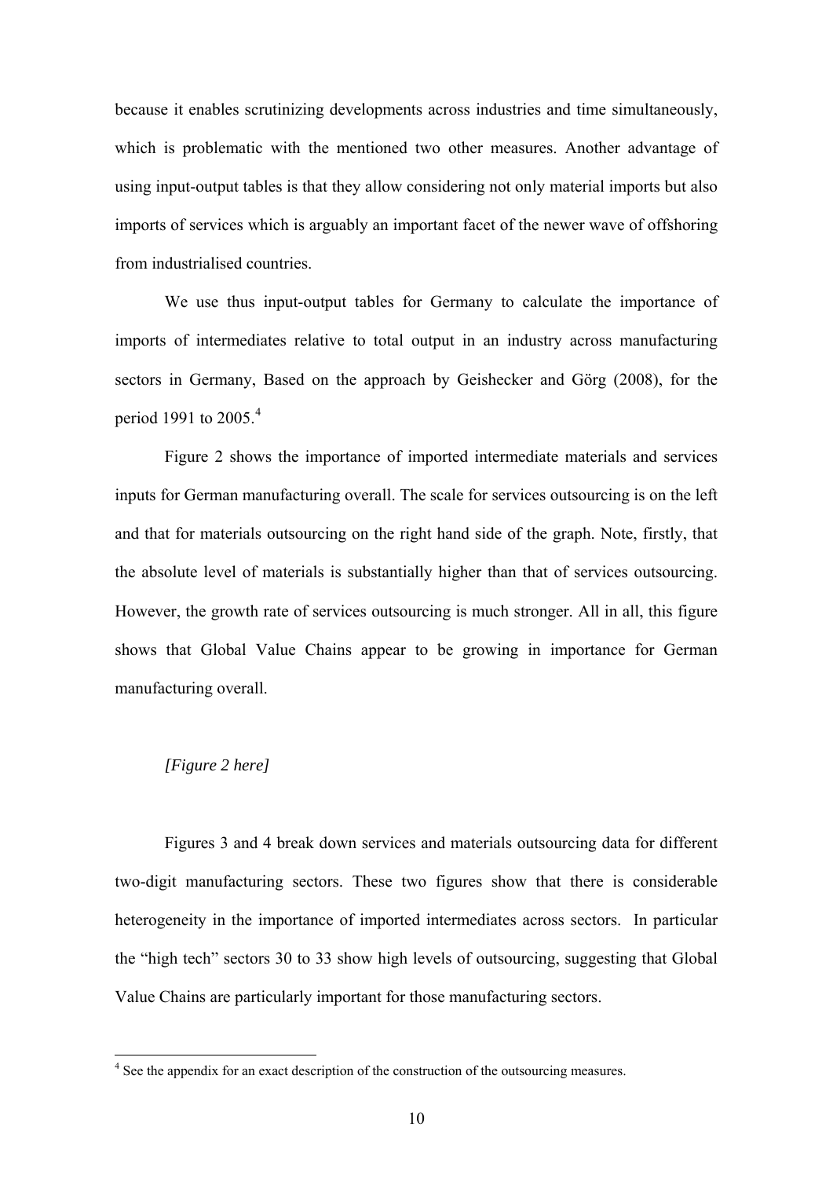because it enables scrutinizing developments across industries and time simultaneously, which is problematic with the mentioned two other measures. Another advantage of using input-output tables is that they allow considering not only material imports but also imports of services which is arguably an important facet of the newer wave of offshoring from industrialised countries.

We use thus input-output tables for Germany to calculate the importance of imports of intermediates relative to total output in an industry across manufacturing sectors in Germany, Based on the approach by Geishecker and Görg (2008), for the period 1991 to 2005.[4]

Figure 2 shows the importance of imported intermediate materials and services inputs for German manufacturing overall. The scale for services outsourcing is on the left and that for materials outsourcing on the right hand side of the graph. Note, firstly, that the absolute level of materials is substantially higher than that of services outsourcing. However, the growth rate of services outsourcing is much stronger. All in all, this figure shows that Global Value Chains appear to be growing in importance for German manufacturing overall.

*[Figure 2 here]*

Figures 3 and 4 break down services and materials outsourcing data for different two-digit manufacturing sectors. These two figures show that there is considerable heterogeneity in the importance of imported intermediates across sectors. In particular the "high tech" sectors 30 to 33 show high levels of outsourcing, suggesting that Global Value Chains are particularly important for those manufacturing sectors.

[4] See the appendix for an exact description of the construction of the outsourcing measures.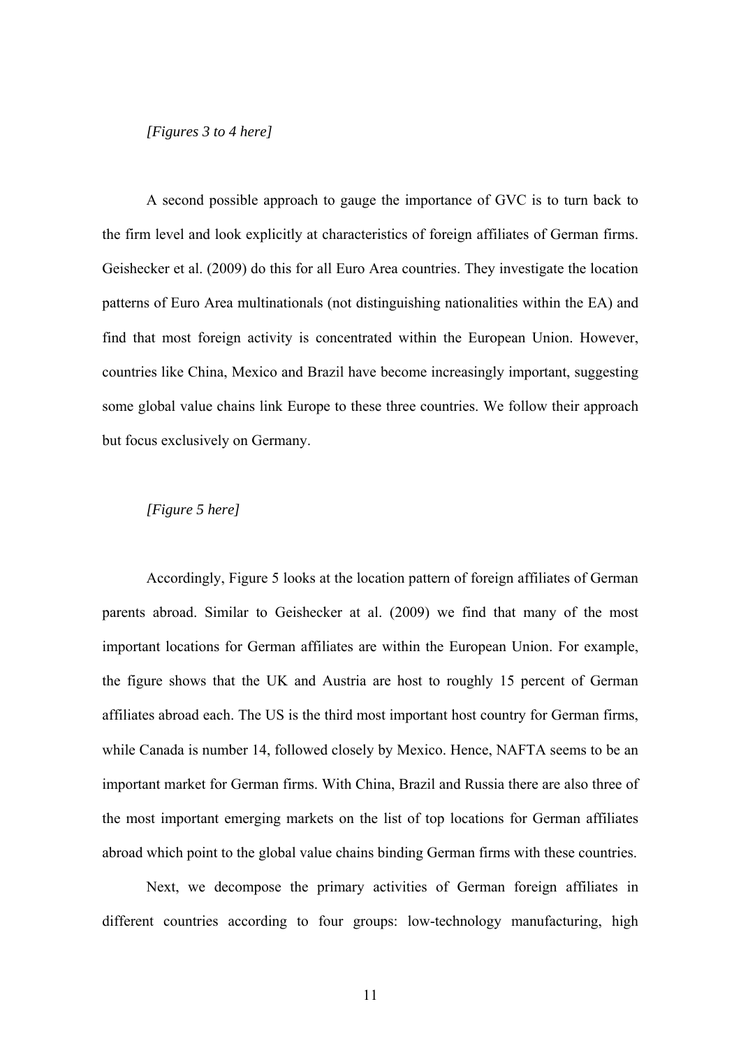*[Figures 3 to 4 here]*

A second possible approach to gauge the importance of GVC is to turn back to the firm level and look explicitly at characteristics of foreign affiliates of German firms. Geishecker et al. (2009) do this for all Euro Area countries. They investigate the location patterns of Euro Area multinationals (not distinguishing nationalities within the EA) and find that most foreign activity is concentrated within the European Union. However, countries like China, Mexico and Brazil have become increasingly important, suggesting some global value chains link Europe to these three countries. We follow their approach but focus exclusively on Germany.

*[Figure 5 here]*

Accordingly, Figure 5 looks at the location pattern of foreign affiliates of German parents abroad. Similar to Geishecker at al. (2009) we find that many of the most important locations for German affiliates are within the European Union. For example, the figure shows that the UK and Austria are host to roughly 15 percent of German affiliates abroad each. The US is the third most important host country for German firms, while Canada is number 14, followed closely by Mexico. Hence, NAFTA seems to be an important market for German firms. With China, Brazil and Russia there are also three of the most important emerging markets on the list of top locations for German affiliates abroad which point to the global value chains binding German firms with these countries.

Next, we decompose the primary activities of German foreign affiliates in different countries according to four groups: low-technology manufacturing, high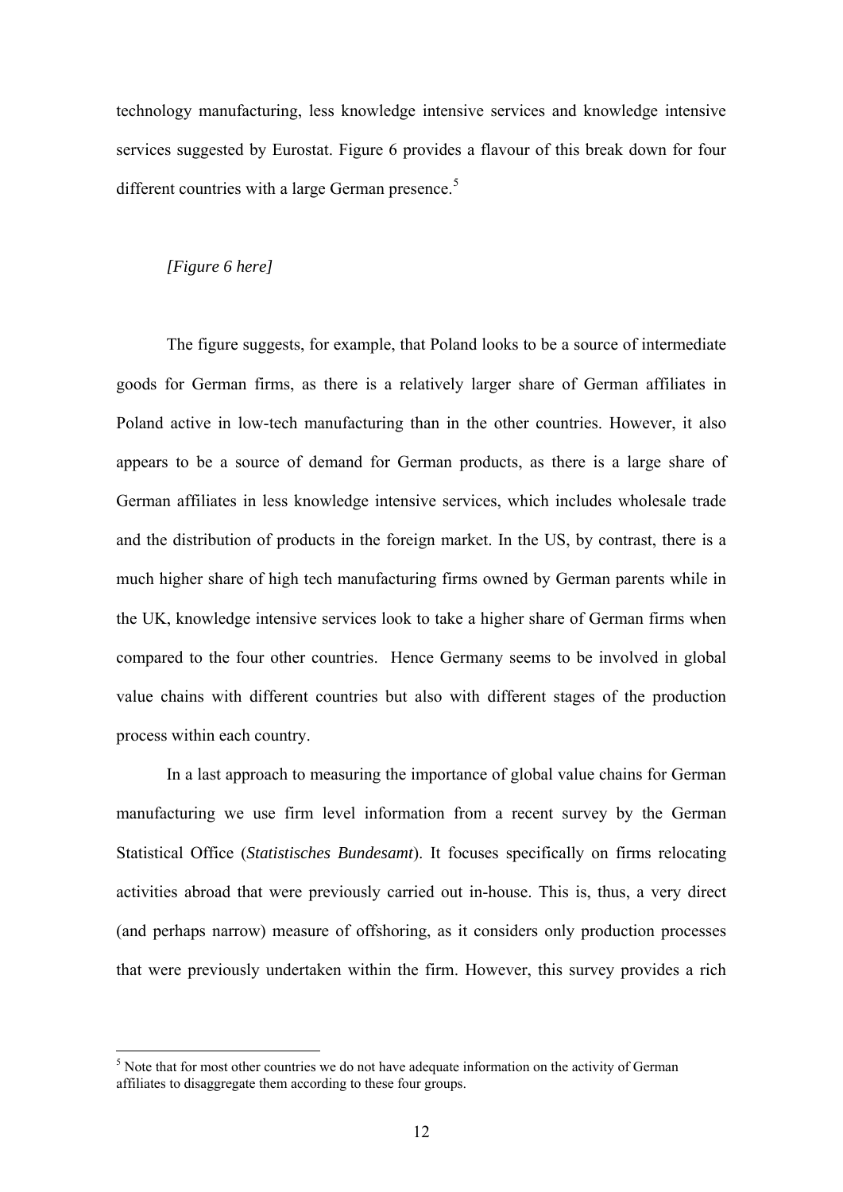technology manufacturing, less knowledge intensive services and knowledge intensive services suggested by Eurostat. Figure 6 provides a flavour of this break down for four different countries with a large German presence.[5]

*[Figure 6 here]*

The figure suggests, for example, that Poland looks to be a source of intermediate goods for German firms, as there is a relatively larger share of German affiliates in Poland active in low-tech manufacturing than in the other countries. However, it also appears to be a source of demand for German products, as there is a large share of German affiliates in less knowledge intensive services, which includes wholesale trade and the distribution of products in the foreign market. In the US, by contrast, there is a much higher share of high tech manufacturing firms owned by German parents while in the UK, knowledge intensive services look to take a higher share of German firms when compared to the four other countries. Hence Germany seems to be involved in global value chains with different countries but also with different stages of the production process within each country.

In a last approach to measuring the importance of global value chains for German manufacturing we use firm level information from a recent survey by the German Statistical Office (*Statistisches Bundesamt*). It focuses specifically on firms relocating activities abroad that were previously carried out in-house. This is, thus, a very direct (and perhaps narrow) measure of offshoring, as it considers only production processes that were previously undertaken within the firm. However, this survey provides a rich

[5] Note that for most other countries we do not have adequate information on the activity of German affiliates to disaggregate them according to these four groups.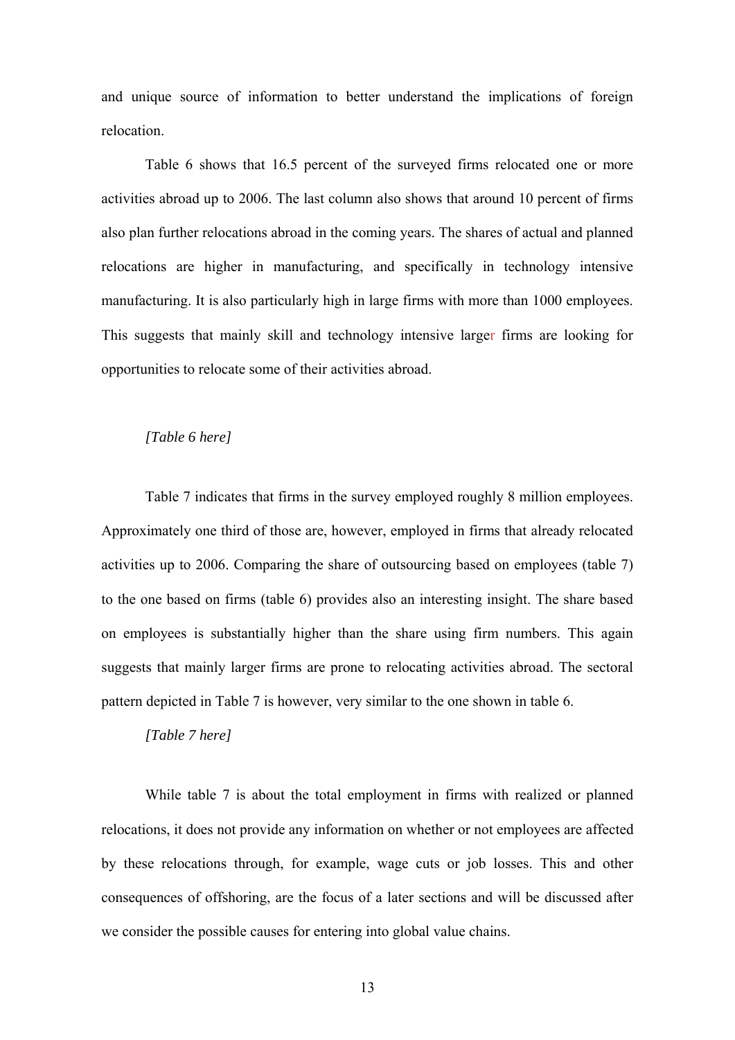and unique source of information to better understand the implications of foreign relocation.

Table 6 shows that 16.5 percent of the surveyed firms relocated one or more activities abroad up to 2006. The last column also shows that around 10 percent of firms also plan further relocations abroad in the coming years. The shares of actual and planned relocations are higher in manufacturing, and specifically in technology intensive manufacturing. It is also particularly high in large firms with more than 1000 employees. This suggests that mainly skill and technology intensive larger firms are looking for opportunities to relocate some of their activities abroad.

*[Table 6 here]*

Table 7 indicates that firms in the survey employed roughly 8 million employees. Approximately one third of those are, however, employed in firms that already relocated activities up to 2006. Comparing the share of outsourcing based on employees (table 7) to the one based on firms (table 6) provides also an interesting insight. The share based on employees is substantially higher than the share using firm numbers. This again suggests that mainly larger firms are prone to relocating activities abroad. The sectoral pattern depicted in Table 7 is however, very similar to the one shown in table 6.

*[Table 7 here]*

While table 7 is about the total employment in firms with realized or planned relocations, it does not provide any information on whether or not employees are affected by these relocations through, for example, wage cuts or job losses. This and other consequences of offshoring, are the focus of a later sections and will be discussed after we consider the possible causes for entering into global value chains.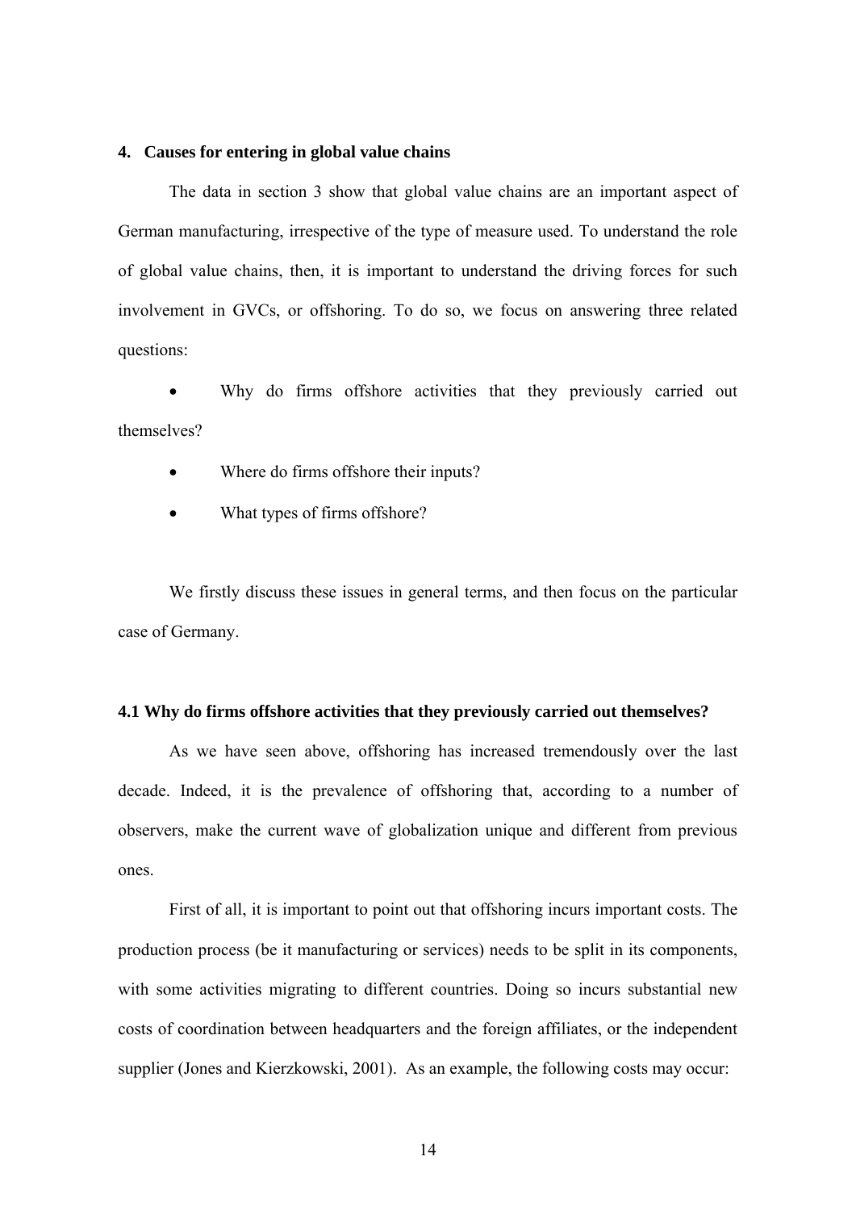## 4. Causes for entering in global value chains

The data in section 3 show that global value chains are an important aspect of German manufacturing, irrespective of the type of measure used. To understand the role of global value chains, then, it is important to understand the driving forces for such involvement in GVCs, or offshoring. To do so, we focus on answering three related questions:

- Why do firms offshore activities that they previously carried out themselves?
- Where do firms offshore their inputs?
- What types of firms offshore?

We firstly discuss these issues in general terms, and then focus on the particular case of Germany.

### 4.1 Why do firms offshore activities that they previously carried out themselves?

As we have seen above, offshoring has increased tremendously over the last decade. Indeed, it is the prevalence of offshoring that, according to a number of observers, make the current wave of globalization unique and different from previous ones.

First of all, it is important to point out that offshoring incurs important costs. The production process (be it manufacturing or services) needs to be split in its components, with some activities migrating to different countries. Doing so incurs substantial new costs of coordination between headquarters and the foreign affiliates, or the independent supplier (Jones and Kierzkowski, 2001). As an example, the following costs may occur: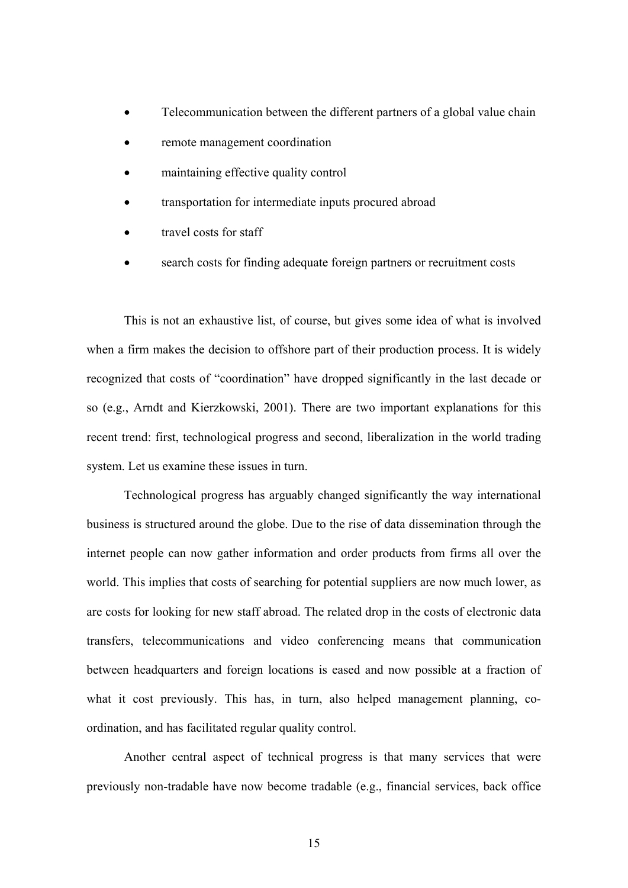- Telecommunication between the different partners of a global value chain
- remote management coordination
- maintaining effective quality control
- transportation for intermediate inputs procured abroad
- travel costs for staff
- search costs for finding adequate foreign partners or recruitment costs

This is not an exhaustive list, of course, but gives some idea of what is involved when a firm makes the decision to offshore part of their production process. It is widely recognized that costs of "coordination" have dropped significantly in the last decade or so (e.g., Arndt and Kierzkowski, 2001). There are two important explanations for this recent trend: first, technological progress and second, liberalization in the world trading system. Let us examine these issues in turn.

Technological progress has arguably changed significantly the way international business is structured around the globe. Due to the rise of data dissemination through the internet people can now gather information and order products from firms all over the world. This implies that costs of searching for potential suppliers are now much lower, as are costs for looking for new staff abroad. The related drop in the costs of electronic data transfers, telecommunications and video conferencing means that communication between headquarters and foreign locations is eased and now possible at a fraction of what it cost previously. This has, in turn, also helped management planning, co-ordination, and has facilitated regular quality control.

Another central aspect of technical progress is that many services that were previously non-tradable have now become tradable (e.g., financial services, back office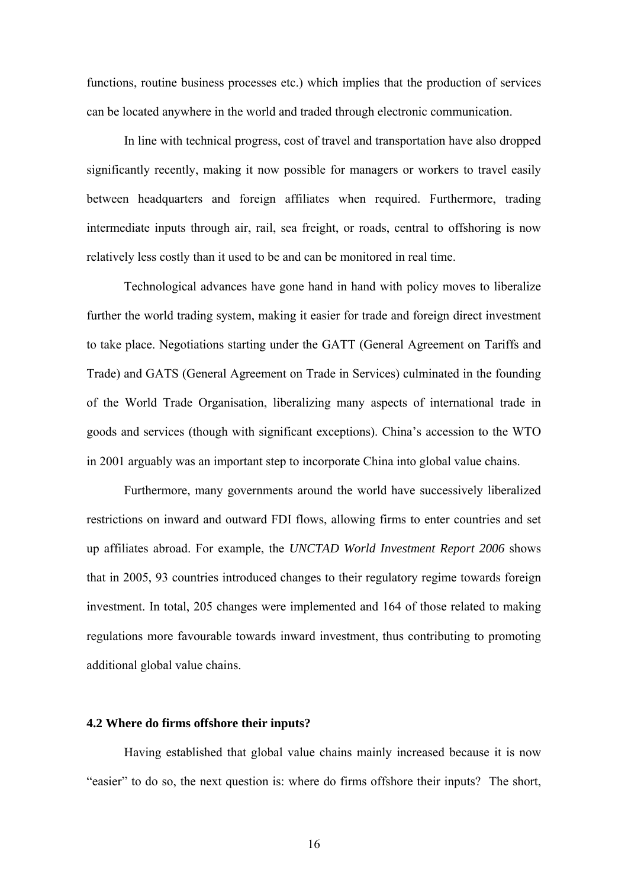functions, routine business processes etc.) which implies that the production of services can be located anywhere in the world and traded through electronic communication.

In line with technical progress, cost of travel and transportation have also dropped significantly recently, making it now possible for managers or workers to travel easily between headquarters and foreign affiliates when required. Furthermore, trading intermediate inputs through air, rail, sea freight, or roads, central to offshoring is now relatively less costly than it used to be and can be monitored in real time.

Technological advances have gone hand in hand with policy moves to liberalize further the world trading system, making it easier for trade and foreign direct investment to take place. Negotiations starting under the GATT (General Agreement on Tariffs and Trade) and GATS (General Agreement on Trade in Services) culminated in the founding of the World Trade Organisation, liberalizing many aspects of international trade in goods and services (though with significant exceptions). China's accession to the WTO in 2001 arguably was an important step to incorporate China into global value chains.

Furthermore, many governments around the world have successively liberalized restrictions on inward and outward FDI flows, allowing firms to enter countries and set up affiliates abroad. For example, the *UNCTAD World Investment Report 2006* shows that in 2005, 93 countries introduced changes to their regulatory regime towards foreign investment. In total, 205 changes were implemented and 164 of those related to making regulations more favourable towards inward investment, thus contributing to promoting additional global value chains.

### 4.2 Where do firms offshore their inputs?

Having established that global value chains mainly increased because it is now "easier" to do so, the next question is: where do firms offshore their inputs? The short,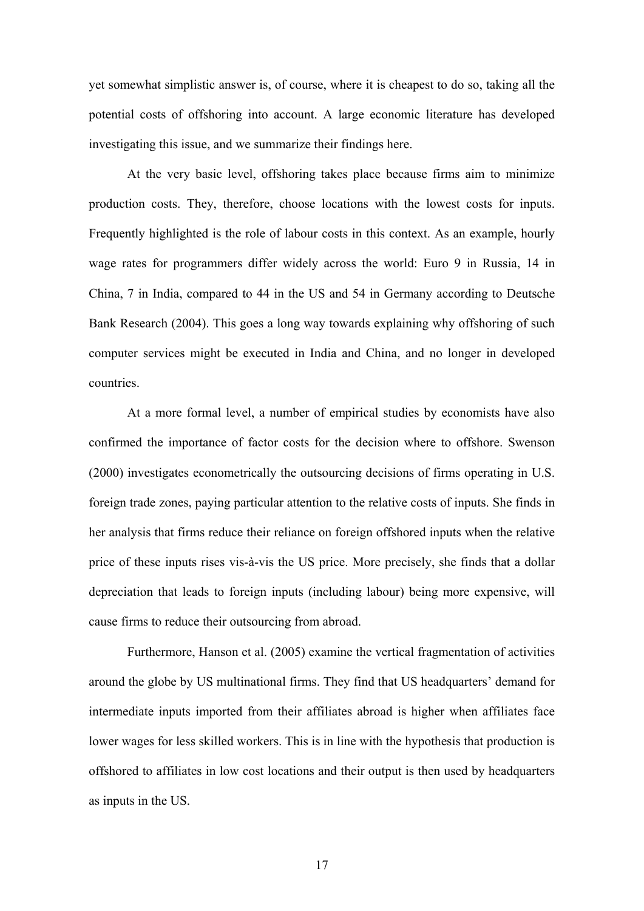yet somewhat simplistic answer is, of course, where it is cheapest to do so, taking all the potential costs of offshoring into account. A large economic literature has developed investigating this issue, and we summarize their findings here.

At the very basic level, offshoring takes place because firms aim to minimize production costs. They, therefore, choose locations with the lowest costs for inputs. Frequently highlighted is the role of labour costs in this context. As an example, hourly wage rates for programmers differ widely across the world: Euro 9 in Russia, 14 in China, 7 in India, compared to 44 in the US and 54 in Germany according to Deutsche Bank Research (2004). This goes a long way towards explaining why offshoring of such computer services might be executed in India and China, and no longer in developed countries.

At a more formal level, a number of empirical studies by economists have also confirmed the importance of factor costs for the decision where to offshore. Swenson (2000) investigates econometrically the outsourcing decisions of firms operating in U.S. foreign trade zones, paying particular attention to the relative costs of inputs. She finds in her analysis that firms reduce their reliance on foreign offshored inputs when the relative price of these inputs rises vis-à-vis the US price. More precisely, she finds that a dollar depreciation that leads to foreign inputs (including labour) being more expensive, will cause firms to reduce their outsourcing from abroad.

Furthermore, Hanson et al. (2005) examine the vertical fragmentation of activities around the globe by US multinational firms. They find that US headquarters' demand for intermediate inputs imported from their affiliates abroad is higher when affiliates face lower wages for less skilled workers. This is in line with the hypothesis that production is offshored to affiliates in low cost locations and their output is then used by headquarters as inputs in the US.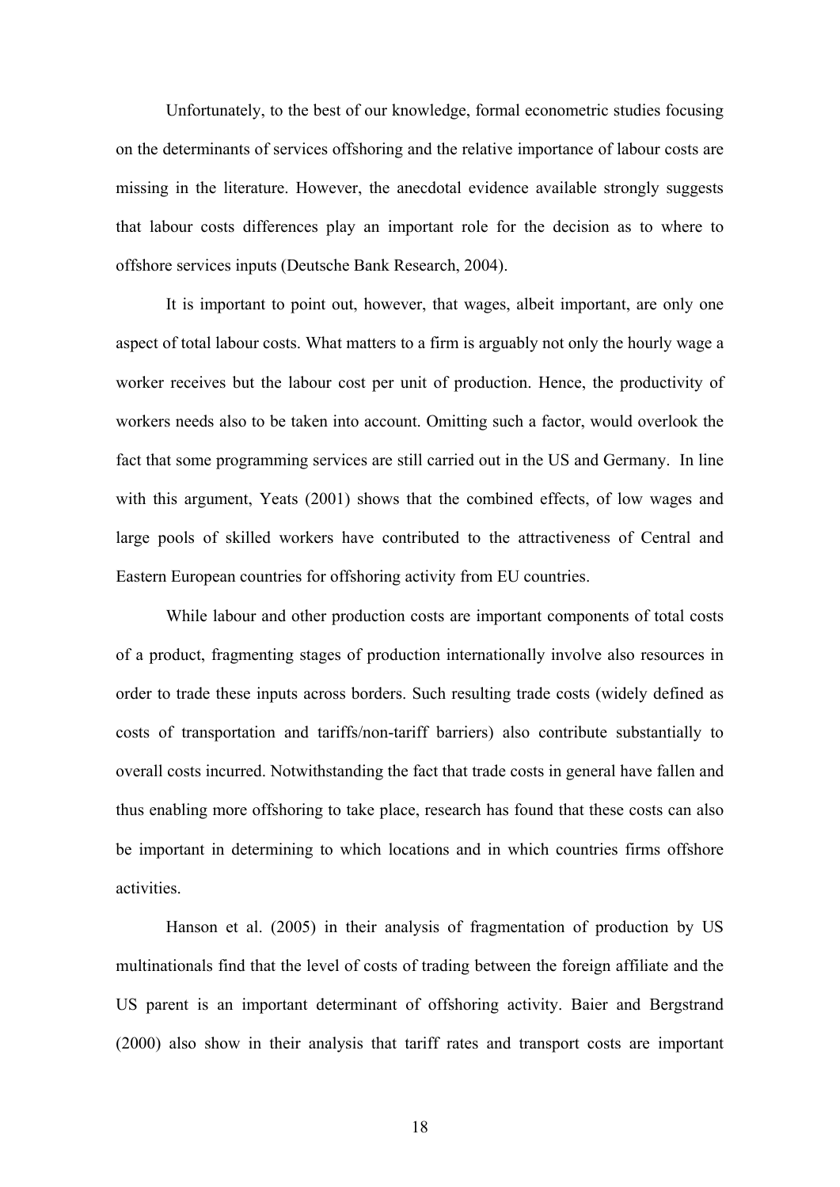Unfortunately, to the best of our knowledge, formal econometric studies focusing on the determinants of services offshoring and the relative importance of labour costs are missing in the literature. However, the anecdotal evidence available strongly suggests that labour costs differences play an important role for the decision as to where to offshore services inputs (Deutsche Bank Research, 2004).

It is important to point out, however, that wages, albeit important, are only one aspect of total labour costs. What matters to a firm is arguably not only the hourly wage a worker receives but the labour cost per unit of production. Hence, the productivity of workers needs also to be taken into account. Omitting such a factor, would overlook the fact that some programming services are still carried out in the US and Germany. In line with this argument, Yeats (2001) shows that the combined effects, of low wages and large pools of skilled workers have contributed to the attractiveness of Central and Eastern European countries for offshoring activity from EU countries.

While labour and other production costs are important components of total costs of a product, fragmenting stages of production internationally involve also resources in order to trade these inputs across borders. Such resulting trade costs (widely defined as costs of transportation and tariffs/non-tariff barriers) also contribute substantially to overall costs incurred. Notwithstanding the fact that trade costs in general have fallen and thus enabling more offshoring to take place, research has found that these costs can also be important in determining to which locations and in which countries firms offshore activities.

Hanson et al. (2005) in their analysis of fragmentation of production by US multinationals find that the level of costs of trading between the foreign affiliate and the US parent is an important determinant of offshoring activity. Baier and Bergstrand (2000) also show in their analysis that tariff rates and transport costs are important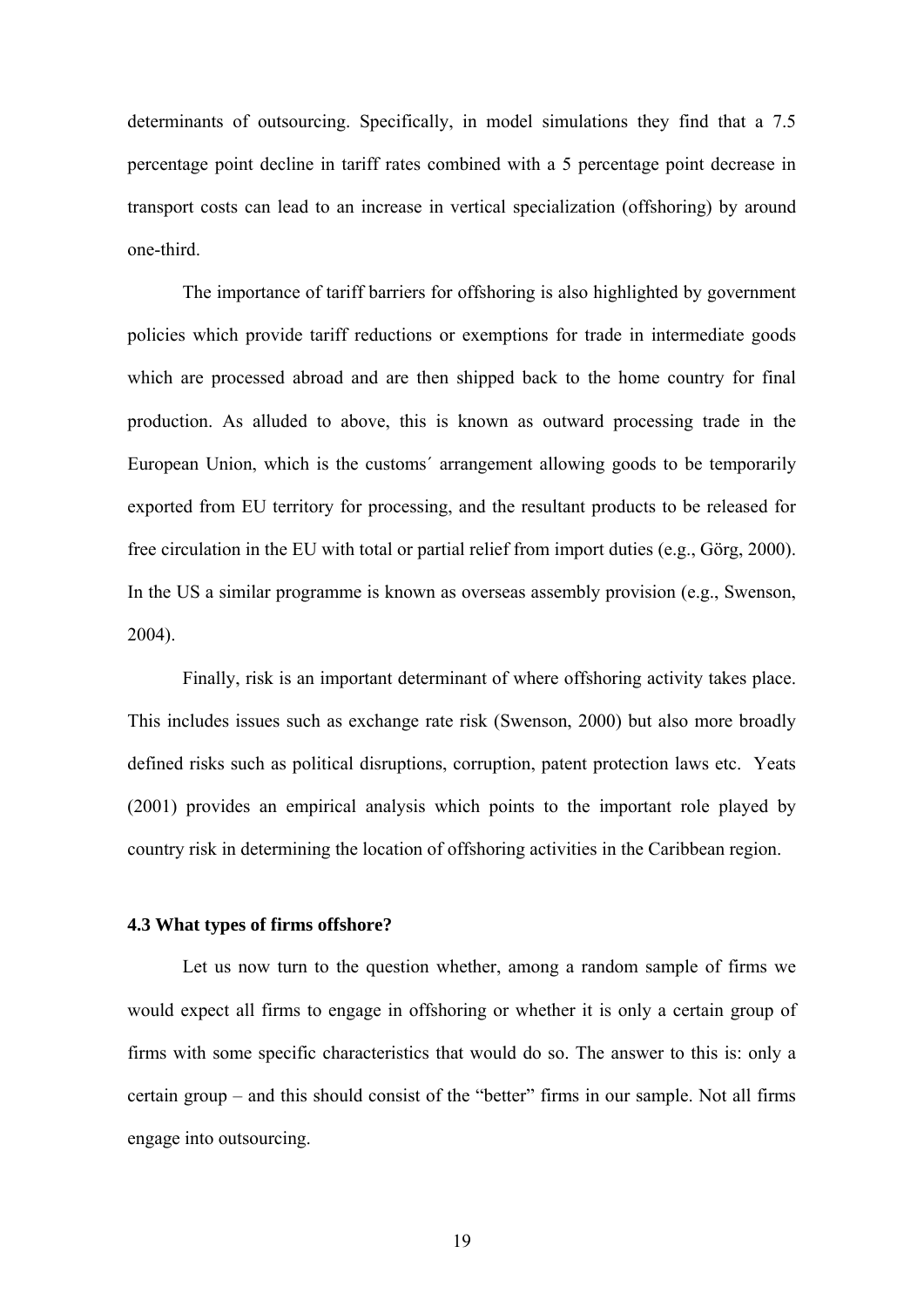determinants of outsourcing. Specifically, in model simulations they find that a 7.5 percentage point decline in tariff rates combined with a 5 percentage point decrease in transport costs can lead to an increase in vertical specialization (offshoring) by around one-third.

The importance of tariff barriers for offshoring is also highlighted by government policies which provide tariff reductions or exemptions for trade in intermediate goods which are processed abroad and are then shipped back to the home country for final production. As alluded to above, this is known as outward processing trade in the European Union, which is the customs´ arrangement allowing goods to be temporarily exported from EU territory for processing, and the resultant products to be released for free circulation in the EU with total or partial relief from import duties (e.g., Görg, 2000). In the US a similar programme is known as overseas assembly provision (e.g., Swenson, 2004).

Finally, risk is an important determinant of where offshoring activity takes place. This includes issues such as exchange rate risk (Swenson, 2000) but also more broadly defined risks such as political disruptions, corruption, patent protection laws etc. Yeats (2001) provides an empirical analysis which points to the important role played by country risk in determining the location of offshoring activities in the Caribbean region.

### 4.3 What types of firms offshore?

Let us now turn to the question whether, among a random sample of firms we would expect all firms to engage in offshoring or whether it is only a certain group of firms with some specific characteristics that would do so. The answer to this is: only a certain group – and this should consist of the "better" firms in our sample. Not all firms engage into outsourcing.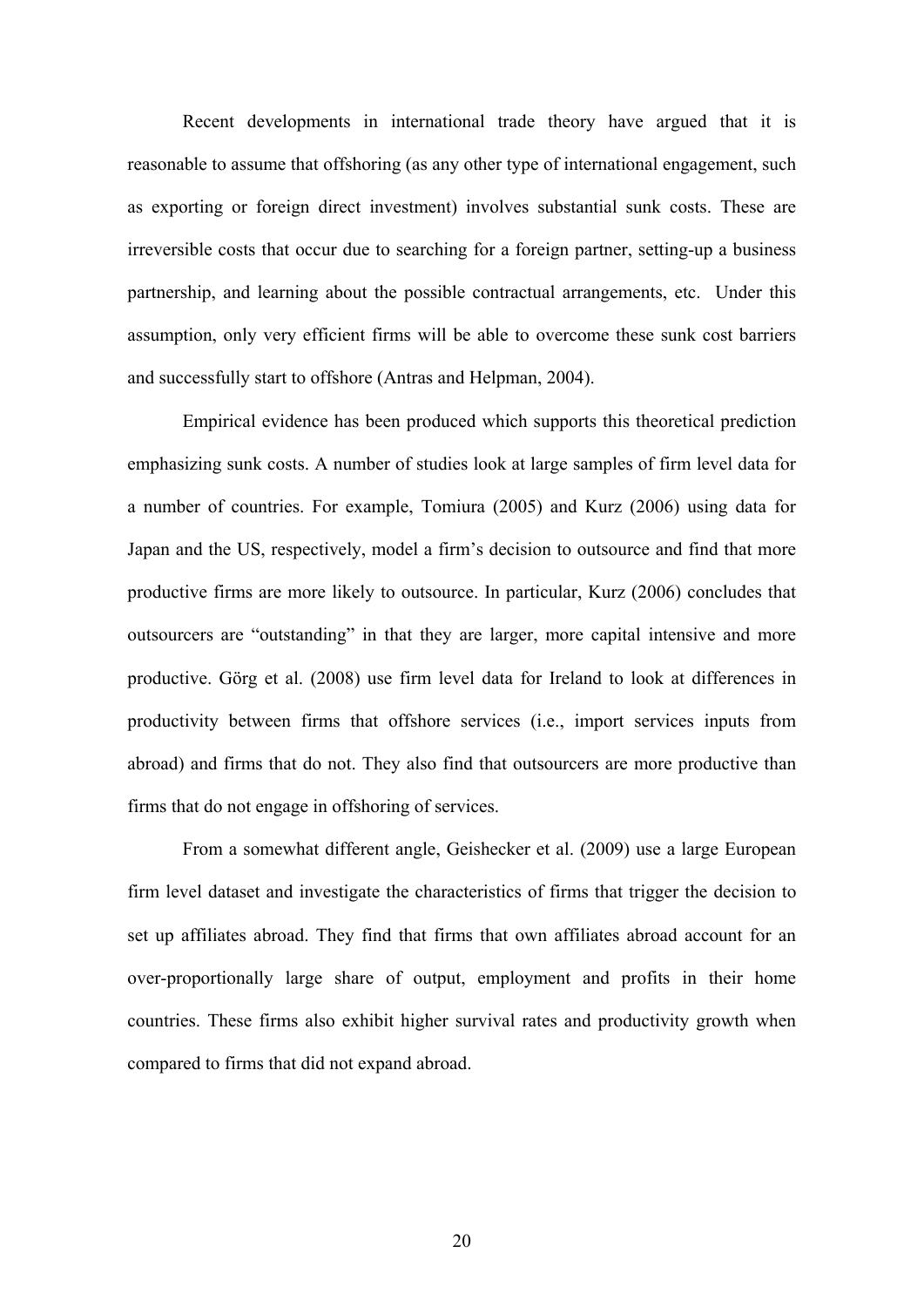Recent developments in international trade theory have argued that it is reasonable to assume that offshoring (as any other type of international engagement, such as exporting or foreign direct investment) involves substantial sunk costs. These are irreversible costs that occur due to searching for a foreign partner, setting-up a business partnership, and learning about the possible contractual arrangements, etc. Under this assumption, only very efficient firms will be able to overcome these sunk cost barriers and successfully start to offshore (Antras and Helpman, 2004).

Empirical evidence has been produced which supports this theoretical prediction emphasizing sunk costs. A number of studies look at large samples of firm level data for a number of countries. For example, Tomiura (2005) and Kurz (2006) using data for Japan and the US, respectively, model a firm's decision to outsource and find that more productive firms are more likely to outsource. In particular, Kurz (2006) concludes that outsourcers are "outstanding" in that they are larger, more capital intensive and more productive. Görg et al. (2008) use firm level data for Ireland to look at differences in productivity between firms that offshore services (i.e., import services inputs from abroad) and firms that do not. They also find that outsourcers are more productive than firms that do not engage in offshoring of services.

From a somewhat different angle, Geishecker et al. (2009) use a large European firm level dataset and investigate the characteristics of firms that trigger the decision to set up affiliates abroad. They find that firms that own affiliates abroad account for an over-proportionally large share of output, employment and profits in their home countries. These firms also exhibit higher survival rates and productivity growth when compared to firms that did not expand abroad.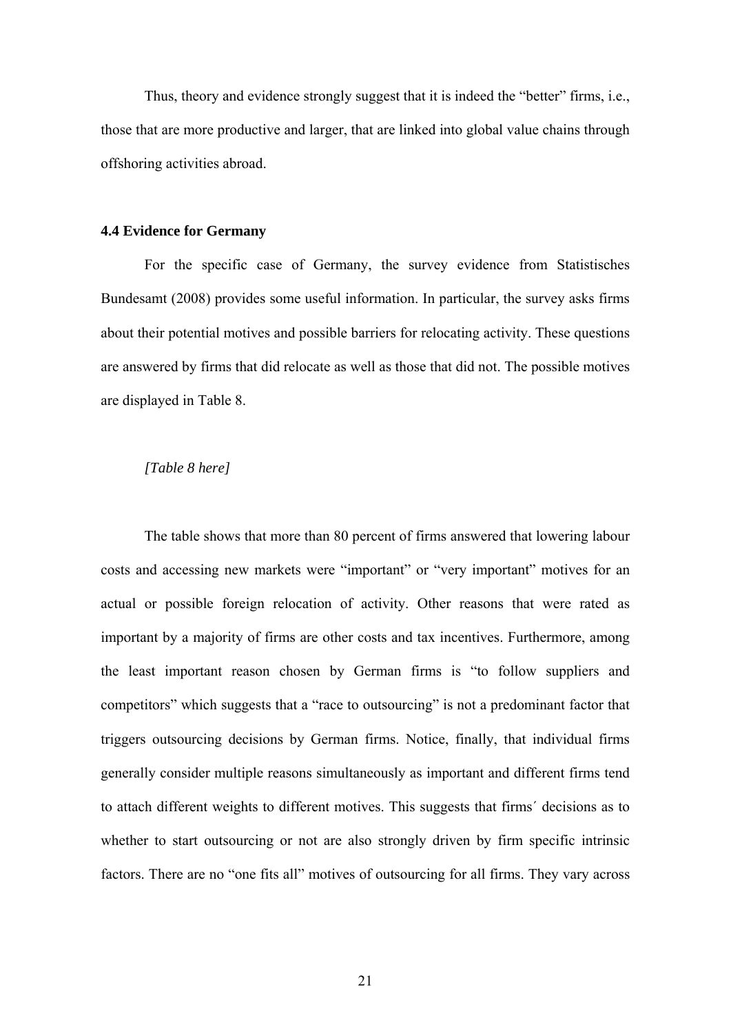Thus, theory and evidence strongly suggest that it is indeed the "better" firms, i.e., those that are more productive and larger, that are linked into global value chains through offshoring activities abroad.

### 4.4 Evidence for Germany

For the specific case of Germany, the survey evidence from Statistisches Bundesamt (2008) provides some useful information. In particular, the survey asks firms about their potential motives and possible barriers for relocating activity. These questions are answered by firms that did relocate as well as those that did not. The possible motives are displayed in Table 8.

*[Table 8 here]*

The table shows that more than 80 percent of firms answered that lowering labour costs and accessing new markets were "important" or "very important" motives for an actual or possible foreign relocation of activity. Other reasons that were rated as important by a majority of firms are other costs and tax incentives. Furthermore, among the least important reason chosen by German firms is "to follow suppliers and competitors" which suggests that a "race to outsourcing" is not a predominant factor that triggers outsourcing decisions by German firms. Notice, finally, that individual firms generally consider multiple reasons simultaneously as important and different firms tend to attach different weights to different motives. This suggests that firms´ decisions as to whether to start outsourcing or not are also strongly driven by firm specific intrinsic factors. There are no "one fits all" motives of outsourcing for all firms. They vary across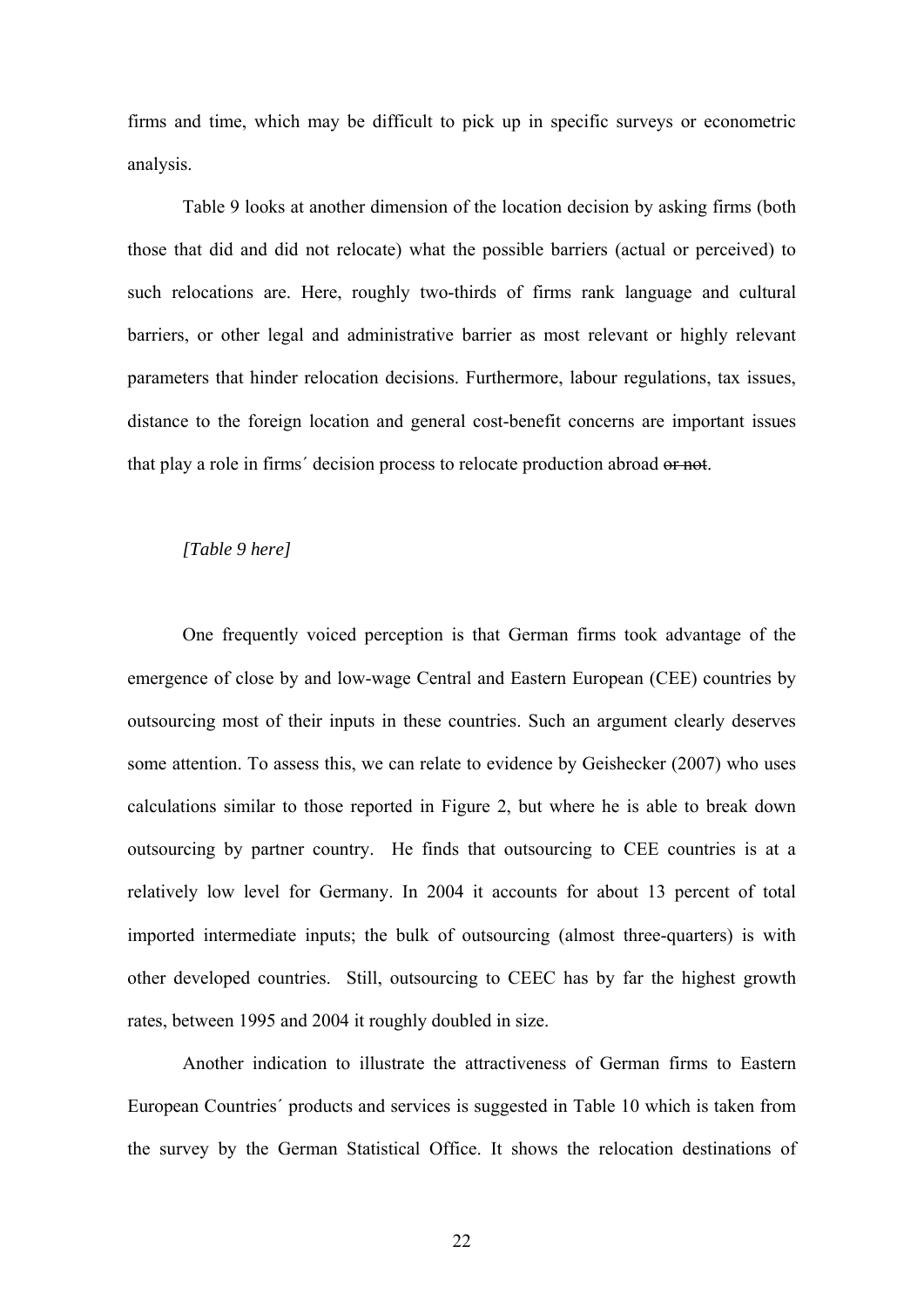firms and time, which may be difficult to pick up in specific surveys or econometric analysis.

Table 9 looks at another dimension of the location decision by asking firms (both those that did and did not relocate) what the possible barriers (actual or perceived) to such relocations are. Here, roughly two-thirds of firms rank language and cultural barriers, or other legal and administrative barrier as most relevant or highly relevant parameters that hinder relocation decisions. Furthermore, labour regulations, tax issues, distance to the foreign location and general cost-benefit concerns are important issues that play a role in firms´ decision process to relocate production abroad ~~or not~~.

*[Table 9 here]*

One frequently voiced perception is that German firms took advantage of the emergence of close by and low-wage Central and Eastern European (CEE) countries by outsourcing most of their inputs in these countries. Such an argument clearly deserves some attention. To assess this, we can relate to evidence by Geishecker (2007) who uses calculations similar to those reported in Figure 2, but where he is able to break down outsourcing by partner country. He finds that outsourcing to CEE countries is at a relatively low level for Germany. In 2004 it accounts for about 13 percent of total imported intermediate inputs; the bulk of outsourcing (almost three-quarters) is with other developed countries. Still, outsourcing to CEEC has by far the highest growth rates, between 1995 and 2004 it roughly doubled in size.

Another indication to illustrate the attractiveness of German firms to Eastern European Countries´ products and services is suggested in Table 10 which is taken from the survey by the German Statistical Office. It shows the relocation destinations of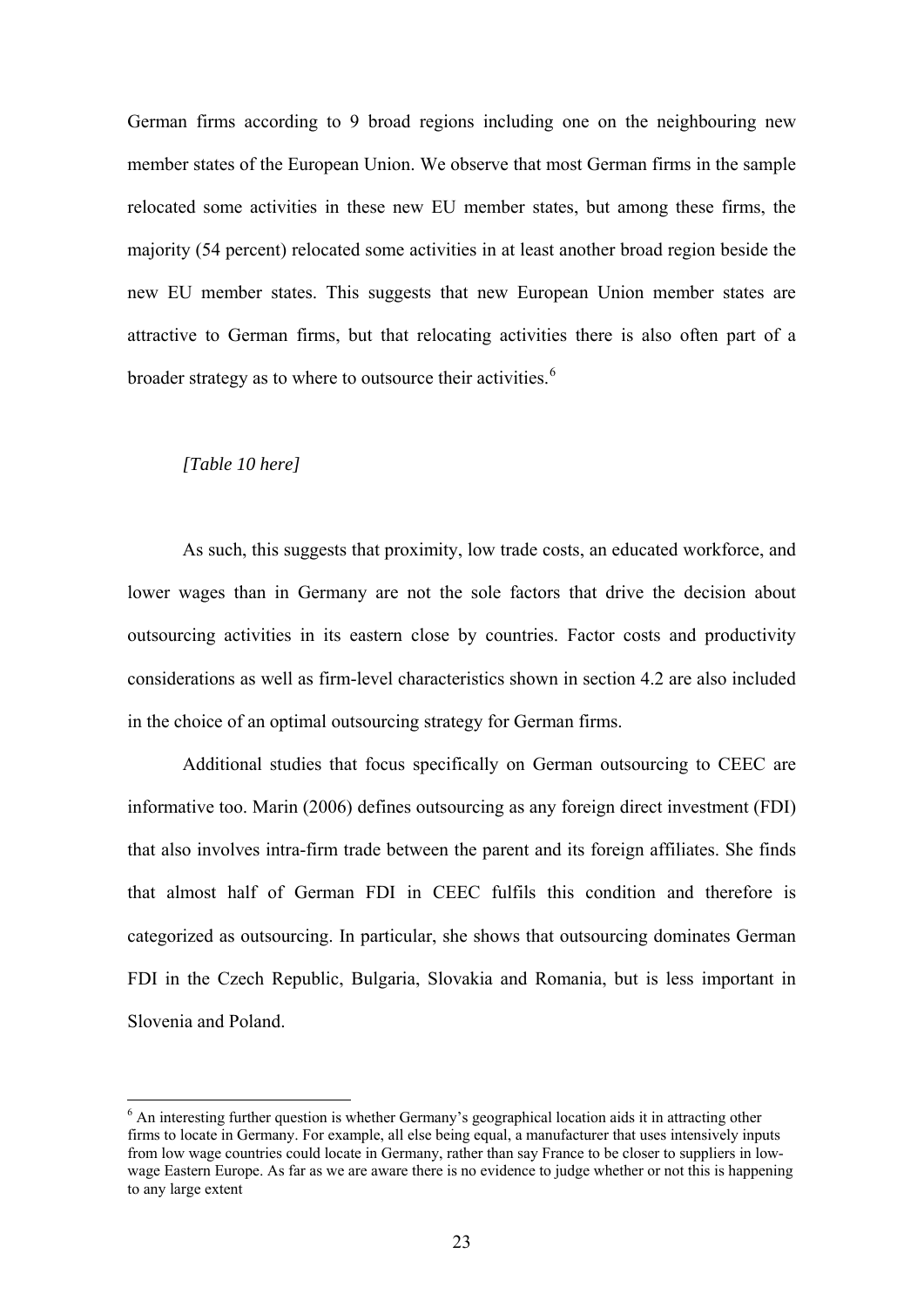German firms according to 9 broad regions including one on the neighbouring new member states of the European Union. We observe that most German firms in the sample relocated some activities in these new EU member states, but among these firms, the majority (54 percent) relocated some activities in at least another broad region beside the new EU member states. This suggests that new European Union member states are attractive to German firms, but that relocating activities there is also often part of a broader strategy as to where to outsource their activities.[6]

*[Table 10 here]*

As such, this suggests that proximity, low trade costs, an educated workforce, and lower wages than in Germany are not the sole factors that drive the decision about outsourcing activities in its eastern close by countries. Factor costs and productivity considerations as well as firm-level characteristics shown in section 4.2 are also included in the choice of an optimal outsourcing strategy for German firms.

Additional studies that focus specifically on German outsourcing to CEEC are informative too. Marin (2006) defines outsourcing as any foreign direct investment (FDI) that also involves intra-firm trade between the parent and its foreign affiliates. She finds that almost half of German FDI in CEEC fulfils this condition and therefore is categorized as outsourcing. In particular, she shows that outsourcing dominates German FDI in the Czech Republic, Bulgaria, Slovakia and Romania, but is less important in Slovenia and Poland.

---

[6] An interesting further question is whether Germany's geographical location aids it in attracting other firms to locate in Germany. For example, all else being equal, a manufacturer that uses intensively inputs from low wage countries could locate in Germany, rather than say France to be closer to suppliers in low-wage Eastern Europe. As far as we are aware there is no evidence to judge whether or not this is happening to any large extent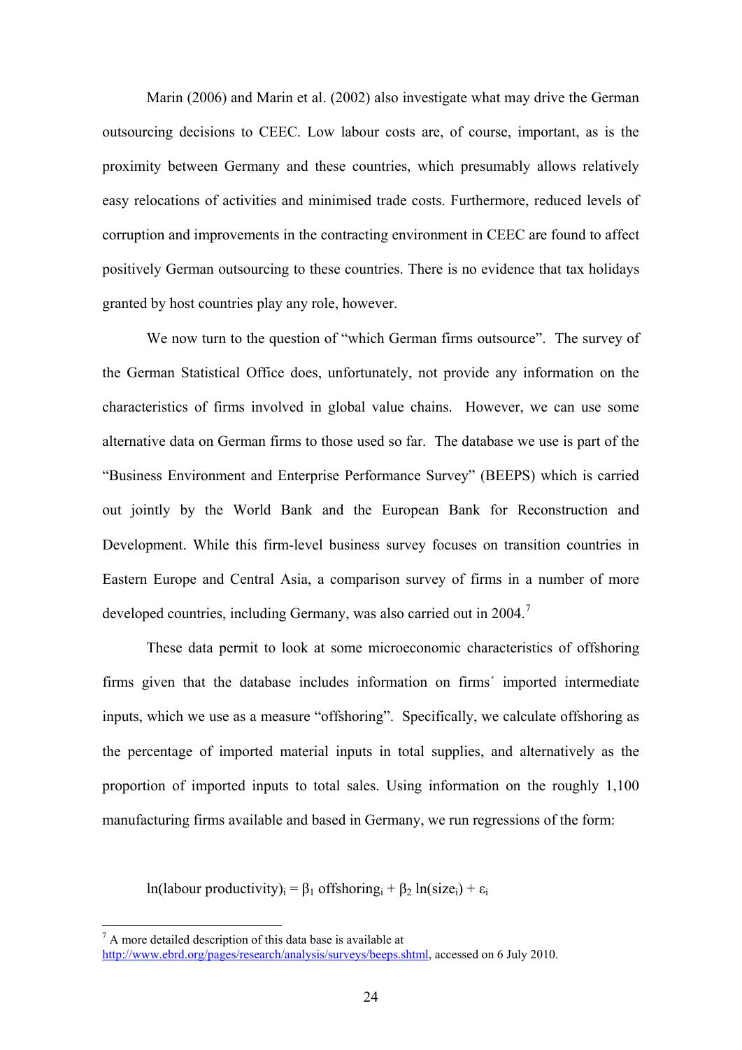Marin (2006) and Marin et al. (2002) also investigate what may drive the German outsourcing decisions to CEEC. Low labour costs are, of course, important, as is the proximity between Germany and these countries, which presumably allows relatively easy relocations of activities and minimised trade costs. Furthermore, reduced levels of corruption and improvements in the contracting environment in CEEC are found to affect positively German outsourcing to these countries. There is no evidence that tax holidays granted by host countries play any role, however.

We now turn to the question of "which German firms outsource". The survey of the German Statistical Office does, unfortunately, not provide any information on the characteristics of firms involved in global value chains. However, we can use some alternative data on German firms to those used so far. The database we use is part of the "Business Environment and Enterprise Performance Survey" (BEEPS) which is carried out jointly by the World Bank and the European Bank for Reconstruction and Development. While this firm-level business survey focuses on transition countries in Eastern Europe and Central Asia, a comparison survey of firms in a number of more developed countries, including Germany, was also carried out in 2004.[7]

These data permit to look at some microeconomic characteristics of offshoring firms given that the database includes information on firms´ imported intermediate inputs, which we use as a measure "offshoring". Specifically, we calculate offshoring as the percentage of imported material inputs in total supplies, and alternatively as the proportion of imported inputs to total sales. Using information on the roughly 1,100 manufacturing firms available and based in Germany, we run regressions of the form:

$$\ln(\text{labour productivity})_i = \beta_1 \text{ offshoring}_i + \beta_2 \ln(\text{size}_i) + \varepsilon_i$$

[7] A more detailed description of this data base is available at http://www.ebrd.org/pages/research/analysis/surveys/beeps.shtml, accessed on 6 July 2010.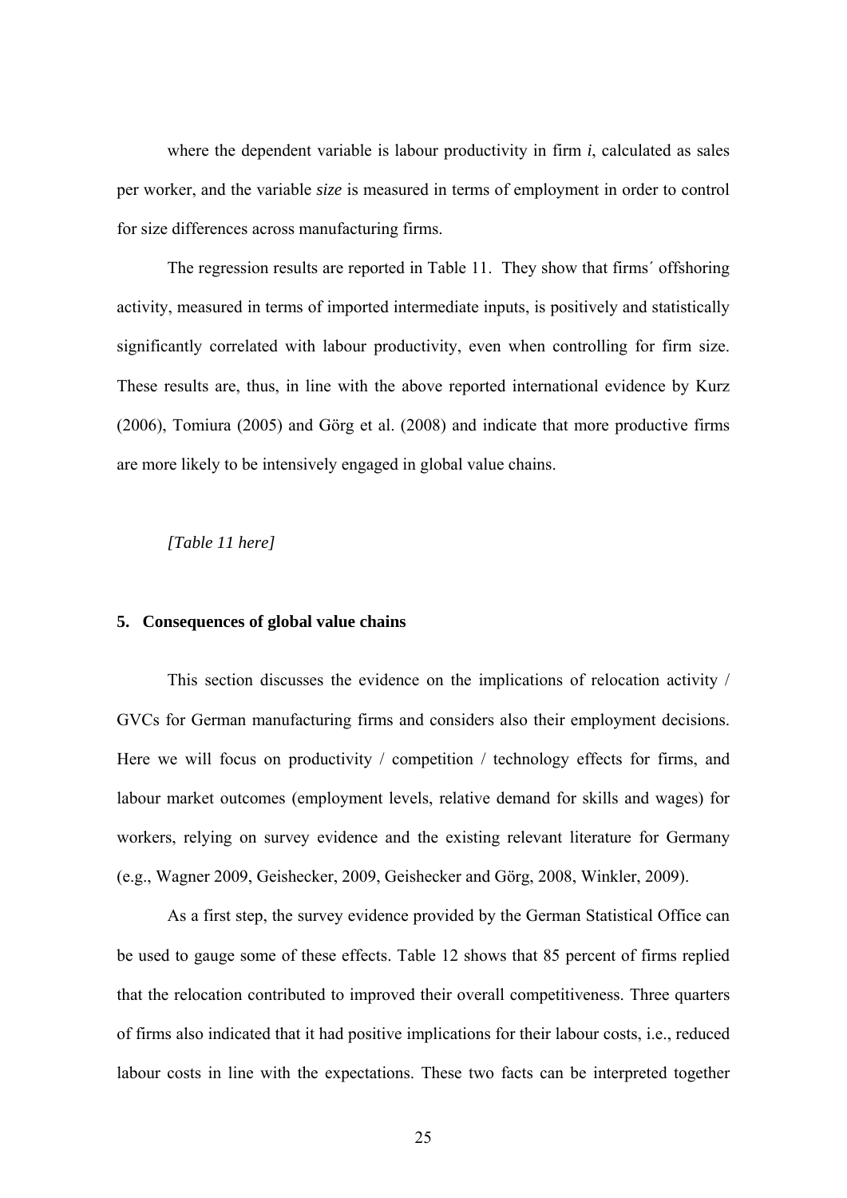where the dependent variable is labour productivity in firm *i*, calculated as sales per worker, and the variable *size* is measured in terms of employment in order to control for size differences across manufacturing firms.

The regression results are reported in Table 11. They show that firms´ offshoring activity, measured in terms of imported intermediate inputs, is positively and statistically significantly correlated with labour productivity, even when controlling for firm size. These results are, thus, in line with the above reported international evidence by Kurz (2006), Tomiura (2005) and Görg et al. (2008) and indicate that more productive firms are more likely to be intensively engaged in global value chains.

*[Table 11 here]*

## 5. Consequences of global value chains

This section discusses the evidence on the implications of relocation activity / GVCs for German manufacturing firms and considers also their employment decisions. Here we will focus on productivity / competition / technology effects for firms, and labour market outcomes (employment levels, relative demand for skills and wages) for workers, relying on survey evidence and the existing relevant literature for Germany (e.g., Wagner 2009, Geishecker, 2009, Geishecker and Görg, 2008, Winkler, 2009).

As a first step, the survey evidence provided by the German Statistical Office can be used to gauge some of these effects. Table 12 shows that 85 percent of firms replied that the relocation contributed to improved their overall competitiveness. Three quarters of firms also indicated that it had positive implications for their labour costs, i.e., reduced labour costs in line with the expectations. These two facts can be interpreted together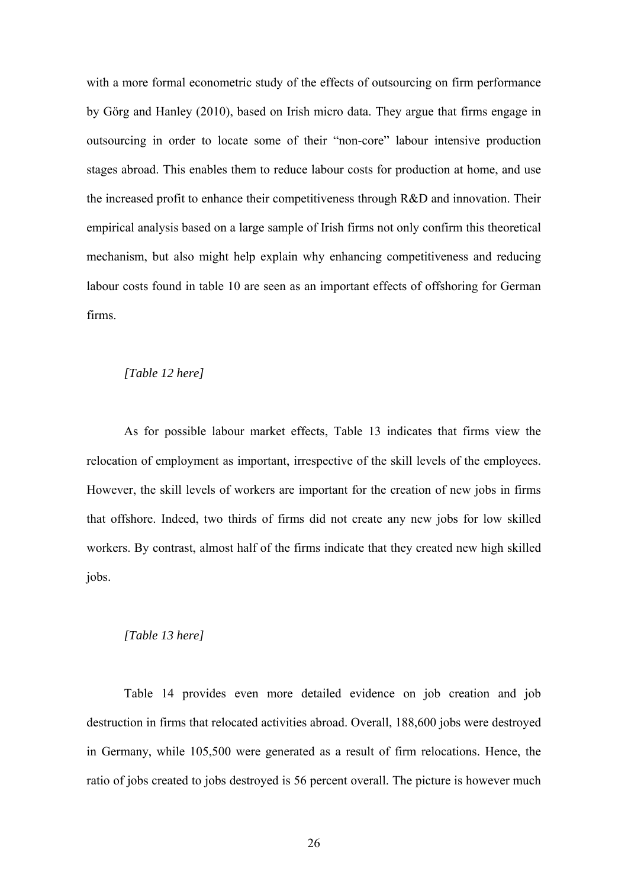with a more formal econometric study of the effects of outsourcing on firm performance by Görg and Hanley (2010), based on Irish micro data. They argue that firms engage in outsourcing in order to locate some of their "non-core" labour intensive production stages abroad. This enables them to reduce labour costs for production at home, and use the increased profit to enhance their competitiveness through R&D and innovation. Their empirical analysis based on a large sample of Irish firms not only confirm this theoretical mechanism, but also might help explain why enhancing competitiveness and reducing labour costs found in table 10 are seen as an important effects of offshoring for German firms.

*[Table 12 here]*

As for possible labour market effects, Table 13 indicates that firms view the relocation of employment as important, irrespective of the skill levels of the employees. However, the skill levels of workers are important for the creation of new jobs in firms that offshore. Indeed, two thirds of firms did not create any new jobs for low skilled workers. By contrast, almost half of the firms indicate that they created new high skilled jobs.

*[Table 13 here]*

Table 14 provides even more detailed evidence on job creation and job destruction in firms that relocated activities abroad. Overall, 188,600 jobs were destroyed in Germany, while 105,500 were generated as a result of firm relocations. Hence, the ratio of jobs created to jobs destroyed is 56 percent overall. The picture is however much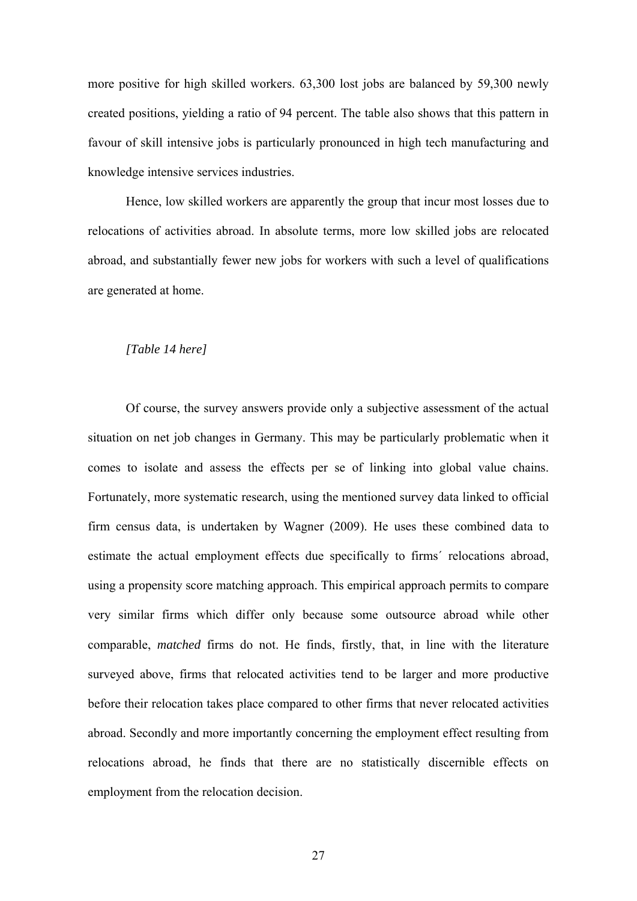more positive for high skilled workers. 63,300 lost jobs are balanced by 59,300 newly created positions, yielding a ratio of 94 percent. The table also shows that this pattern in favour of skill intensive jobs is particularly pronounced in high tech manufacturing and knowledge intensive services industries.

Hence, low skilled workers are apparently the group that incur most losses due to relocations of activities abroad. In absolute terms, more low skilled jobs are relocated abroad, and substantially fewer new jobs for workers with such a level of qualifications are generated at home.

*[Table 14 here]*

Of course, the survey answers provide only a subjective assessment of the actual situation on net job changes in Germany. This may be particularly problematic when it comes to isolate and assess the effects per se of linking into global value chains. Fortunately, more systematic research, using the mentioned survey data linked to official firm census data, is undertaken by Wagner (2009). He uses these combined data to estimate the actual employment effects due specifically to firms´ relocations abroad, using a propensity score matching approach. This empirical approach permits to compare very similar firms which differ only because some outsource abroad while other comparable, *matched* firms do not. He finds, firstly, that, in line with the literature surveyed above, firms that relocated activities tend to be larger and more productive before their relocation takes place compared to other firms that never relocated activities abroad. Secondly and more importantly concerning the employment effect resulting from relocations abroad, he finds that there are no statistically discernible effects on employment from the relocation decision.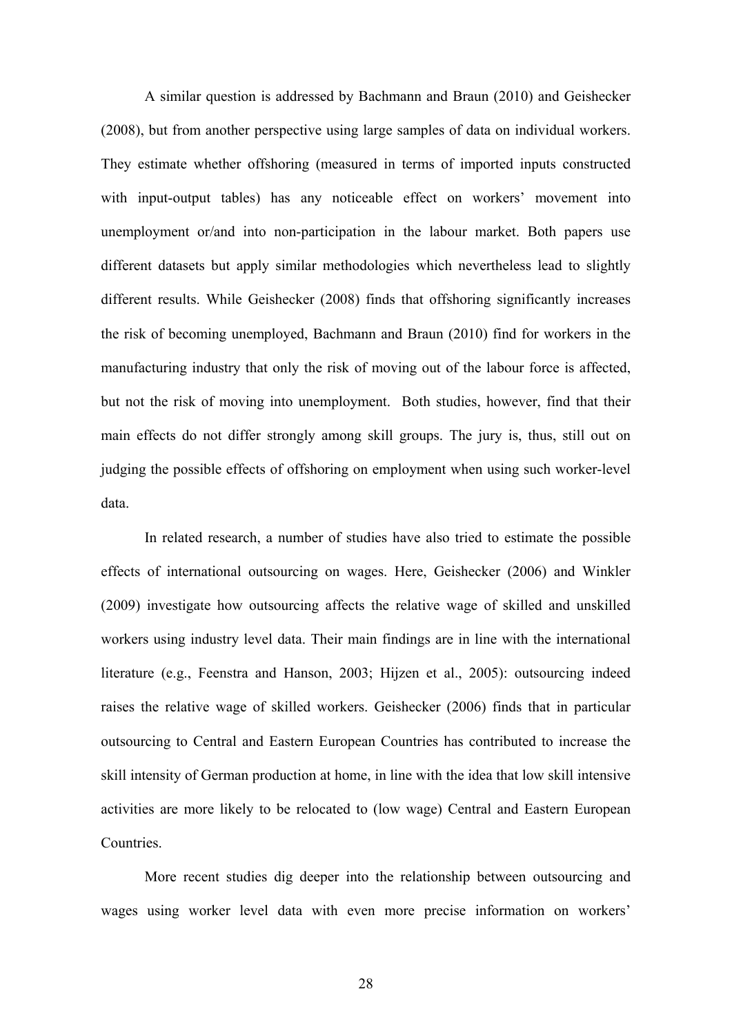A similar question is addressed by Bachmann and Braun (2010) and Geishecker (2008), but from another perspective using large samples of data on individual workers. They estimate whether offshoring (measured in terms of imported inputs constructed with input-output tables) has any noticeable effect on workers' movement into unemployment or/and into non-participation in the labour market. Both papers use different datasets but apply similar methodologies which nevertheless lead to slightly different results. While Geishecker (2008) finds that offshoring significantly increases the risk of becoming unemployed, Bachmann and Braun (2010) find for workers in the manufacturing industry that only the risk of moving out of the labour force is affected, but not the risk of moving into unemployment. Both studies, however, find that their main effects do not differ strongly among skill groups. The jury is, thus, still out on judging the possible effects of offshoring on employment when using such worker-level data.

In related research, a number of studies have also tried to estimate the possible effects of international outsourcing on wages. Here, Geishecker (2006) and Winkler (2009) investigate how outsourcing affects the relative wage of skilled and unskilled workers using industry level data. Their main findings are in line with the international literature (e.g., Feenstra and Hanson, 2003; Hijzen et al., 2005): outsourcing indeed raises the relative wage of skilled workers. Geishecker (2006) finds that in particular outsourcing to Central and Eastern European Countries has contributed to increase the skill intensity of German production at home, in line with the idea that low skill intensive activities are more likely to be relocated to (low wage) Central and Eastern European Countries.

More recent studies dig deeper into the relationship between outsourcing and wages using worker level data with even more precise information on workers'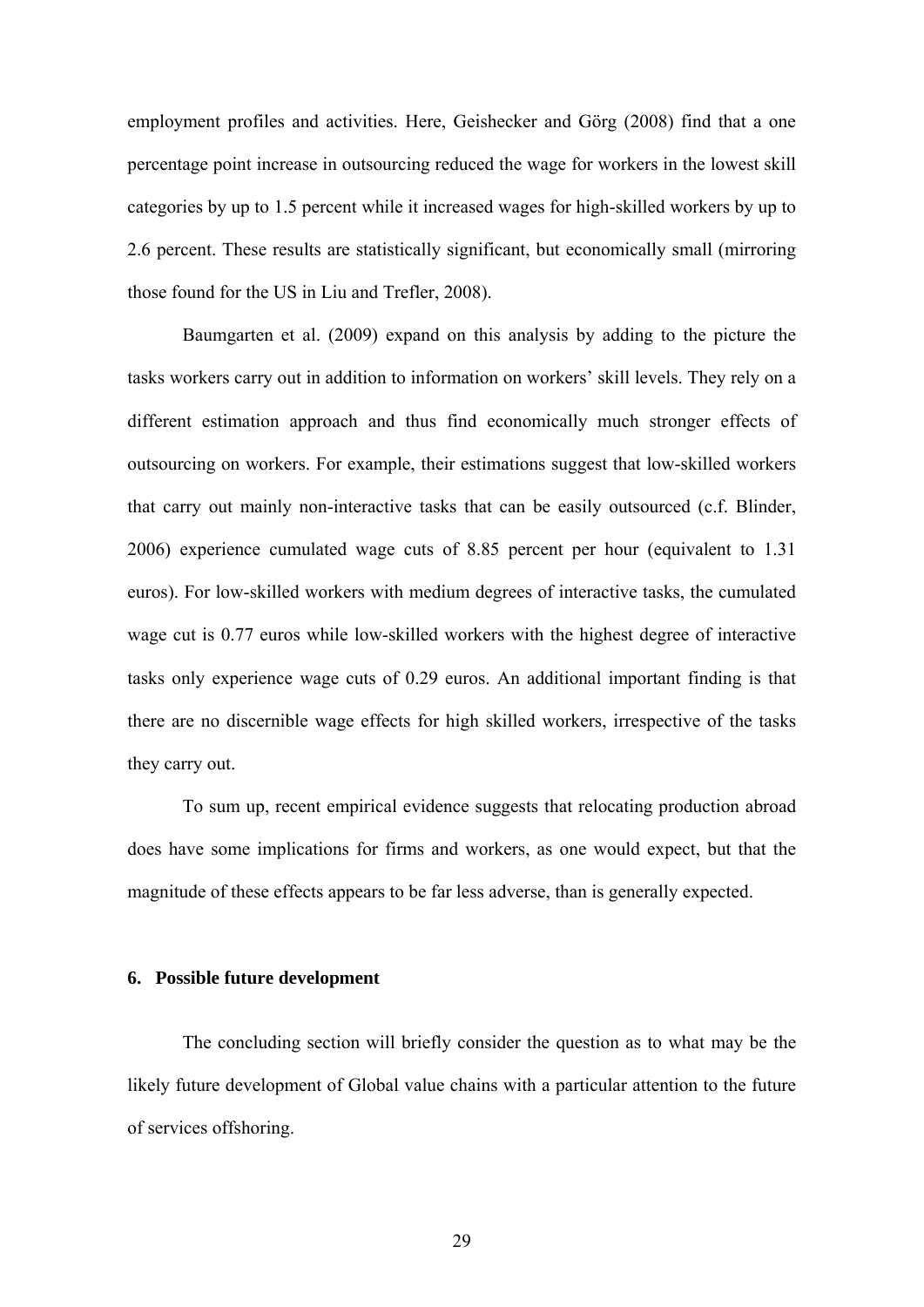employment profiles and activities. Here, Geishecker and Görg (2008) find that a one percentage point increase in outsourcing reduced the wage for workers in the lowest skill categories by up to 1.5 percent while it increased wages for high-skilled workers by up to 2.6 percent. These results are statistically significant, but economically small (mirroring those found for the US in Liu and Trefler, 2008).

Baumgarten et al. (2009) expand on this analysis by adding to the picture the tasks workers carry out in addition to information on workers' skill levels. They rely on a different estimation approach and thus find economically much stronger effects of outsourcing on workers. For example, their estimations suggest that low-skilled workers that carry out mainly non-interactive tasks that can be easily outsourced (c.f. Blinder, 2006) experience cumulated wage cuts of 8.85 percent per hour (equivalent to 1.31 euros). For low-skilled workers with medium degrees of interactive tasks, the cumulated wage cut is 0.77 euros while low-skilled workers with the highest degree of interactive tasks only experience wage cuts of 0.29 euros. An additional important finding is that there are no discernible wage effects for high skilled workers, irrespective of the tasks they carry out.

To sum up, recent empirical evidence suggests that relocating production abroad does have some implications for firms and workers, as one would expect, but that the magnitude of these effects appears to be far less adverse, than is generally expected.

## 6. Possible future development

The concluding section will briefly consider the question as to what may be the likely future development of Global value chains with a particular attention to the future of services offshoring.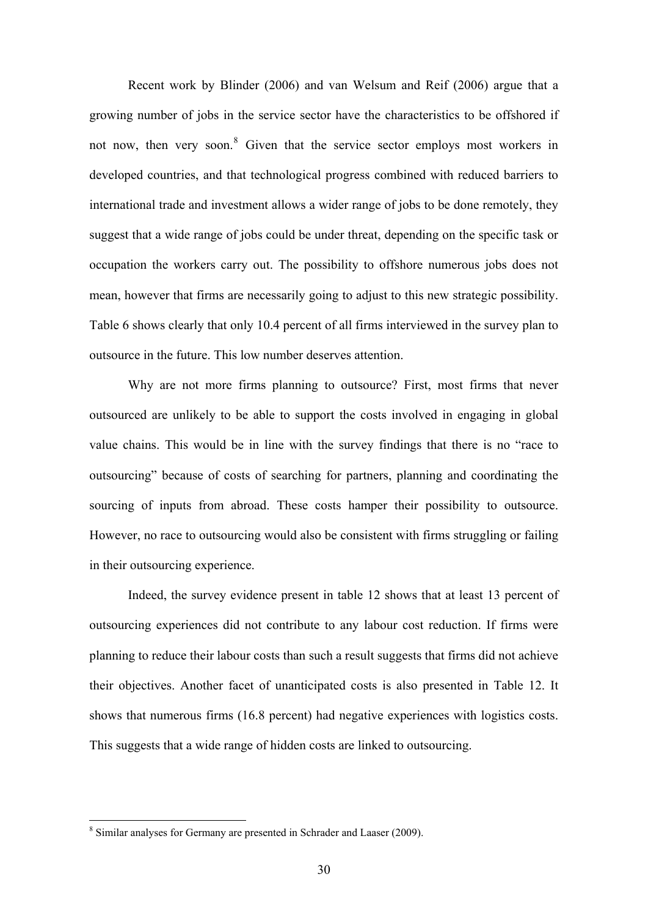Recent work by Blinder (2006) and van Welsum and Reif (2006) argue that a growing number of jobs in the service sector have the characteristics to be offshored if not now, then very soon.[8] Given that the service sector employs most workers in developed countries, and that technological progress combined with reduced barriers to international trade and investment allows a wider range of jobs to be done remotely, they suggest that a wide range of jobs could be under threat, depending on the specific task or occupation the workers carry out. The possibility to offshore numerous jobs does not mean, however that firms are necessarily going to adjust to this new strategic possibility. Table 6 shows clearly that only 10.4 percent of all firms interviewed in the survey plan to outsource in the future. This low number deserves attention.

Why are not more firms planning to outsource? First, most firms that never outsourced are unlikely to be able to support the costs involved in engaging in global value chains. This would be in line with the survey findings that there is no "race to outsourcing" because of costs of searching for partners, planning and coordinating the sourcing of inputs from abroad. These costs hamper their possibility to outsource. However, no race to outsourcing would also be consistent with firms struggling or failing in their outsourcing experience.

Indeed, the survey evidence present in table 12 shows that at least 13 percent of outsourcing experiences did not contribute to any labour cost reduction. If firms were planning to reduce their labour costs than such a result suggests that firms did not achieve their objectives. Another facet of unanticipated costs is also presented in Table 12. It shows that numerous firms (16.8 percent) had negative experiences with logistics costs. This suggests that a wide range of hidden costs are linked to outsourcing.

[8] Similar analyses for Germany are presented in Schrader and Laaser (2009).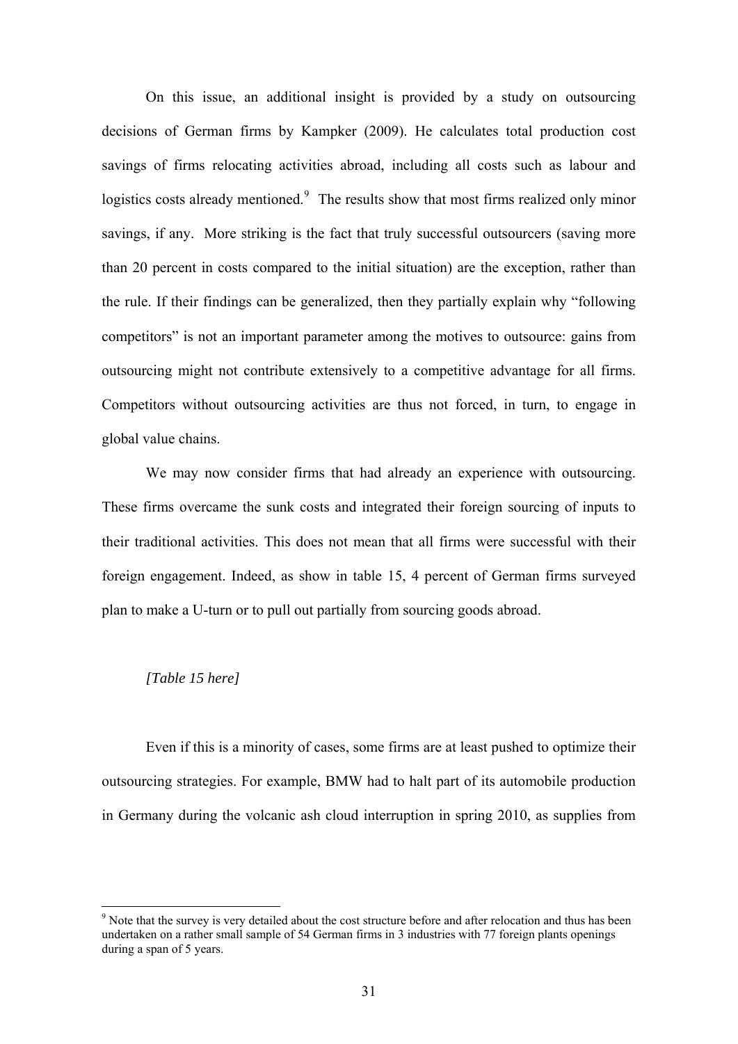On this issue, an additional insight is provided by a study on outsourcing decisions of German firms by Kampker (2009). He calculates total production cost savings of firms relocating activities abroad, including all costs such as labour and logistics costs already mentioned.[9] The results show that most firms realized only minor savings, if any. More striking is the fact that truly successful outsourcers (saving more than 20 percent in costs compared to the initial situation) are the exception, rather than the rule. If their findings can be generalized, then they partially explain why "following competitors" is not an important parameter among the motives to outsource: gains from outsourcing might not contribute extensively to a competitive advantage for all firms. Competitors without outsourcing activities are thus not forced, in turn, to engage in global value chains.

We may now consider firms that had already an experience with outsourcing. These firms overcame the sunk costs and integrated their foreign sourcing of inputs to their traditional activities. This does not mean that all firms were successful with their foreign engagement. Indeed, as show in table 15, 4 percent of German firms surveyed plan to make a U-turn or to pull out partially from sourcing goods abroad.

*[Table 15 here]*

Even if this is a minority of cases, some firms are at least pushed to optimize their outsourcing strategies. For example, BMW had to halt part of its automobile production in Germany during the volcanic ash cloud interruption in spring 2010, as supplies from

[9] Note that the survey is very detailed about the cost structure before and after relocation and thus has been undertaken on a rather small sample of 54 German firms in 3 industries with 77 foreign plants openings during a span of 5 years.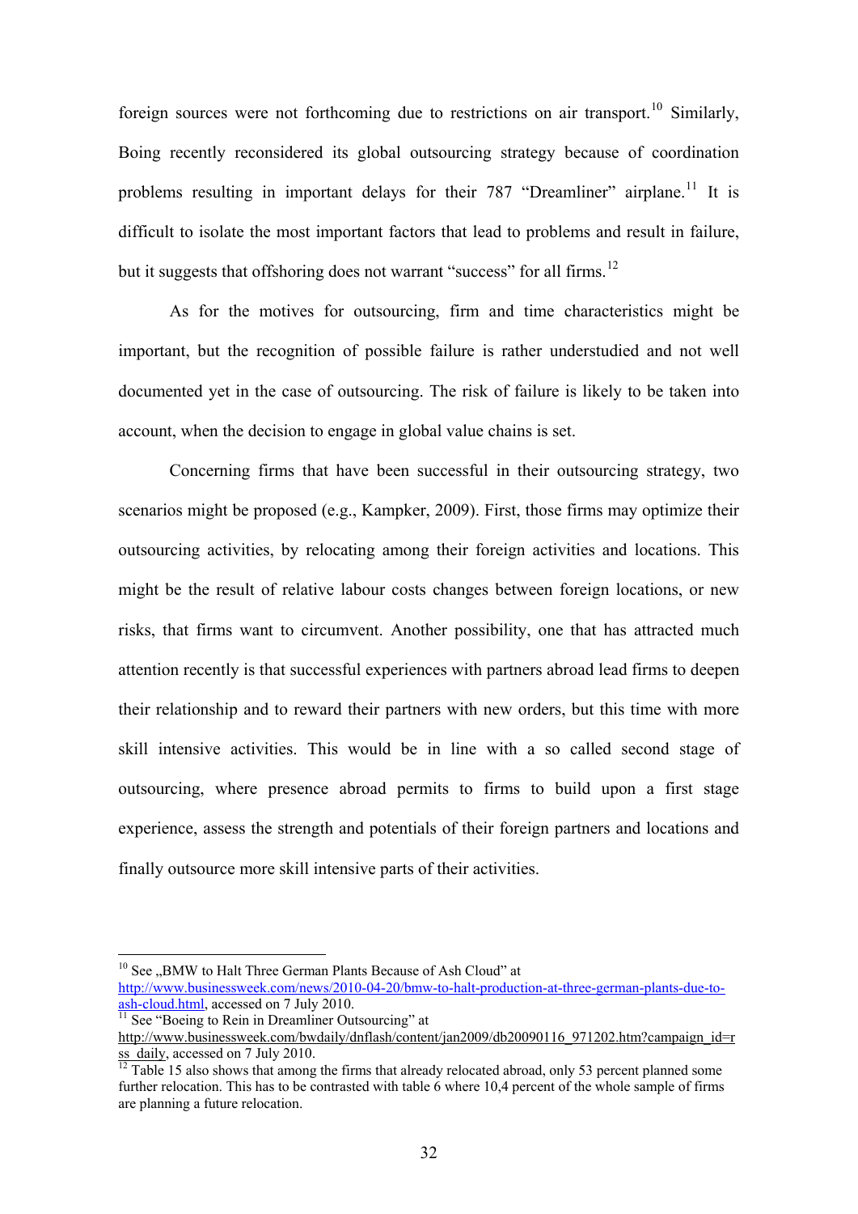foreign sources were not forthcoming due to restrictions on air transport.[10] Similarly, Boing recently reconsidered its global outsourcing strategy because of coordination problems resulting in important delays for their 787 "Dreamliner" airplane.[11] It is difficult to isolate the most important factors that lead to problems and result in failure, but it suggests that offshoring does not warrant "success" for all firms.[12]

As for the motives for outsourcing, firm and time characteristics might be important, but the recognition of possible failure is rather understudied and not well documented yet in the case of outsourcing. The risk of failure is likely to be taken into account, when the decision to engage in global value chains is set.

Concerning firms that have been successful in their outsourcing strategy, two scenarios might be proposed (e.g., Kampker, 2009). First, those firms may optimize their outsourcing activities, by relocating among their foreign activities and locations. This might be the result of relative labour costs changes between foreign locations, or new risks, that firms want to circumvent. Another possibility, one that has attracted much attention recently is that successful experiences with partners abroad lead firms to deepen their relationship and to reward their partners with new orders, but this time with more skill intensive activities. This would be in line with a so called second stage of outsourcing, where presence abroad permits to firms to build upon a first stage experience, assess the strength and potentials of their foreign partners and locations and finally outsource more skill intensive parts of their activities.

---

[10] See „BMW to Halt Three German Plants Because of Ash Cloud" at http://www.businessweek.com/news/2010-04-20/bmw-to-halt-production-at-three-german-plants-due-to-ash-cloud.html, accessed on 7 July 2010.

[11] See "Boeing to Rein in Dreamliner Outsourcing" at http://www.businessweek.com/bwdaily/dnflash/content/jan2009/db20090116_971202.htm?campaign_id=rss_daily, accessed on 7 July 2010.

[12] Table 15 also shows that among the firms that already relocated abroad, only 53 percent planned some further relocation. This has to be contrasted with table 6 where 10,4 percent of the whole sample of firms are planning a future relocation.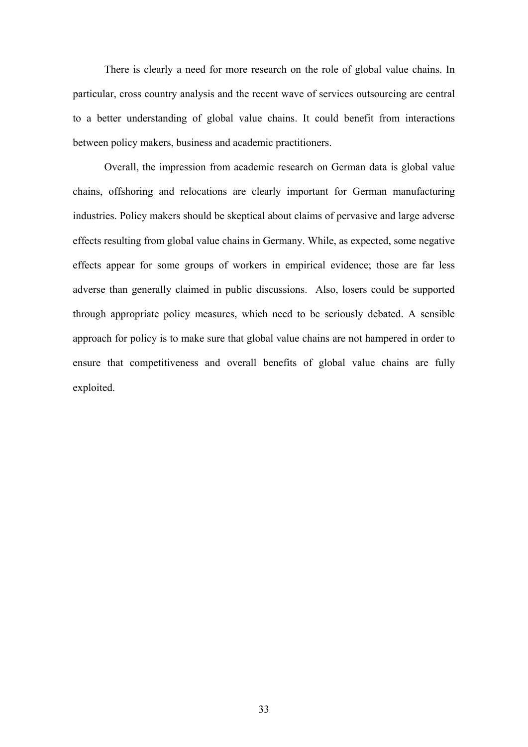There is clearly a need for more research on the role of global value chains. In particular, cross country analysis and the recent wave of services outsourcing are central to a better understanding of global value chains. It could benefit from interactions between policy makers, business and academic practitioners.

Overall, the impression from academic research on German data is global value chains, offshoring and relocations are clearly important for German manufacturing industries. Policy makers should be skeptical about claims of pervasive and large adverse effects resulting from global value chains in Germany. While, as expected, some negative effects appear for some groups of workers in empirical evidence; those are far less adverse than generally claimed in public discussions.  Also, losers could be supported through appropriate policy measures, which need to be seriously debated. A sensible approach for policy is to make sure that global value chains are not hampered in order to ensure that competitiveness and overall benefits of global value chains are fully exploited.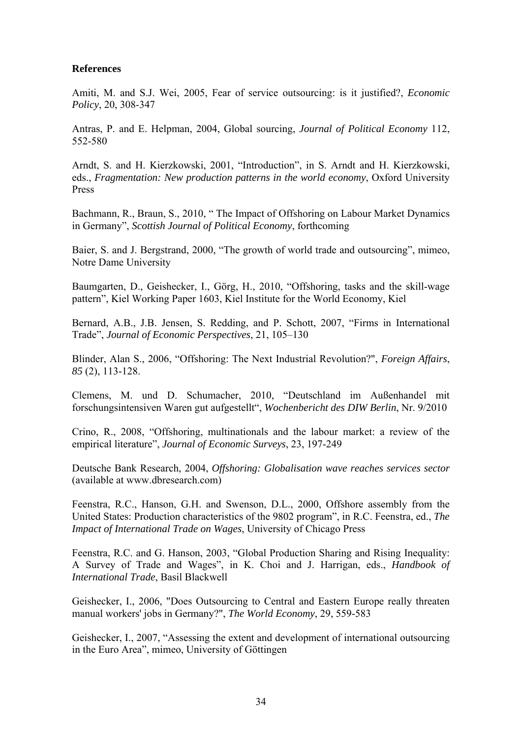**References**

Amiti, M. and S.J. Wei, 2005, Fear of service outsourcing: is it justified?, *Economic Policy*, 20, 308-347

Antras, P. and E. Helpman, 2004, Global sourcing, *Journal of Political Economy* 112, 552-580

Arndt, S. and H. Kierzkowski, 2001, "Introduction", in S. Arndt and H. Kierzkowski, eds., *Fragmentation: New production patterns in the world economy*, Oxford University Press

Bachmann, R., Braun, S., 2010, " The Impact of Offshoring on Labour Market Dynamics in Germany", *Scottish Journal of Political Economy*, forthcoming

Baier, S. and J. Bergstrand, 2000, "The growth of world trade and outsourcing", mimeo, Notre Dame University

Baumgarten, D., Geishecker, I., Görg, H., 2010, "Offshoring, tasks and the skill-wage pattern", Kiel Working Paper 1603, Kiel Institute for the World Economy, Kiel

Bernard, A.B., J.B. Jensen, S. Redding, and P. Schott, 2007, "Firms in International Trade", *Journal of Economic Perspectives*, 21, 105–130

Blinder, Alan S., 2006, "Offshoring: The Next Industrial Revolution?", *Foreign Affairs*, *85* (2), 113-128.

Clemens, M. und D. Schumacher, 2010, "Deutschland im Außenhandel mit forschungsintensiven Waren gut aufgestellt", *Wochenbericht des DIW Berlin*, Nr. 9/2010

Crino, R., 2008, "Offshoring, multinationals and the labour market: a review of the empirical literature", *Journal of Economic Surveys*, 23, 197-249

Deutsche Bank Research, 2004, *Offshoring: Globalisation wave reaches services sector* (available at www.dbresearch.com)

Feenstra, R.C., Hanson, G.H. and Swenson, D.L., 2000, Offshore assembly from the United States: Production characteristics of the 9802 program", in R.C. Feenstra, ed., *The Impact of International Trade on Wages*, University of Chicago Press

Feenstra, R.C. and G. Hanson, 2003, "Global Production Sharing and Rising Inequality: A Survey of Trade and Wages", in K. Choi and J. Harrigan, eds., *Handbook of International Trade*, Basil Blackwell

Geishecker, I., 2006, "Does Outsourcing to Central and Eastern Europe really threaten manual workers' jobs in Germany?", *The World Economy*, 29, 559-583

Geishecker, I., 2007, "Assessing the extent and development of international outsourcing in the Euro Area", mimeo, University of Göttingen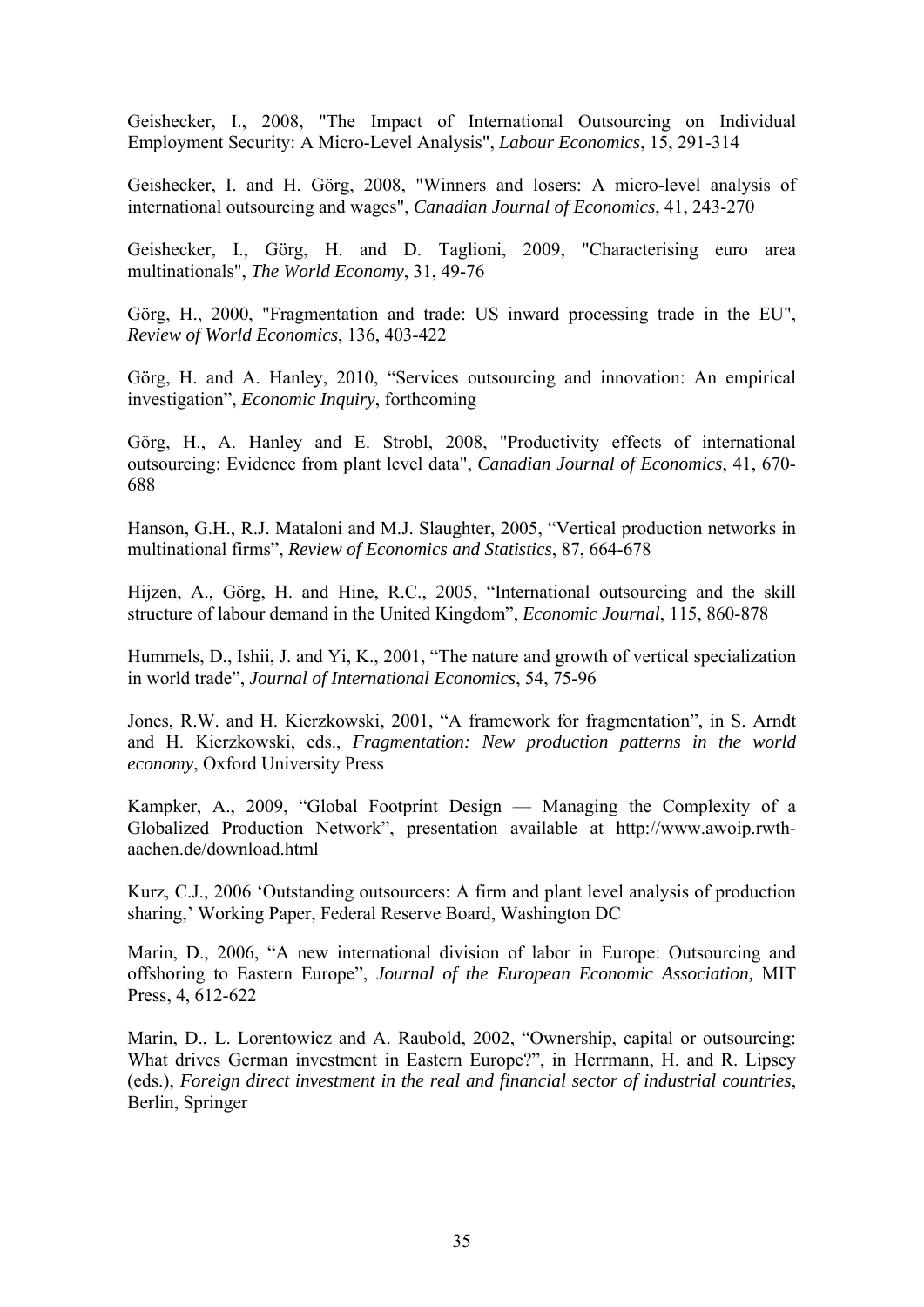Geishecker, I., 2008, "The Impact of International Outsourcing on Individual Employment Security: A Micro-Level Analysis", *Labour Economics*, 15, 291-314

Geishecker, I. and H. Görg, 2008, "Winners and losers: A micro-level analysis of international outsourcing and wages", *Canadian Journal of Economics*, 41, 243-270

Geishecker, I., Görg, H. and D. Taglioni, 2009, "Characterising euro area multinationals", *The World Economy*, 31, 49-76

Görg, H., 2000, "Fragmentation and trade: US inward processing trade in the EU", *Review of World Economics*, 136, 403-422

Görg, H. and A. Hanley, 2010, "Services outsourcing and innovation: An empirical investigation", *Economic Inquiry*, forthcoming

Görg, H., A. Hanley and E. Strobl, 2008, "Productivity effects of international outsourcing: Evidence from plant level data", *Canadian Journal of Economics*, 41, 670-688

Hanson, G.H., R.J. Mataloni and M.J. Slaughter, 2005, "Vertical production networks in multinational firms", *Review of Economics and Statistics*, 87, 664-678

Hijzen, A., Görg, H. and Hine, R.C., 2005, "International outsourcing and the skill structure of labour demand in the United Kingdom", *Economic Journal*, 115, 860-878

Hummels, D., Ishii, J. and Yi, K., 2001, "The nature and growth of vertical specialization in world trade", *Journal of International Economics*, 54, 75-96

Jones, R.W. and H. Kierzkowski, 2001, "A framework for fragmentation", in S. Arndt and H. Kierzkowski, eds., *Fragmentation: New production patterns in the world economy*, Oxford University Press

Kampker, A., 2009, "Global Footprint Design — Managing the Complexity of a Globalized Production Network", presentation available at http://www.awoip.rwth-aachen.de/download.html

Kurz, C.J., 2006 'Outstanding outsourcers: A firm and plant level analysis of production sharing,' Working Paper, Federal Reserve Board, Washington DC

Marin, D., 2006, "A new international division of labor in Europe: Outsourcing and offshoring to Eastern Europe", *Journal of the European Economic Association,* MIT Press, 4, 612-622

Marin, D., L. Lorentowicz and A. Raubold, 2002, "Ownership, capital or outsourcing: What drives German investment in Eastern Europe?", in Herrmann, H. and R. Lipsey (eds.), *Foreign direct investment in the real and financial sector of industrial countries*, Berlin, Springer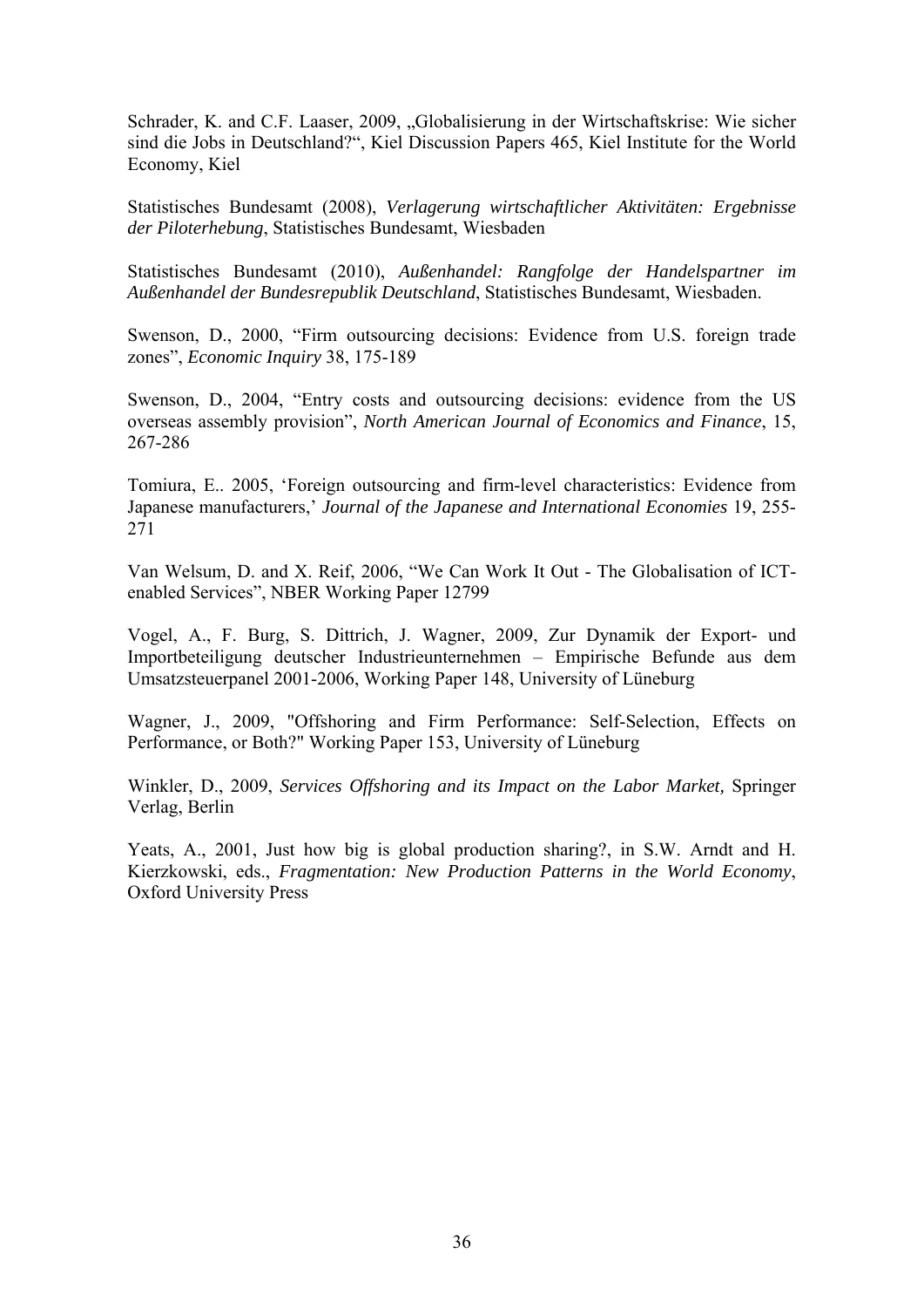Schrader, K. and C.F. Laaser, 2009, „Globalisierung in der Wirtschaftskrise: Wie sicher sind die Jobs in Deutschland?“, Kiel Discussion Papers 465, Kiel Institute for the World Economy, Kiel

Statistisches Bundesamt (2008), *Verlagerung wirtschaftlicher Aktivitäten: Ergebnisse der Piloterhebung*, Statistisches Bundesamt, Wiesbaden

Statistisches Bundesamt (2010), *Außenhandel: Rangfolge der Handelspartner im Außenhandel der Bundesrepublik Deutschland*, Statistisches Bundesamt, Wiesbaden.

Swenson, D., 2000, "Firm outsourcing decisions: Evidence from U.S. foreign trade zones", *Economic Inquiry* 38, 175-189

Swenson, D., 2004, "Entry costs and outsourcing decisions: evidence from the US overseas assembly provision", *North American Journal of Economics and Finance*, 15, 267-286

Tomiura, E.. 2005, 'Foreign outsourcing and firm-level characteristics: Evidence from Japanese manufacturers,' *Journal of the Japanese and International Economies* 19, 255-271

Van Welsum, D. and X. Reif, 2006, "We Can Work It Out - The Globalisation of ICT-enabled Services", NBER Working Paper 12799

Vogel, A., F. Burg, S. Dittrich, J. Wagner, 2009, Zur Dynamik der Export- und Importbeteiligung deutscher Industrieunternehmen – Empirische Befunde aus dem Umsatzsteuerpanel 2001-2006, Working Paper 148, University of Lüneburg

Wagner, J., 2009, "Offshoring and Firm Performance: Self-Selection, Effects on Performance, or Both?" Working Paper 153, University of Lüneburg

Winkler, D., 2009, *Services Offshoring and its Impact on the Labor Market,* Springer Verlag, Berlin

Yeats, A., 2001, Just how big is global production sharing?, in S.W. Arndt and H. Kierzkowski, eds., *Fragmentation: New Production Patterns in the World Economy*, Oxford University Press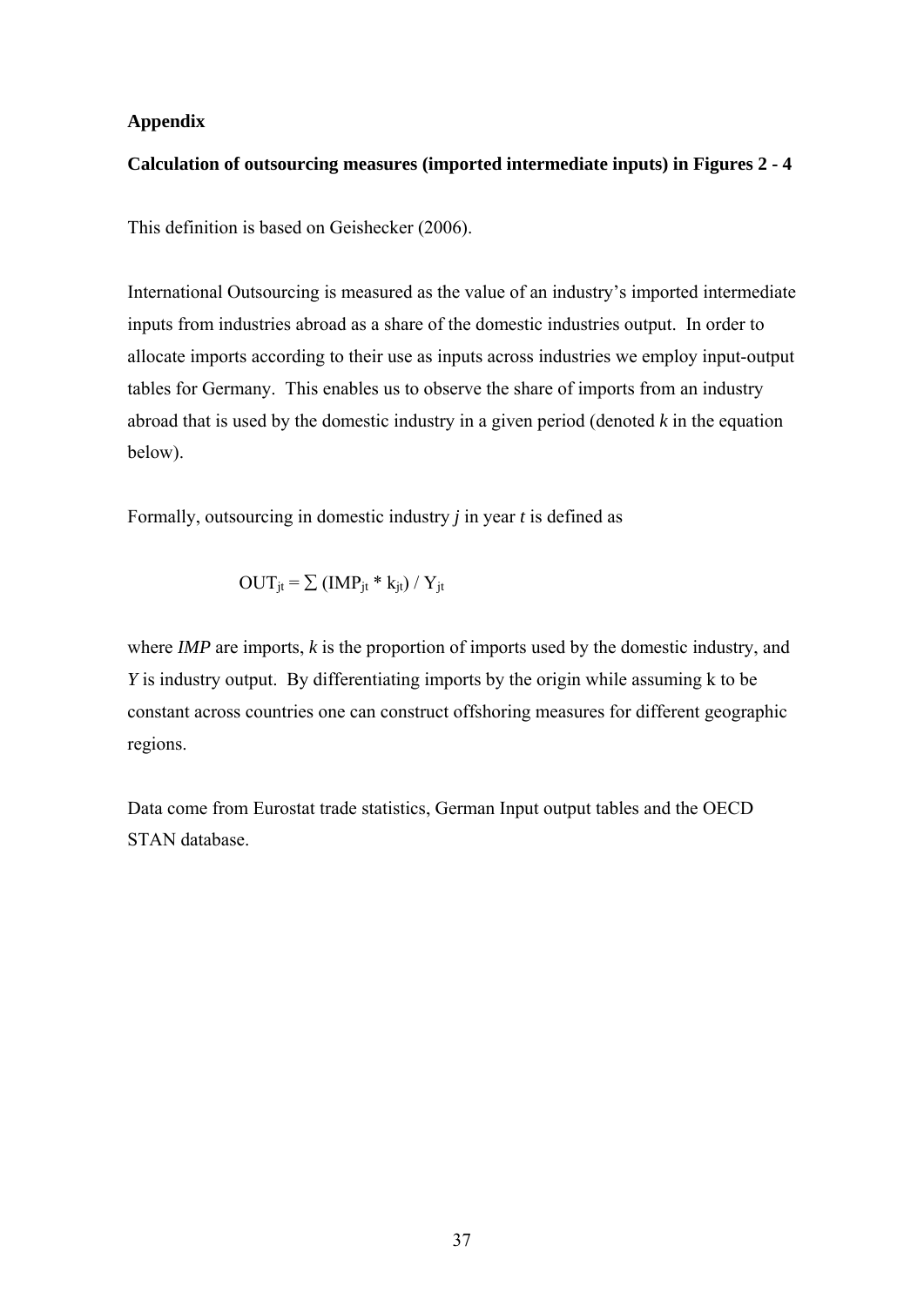## Appendix

### Calculation of outsourcing measures (imported intermediate inputs) in Figures 2 - 4

This definition is based on Geishecker (2006).

International Outsourcing is measured as the value of an industry's imported intermediate inputs from industries abroad as a share of the domestic industries output. In order to allocate imports according to their use as inputs across industries we employ input-output tables for Germany. This enables us to observe the share of imports from an industry abroad that is used by the domestic industry in a given period (denoted *k* in the equation below).

Formally, outsourcing in domestic industry *j* in year *t* is defined as

$$OUT_{jt} = \sum (IMP_{jt} * k_{jt}) / Y_{jt}$$

where *IMP* are imports, *k* is the proportion of imports used by the domestic industry, and *Y* is industry output. By differentiating imports by the origin while assuming k to be constant across countries one can construct offshoring measures for different geographic regions.

Data come from Eurostat trade statistics, German Input output tables and the OECD STAN database.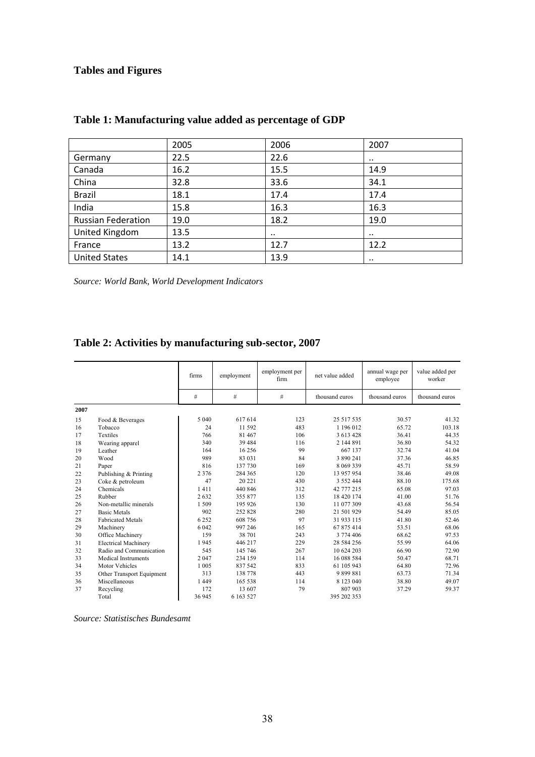## Tables and Figures

### Table 1: Manufacturing value added as percentage of GDP

| | 2005 | 2006 | 2007 |
|---|---|---|---|
| Germany | 22.5 | 22.6 | .. |
| Canada | 16.2 | 15.5 | 14.9 |
| China | 32.8 | 33.6 | 34.1 |
| Brazil | 18.1 | 17.4 | 17.4 |
| India | 15.8 | 16.3 | 16.3 |
| Russian Federation | 19.0 | 18.2 | 19.0 |
| United Kingdom | 13.5 | .. | .. |
| France | 13.2 | 12.7 | 12.2 |
| United States | 14.1 | 13.9 | .. |

*Source: World Bank, World Development Indicators*

### Table 2: Activities by manufacturing sub-sector, 2007

| | | firms | employment | employment per firm | net value added | annual wage per employee | value added per worker |
|---|---|---|---|---|---|---|---|
| | | # | # | # | thousand euros | thousand euros | thousand euros |
| **2007** | | | | | | | |
| 15 | Food & Beverages | 5 040 | 617 614 | 123 | 25 517 535 | 30.57 | 41.32 |
| 16 | Tobacco | 24 | 11 592 | 483 | 1 196 012 | 65.72 | 103.18 |
| 17 | Textiles | 766 | 81 467 | 106 | 3 613 428 | 36.41 | 44.35 |
| 18 | Wearing apparel | 340 | 39 484 | 116 | 2 144 891 | 36.80 | 54.32 |
| 19 | Leather | 164 | 16 256 | 99 | 667 137 | 32.74 | 41.04 |
| 20 | Wood | 989 | 83 031 | 84 | 3 890 241 | 37.36 | 46.85 |
| 21 | Paper | 816 | 137 730 | 169 | 8 069 339 | 45.71 | 58.59 |
| 22 | Publishing & Printing | 2 376 | 284 365 | 120 | 13 957 954 | 38.46 | 49.08 |
| 23 | Coke & petroleum | 47 | 20 221 | 430 | 3 552 444 | 88.10 | 175.68 |
| 24 | Chemicals | 1 411 | 440 846 | 312 | 42 777 215 | 65.08 | 97.03 |
| 25 | Rubber | 2 632 | 355 877 | 135 | 18 420 174 | 41.00 | 51.76 |
| 26 | Non-metallic minerals | 1 509 | 195 926 | 130 | 11 077 309 | 43.68 | 56.54 |
| 27 | Basic Metals | 902 | 252 828 | 280 | 21 501 929 | 54.49 | 85.05 |
| 28 | Fabricated Metals | 6 252 | 608 756 | 97 | 31 933 115 | 41.80 | 52.46 |
| 29 | Machinery | 6 042 | 997 246 | 165 | 67 875 414 | 53.51 | 68.06 |
| 30 | Office Machinery | 159 | 38 701 | 243 | 3 774 406 | 68.62 | 97.53 |
| 31 | Electrical Machinery | 1 945 | 446 217 | 229 | 28 584 256 | 55.99 | 64.06 |
| 32 | Radio and Communication | 545 | 145 746 | 267 | 10 624 203 | 66.90 | 72.90 |
| 33 | Medical Instruments | 2 047 | 234 159 | 114 | 16 088 584 | 50.47 | 68.71 |
| 34 | Motor Vehicles | 1 005 | 837 542 | 833 | 61 105 943 | 64.80 | 72.96 |
| 35 | Other Transport Equipment | 313 | 138 778 | 443 | 9 899 881 | 63.73 | 71.34 |
| 36 | Miscellaneous | 1 449 | 165 538 | 114 | 8 123 040 | 38.80 | 49.07 |
| 37 | Recycling | 172 | 13 607 | 79 | 807 903 | 37.29 | 59.37 |
| | Total | 36 945 | 6 163 527 | | 395 202 353 | | |

*Source: Statistisches Bundesamt*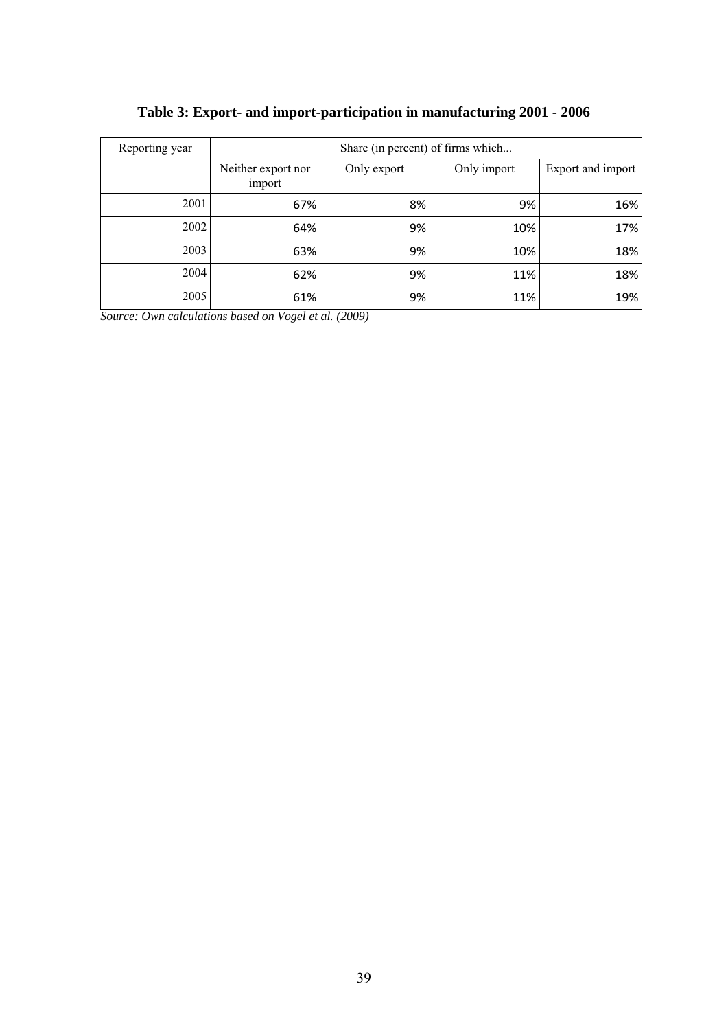**Table 3: Export- and import-participation in manufacturing 2001 - 2006**

| Reporting year | Share (in percent) of firms which... | | | |
|---|---|---|---|---|
| | Neither export nor import | Only export | Only import | Export and import |
| 2001 | 67% | 8% | 9% | 16% |
| 2002 | 64% | 9% | 10% | 17% |
| 2003 | 63% | 9% | 10% | 18% |
| 2004 | 62% | 9% | 11% | 18% |
| 2005 | 61% | 9% | 11% | 19% |

*Source: Own calculations based on Vogel et al. (2009)*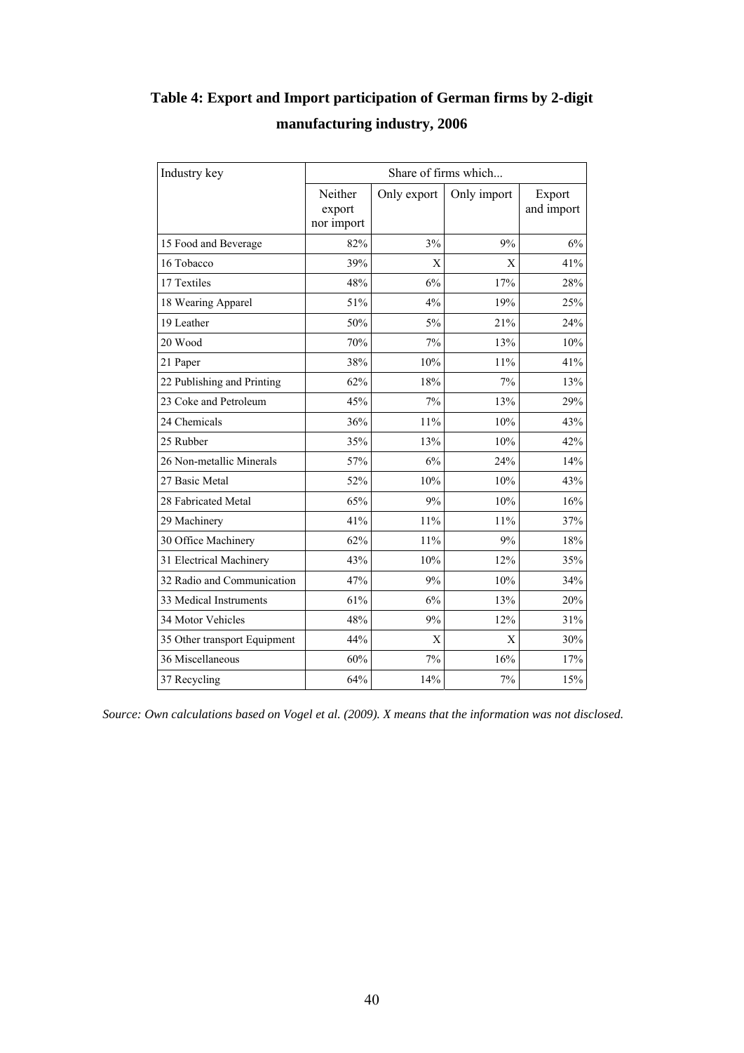## Table 4: Export and Import participation of German firms by 2-digit manufacturing industry, 2006

| Industry key | Share of firms which... | | | |
|---|---|---|---|---|
| | Neither export nor import | Only export | Only import | Export and import |
| 15 Food and Beverage | 82% | 3% | 9% | 6% |
| 16 Tobacco | 39% | X | X | 41% |
| 17 Textiles | 48% | 6% | 17% | 28% |
| 18 Wearing Apparel | 51% | 4% | 19% | 25% |
| 19 Leather | 50% | 5% | 21% | 24% |
| 20 Wood | 70% | 7% | 13% | 10% |
| 21 Paper | 38% | 10% | 11% | 41% |
| 22 Publishing and Printing | 62% | 18% | 7% | 13% |
| 23 Coke and Petroleum | 45% | 7% | 13% | 29% |
| 24 Chemicals | 36% | 11% | 10% | 43% |
| 25 Rubber | 35% | 13% | 10% | 42% |
| 26 Non-metallic Minerals | 57% | 6% | 24% | 14% |
| 27 Basic Metal | 52% | 10% | 10% | 43% |
| 28 Fabricated Metal | 65% | 9% | 10% | 16% |
| 29 Machinery | 41% | 11% | 11% | 37% |
| 30 Office Machinery | 62% | 11% | 9% | 18% |
| 31 Electrical Machinery | 43% | 10% | 12% | 35% |
| 32 Radio and Communication | 47% | 9% | 10% | 34% |
| 33 Medical Instruments | 61% | 6% | 13% | 20% |
| 34 Motor Vehicles | 48% | 9% | 12% | 31% |
| 35 Other transport Equipment | 44% | X | X | 30% |
| 36 Miscellaneous | 60% | 7% | 16% | 17% |
| 37 Recycling | 64% | 14% | 7% | 15% |

*Source: Own calculations based on Vogel et al. (2009). X means that the information was not disclosed.*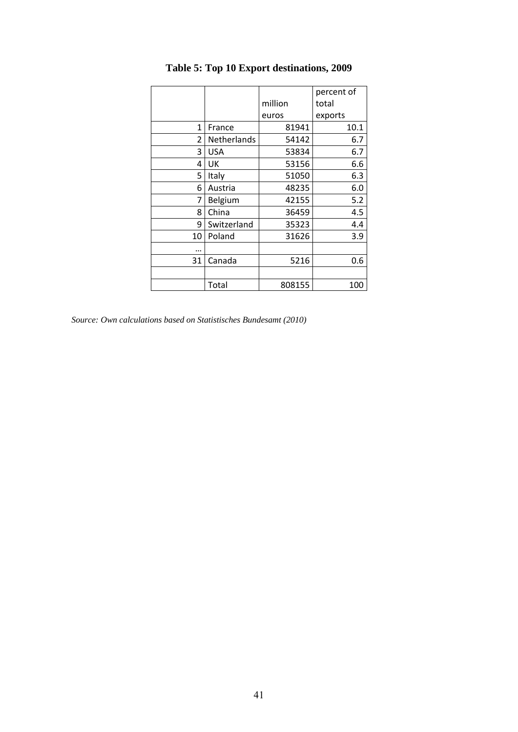**Table 5: Top 10 Export destinations, 2009**

| | | million euros | percent of total exports |
|---|---|---|---|
| 1 | France | 81941 | 10.1 |
| 2 | Netherlands | 54142 | 6.7 |
| 3 | USA | 53834 | 6.7 |
| 4 | UK | 53156 | 6.6 |
| 5 | Italy | 51050 | 6.3 |
| 6 | Austria | 48235 | 6.0 |
| 7 | Belgium | 42155 | 5.2 |
| 8 | China | 36459 | 4.5 |
| 9 | Switzerland | 35323 | 4.4 |
| 10 | Poland | 31626 | 3.9 |
| … | | | |
| 31 | Canada | 5216 | 0.6 |
| | | | |
| | Total | 808155 | 100 |

*Source: Own calculations based on Statistisches Bundesamt (2010)*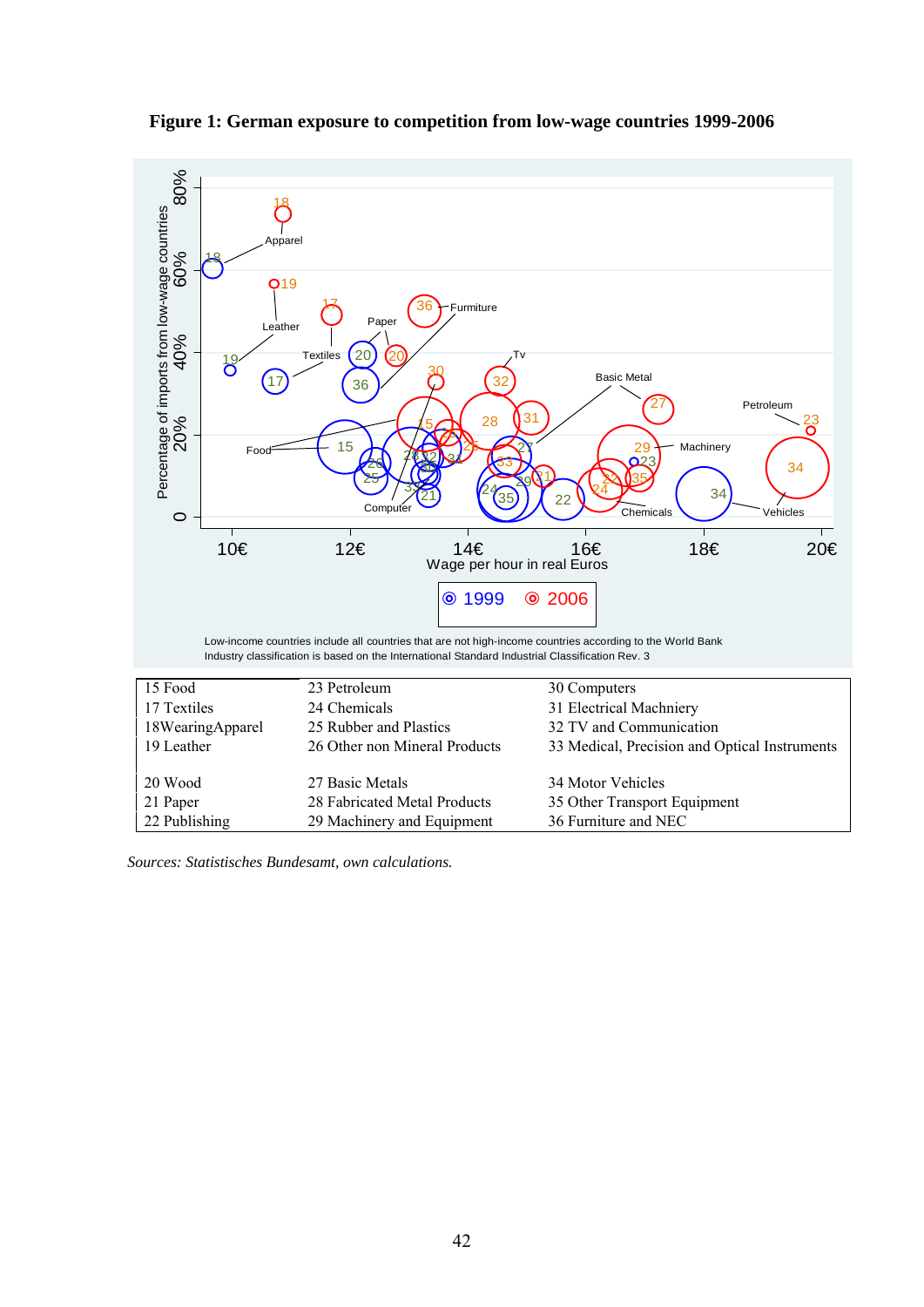**Figure 1: German exposure to competition from low-wage countries 1999-2006**

Low-income countries include all countries that are not high-income countries according to the World Bank
Industry classification is based on the International Standard Industrial Classification Rev. 3

| | | |
|---|---|---|
| 15 Food | 23 Petroleum | 30 Computers |
| 17 Textiles | 24 Chemicals | 31 Electrical Machniery |
| 18WearingApparel | 25 Rubber and Plastics | 32 TV and Communication |
| 19 Leather | 26 Other non Mineral Products | 33 Medical, Precision and Optical Instruments |
| 20 Wood | 27 Basic Metals | 34 Motor Vehicles |
| 21 Paper | 28 Fabricated Metal Products | 35 Other Transport Equipment |
| 22 Publishing | 29 Machinery and Equipment | 36 Furniture and NEC |

*Sources: Statistisches Bundesamt, own calculations.*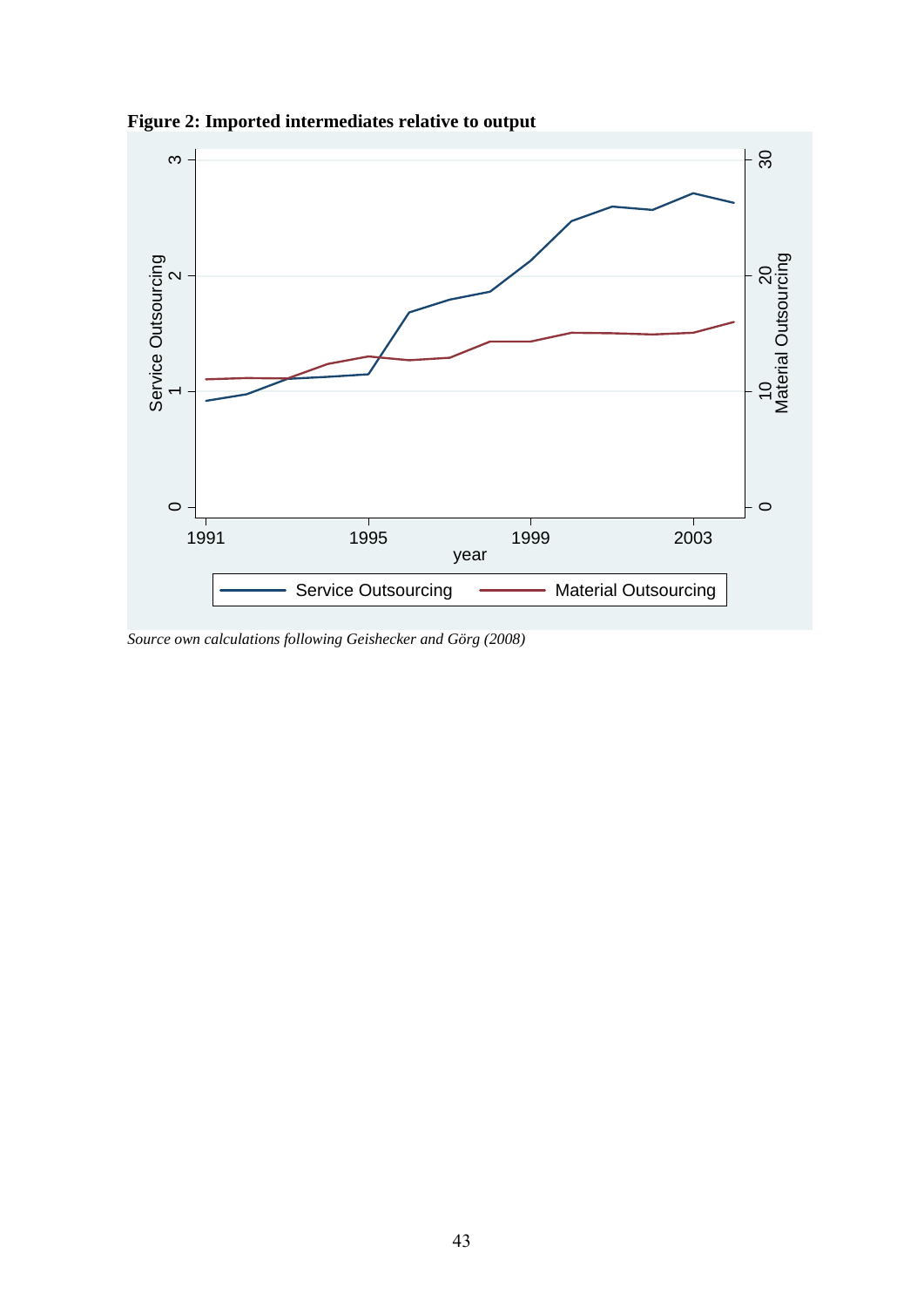**Figure 2: Imported intermediates relative to output**

*Source own calculations following Geishecker and Görg (2008)*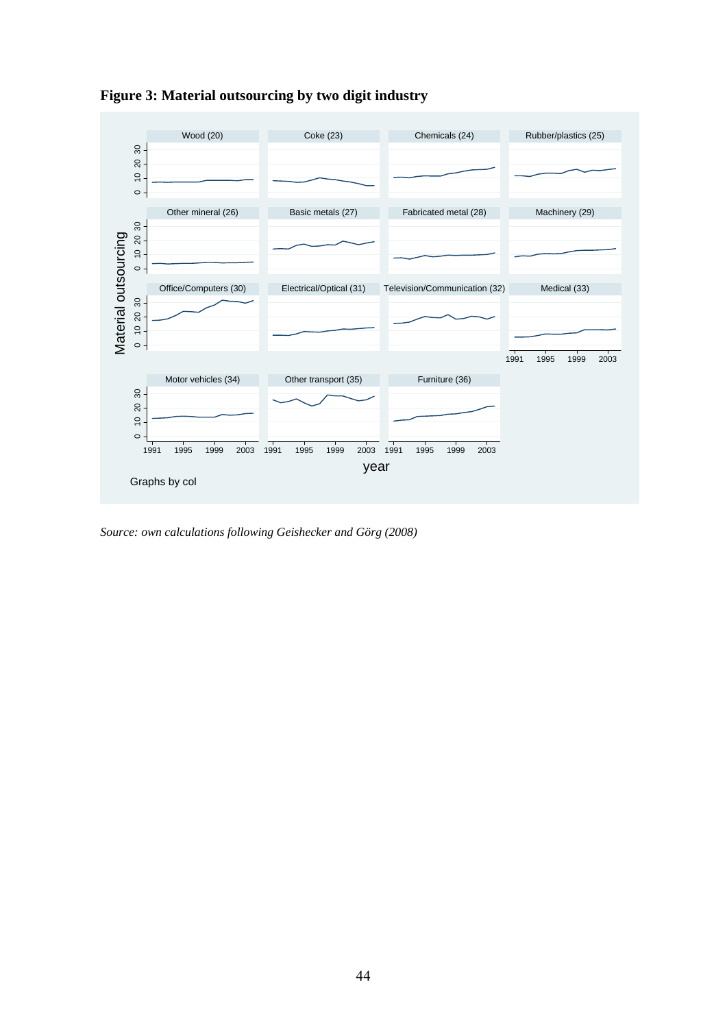**Figure 3: Material outsourcing by two digit industry**

*Source: own calculations following Geishecker and Görg (2008)*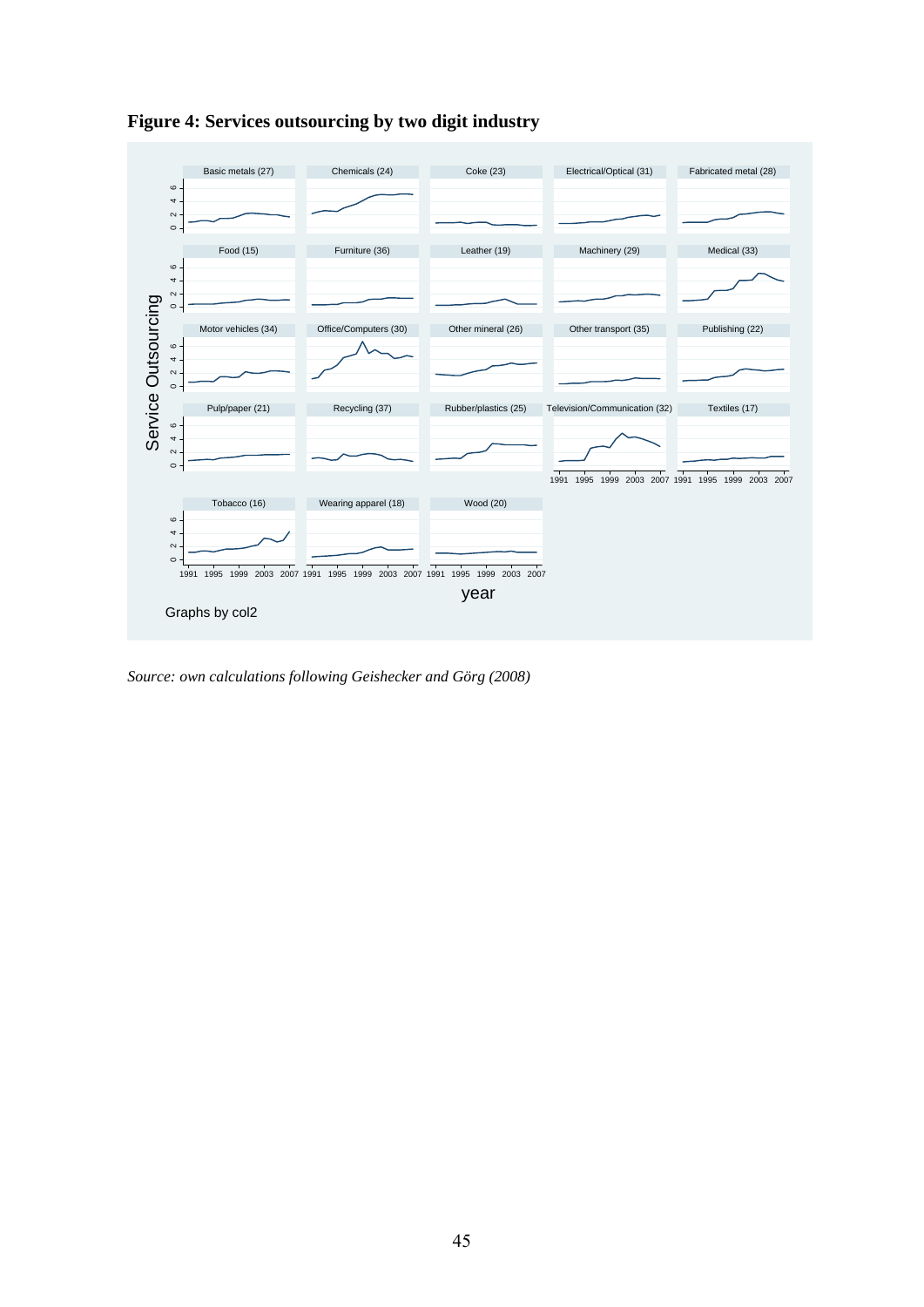**Figure 4: Services outsourcing by two digit industry**

*Source: own calculations following Geishecker and Görg (2008)*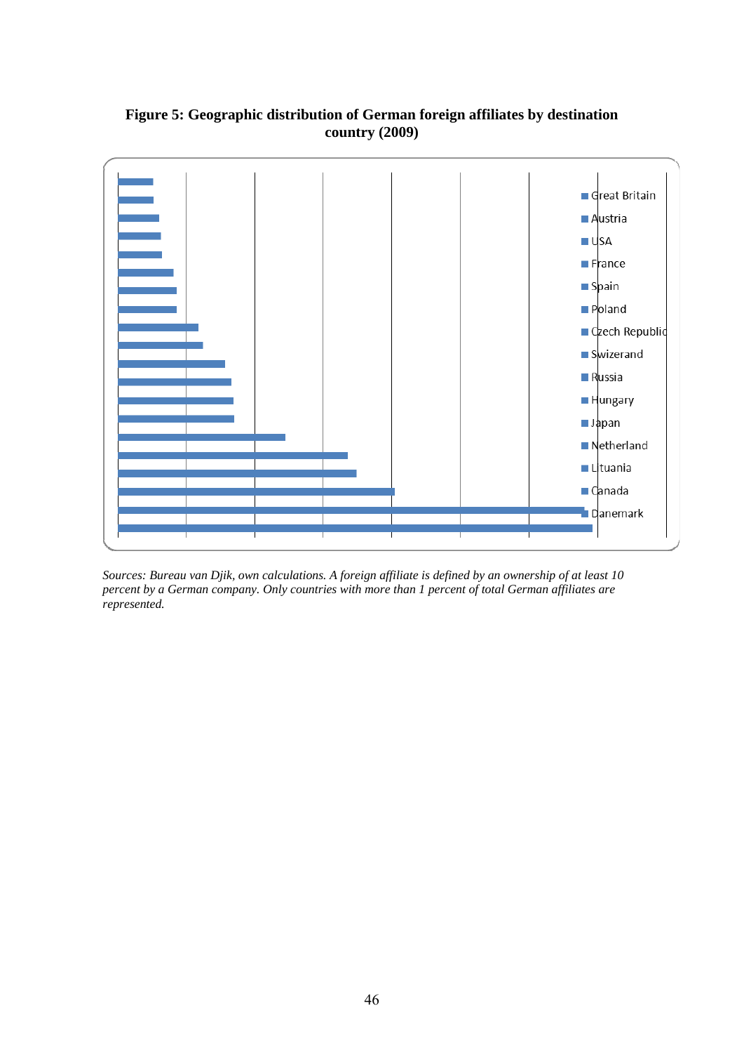**Figure 5: Geographic distribution of German foreign affiliates by destination country (2009)**

*Sources: Bureau van Djik, own calculations. A foreign affiliate is defined by an ownership of at least 10 percent by a German company. Only countries with more than 1 percent of total German affiliates are represented.*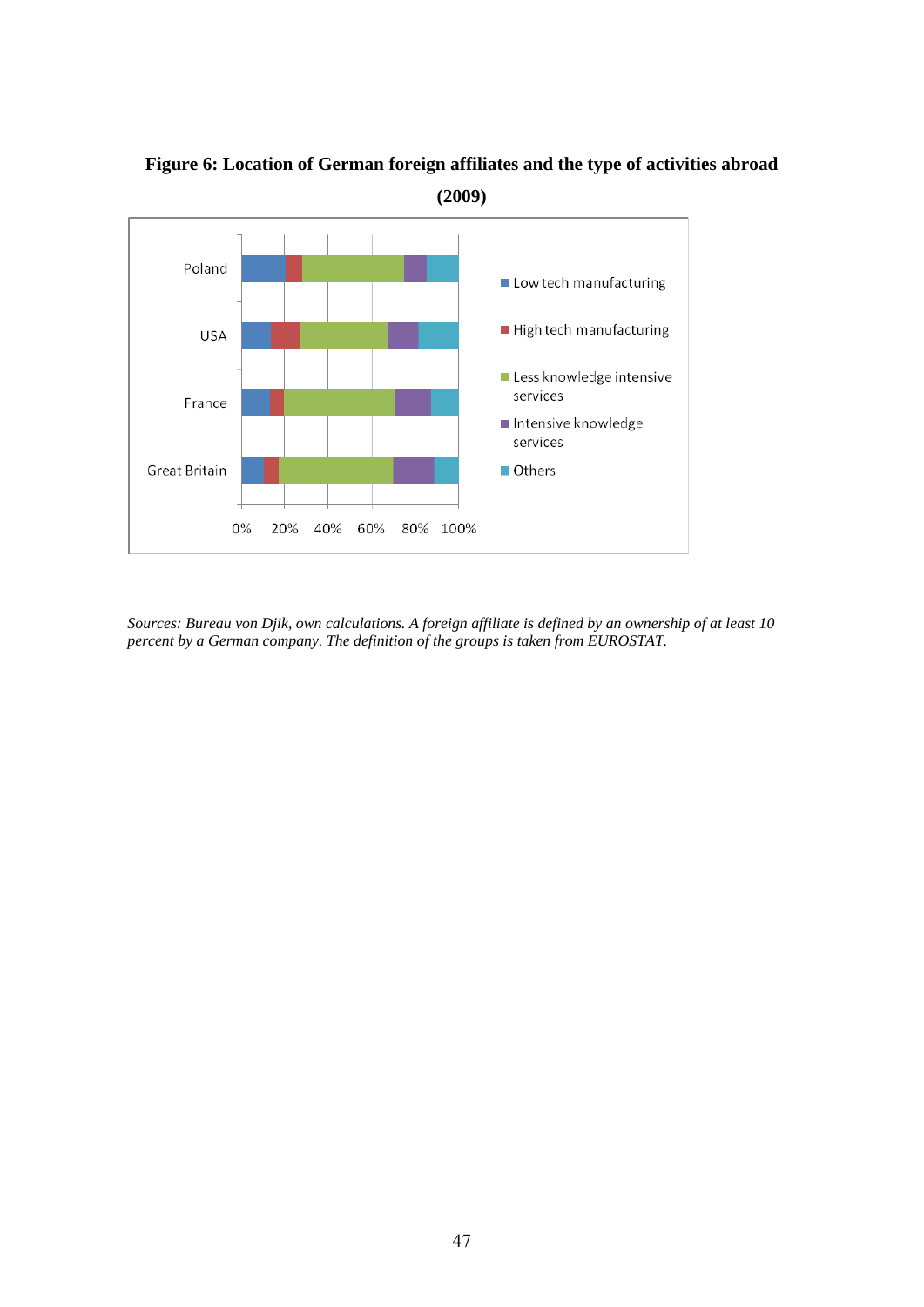**Figure 6: Location of German foreign affiliates and the type of activities abroad (2009)**

*Sources: Bureau von Djik, own calculations. A foreign affiliate is defined by an ownership of at least 10 percent by a German company. The definition of the groups is taken from EUROSTAT.*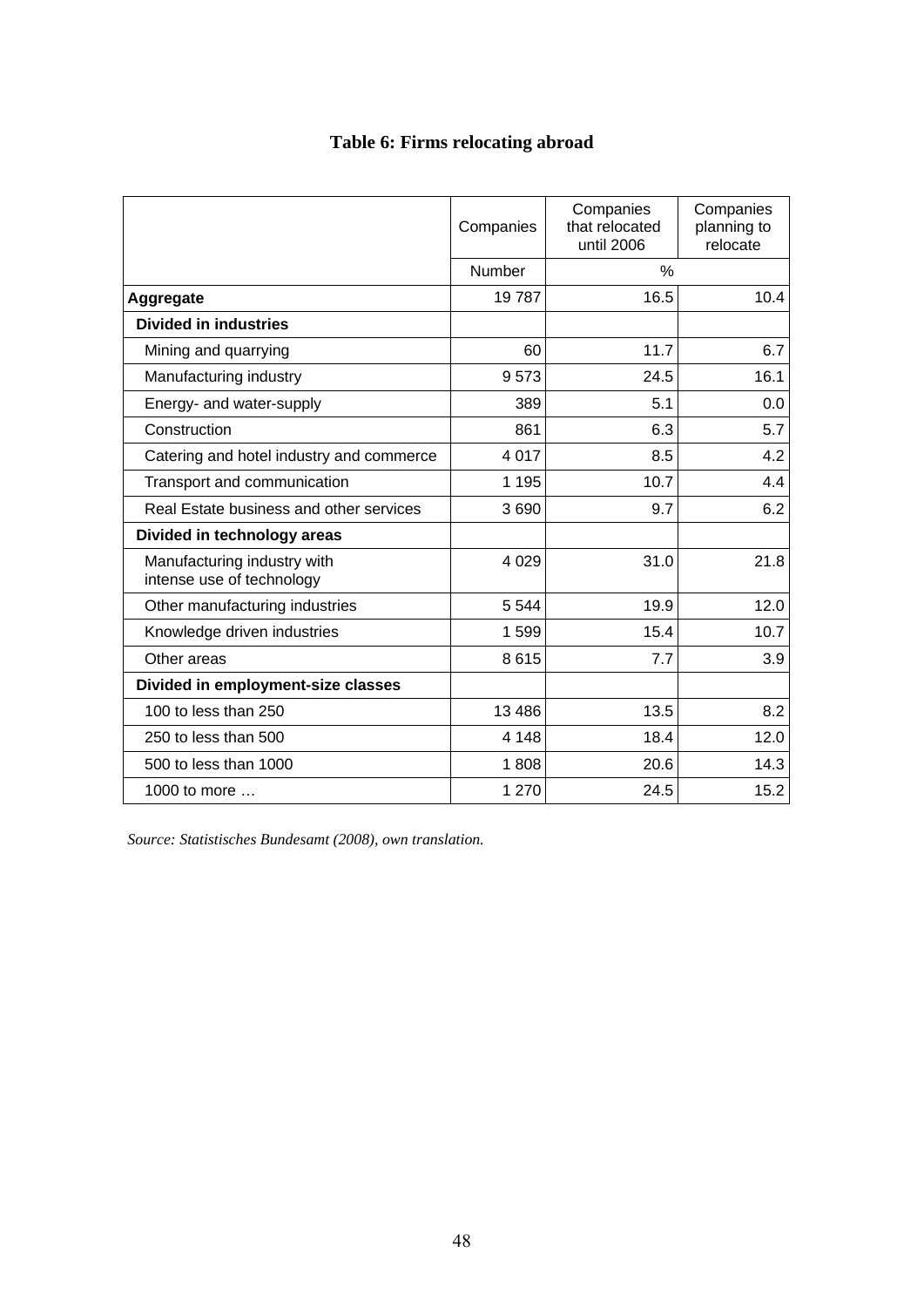**Table 6: Firms relocating abroad**

| | Companies | Companies that relocated until 2006 | Companies planning to relocate |
|---|---|---|---|
| | Number | % | |
| **Aggregate** | 19 787 | 16.5 | 10.4 |
| **Divided in industries** | | | |
| Mining and quarrying | 60 | 11.7 | 6.7 |
| Manufacturing industry | 9 573 | 24.5 | 16.1 |
| Energy- and water-supply | 389 | 5.1 | 0.0 |
| Construction | 861 | 6.3 | 5.7 |
| Catering and hotel industry and commerce | 4 017 | 8.5 | 4.2 |
| Transport and communication | 1 195 | 10.7 | 4.4 |
| Real Estate business and other services | 3 690 | 9.7 | 6.2 |
| **Divided in technology areas** | | | |
| Manufacturing industry with intense use of technology | 4 029 | 31.0 | 21.8 |
| Other manufacturing industries | 5 544 | 19.9 | 12.0 |
| Knowledge driven industries | 1 599 | 15.4 | 10.7 |
| Other areas | 8 615 | 7.7 | 3.9 |
| **Divided in employment-size classes** | | | |
| 100 to less than 250 | 13 486 | 13.5 | 8.2 |
| 250 to less than 500 | 4 148 | 18.4 | 12.0 |
| 500 to less than 1000 | 1 808 | 20.6 | 14.3 |
| 1000 to more … | 1 270 | 24.5 | 15.2 |

*Source: Statistisches Bundesamt (2008), own translation.*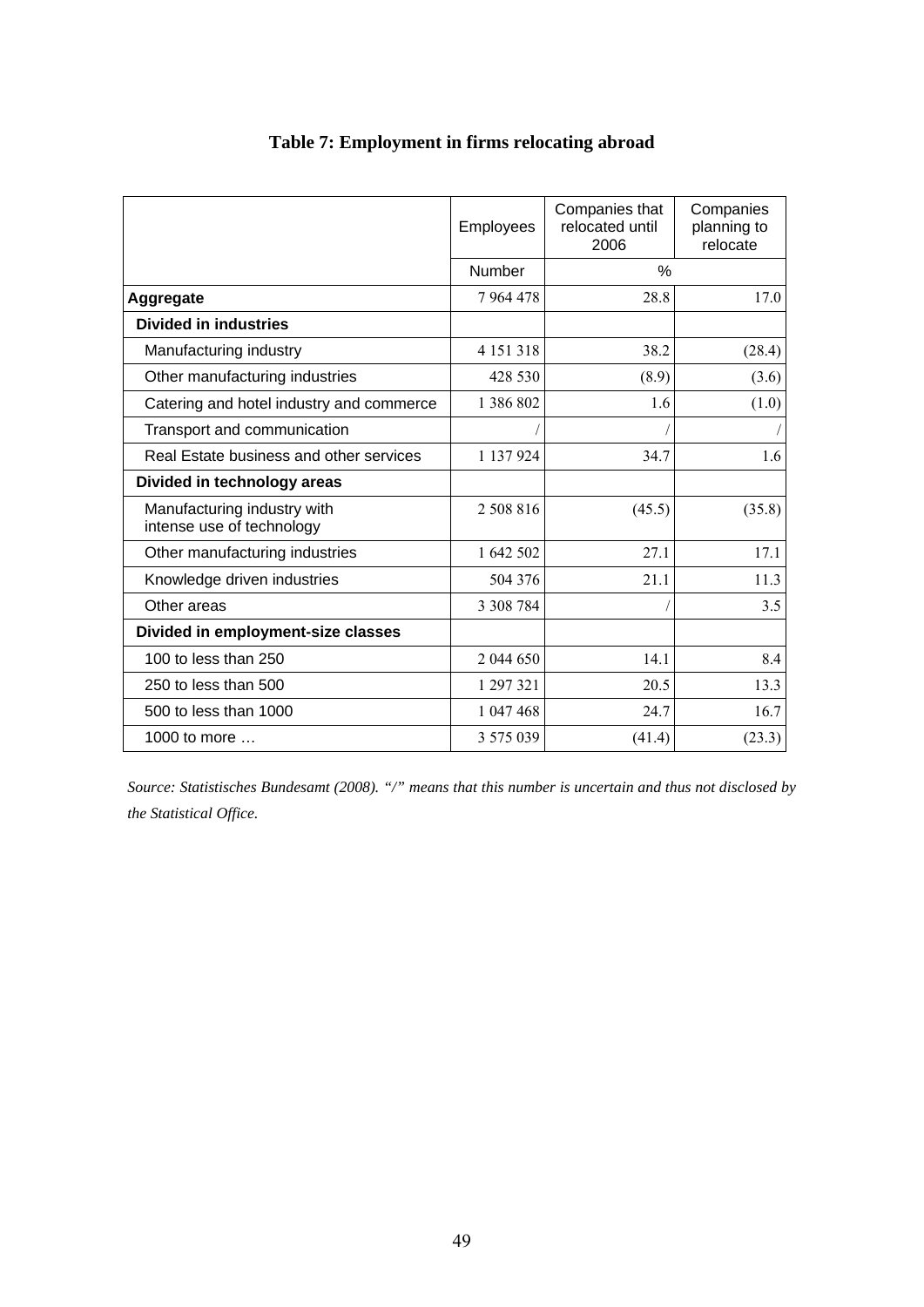**Table 7: Employment in firms relocating abroad**

| | Employees | Companies that relocated until 2006 | Companies planning to relocate |
|---|---|---|---|
| | Number | % | |
| **Aggregate** | 7 964 478 | 28.8 | 17.0 |
| **Divided in industries** | | | |
| Manufacturing industry | 4 151 318 | 38.2 | (28.4) |
| Other manufacturing industries | 428 530 | (8.9) | (3.6) |
| Catering and hotel industry and commerce | 1 386 802 | 1.6 | (1.0) |
| Transport and communication | / | / | / |
| Real Estate business and other services | 1 137 924 | 34.7 | 1.6 |
| **Divided in technology areas** | | | |
| Manufacturing industry with intense use of technology | 2 508 816 | (45.5) | (35.8) |
| Other manufacturing industries | 1 642 502 | 27.1 | 17.1 |
| Knowledge driven industries | 504 376 | 21.1 | 11.3 |
| Other areas | 3 308 784 | / | 3.5 |
| **Divided in employment-size classes** | | | |
| 100 to less than 250 | 2 044 650 | 14.1 | 8.4 |
| 250 to less than 500 | 1 297 321 | 20.5 | 13.3 |
| 500 to less than 1000 | 1 047 468 | 24.7 | 16.7 |
| 1000 to more … | 3 575 039 | (41.4) | (23.3) |

*Source: Statistisches Bundesamt (2008). "/" means that this number is uncertain and thus not disclosed by the Statistical Office.*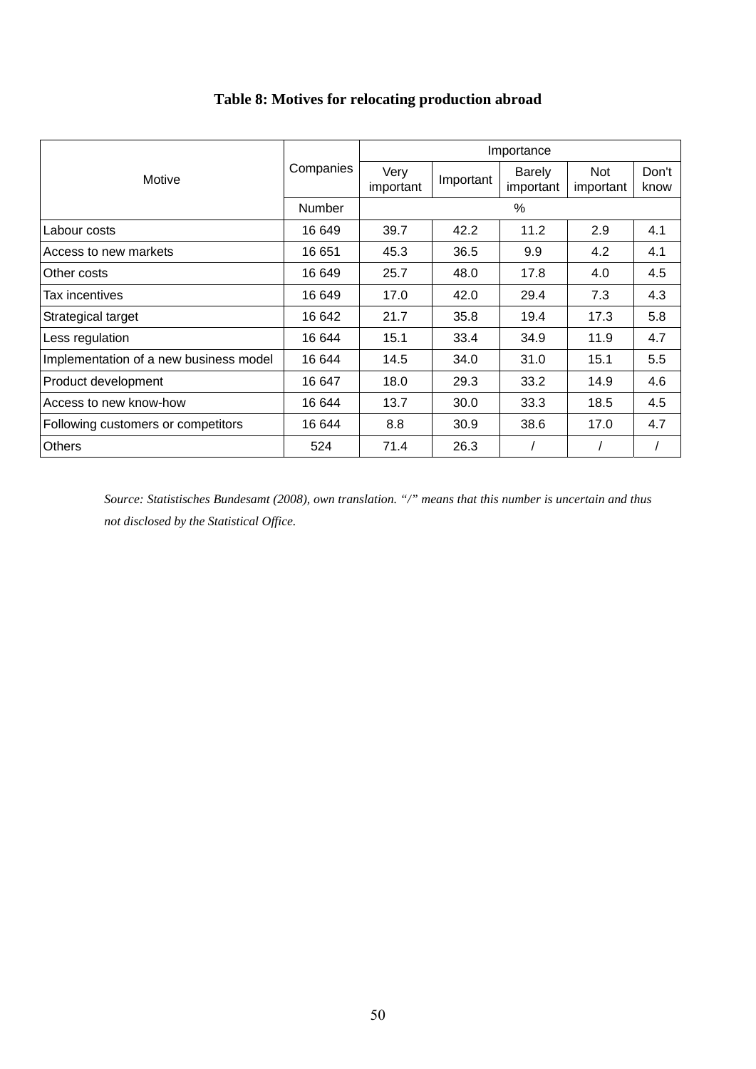**Table 8: Motives for relocating production abroad**

| Motive | Companies | Importance | | | | |
|---|---|---|---|---|---|---|
| | | Very important | Important | Barely important | Not important | Don't know |
| | Number | % | | | | |
| Labour costs | 16 649 | 39.7 | 42.2 | 11.2 | 2.9 | 4.1 |
| Access to new markets | 16 651 | 45.3 | 36.5 | 9.9 | 4.2 | 4.1 |
| Other costs | 16 649 | 25.7 | 48.0 | 17.8 | 4.0 | 4.5 |
| Tax incentives | 16 649 | 17.0 | 42.0 | 29.4 | 7.3 | 4.3 |
| Strategical target | 16 642 | 21.7 | 35.8 | 19.4 | 17.3 | 5.8 |
| Less regulation | 16 644 | 15.1 | 33.4 | 34.9 | 11.9 | 4.7 |
| Implementation of a new business model | 16 644 | 14.5 | 34.0 | 31.0 | 15.1 | 5.5 |
| Product development | 16 647 | 18.0 | 29.3 | 33.2 | 14.9 | 4.6 |
| Access to new know-how | 16 644 | 13.7 | 30.0 | 33.3 | 18.5 | 4.5 |
| Following customers or competitors | 16 644 | 8.8 | 30.9 | 38.6 | 17.0 | 4.7 |
| Others | 524 | 71.4 | 26.3 | / | / | / |

*Source: Statistisches Bundesamt (2008), own translation. "/" means that this number is uncertain and thus not disclosed by the Statistical Office.*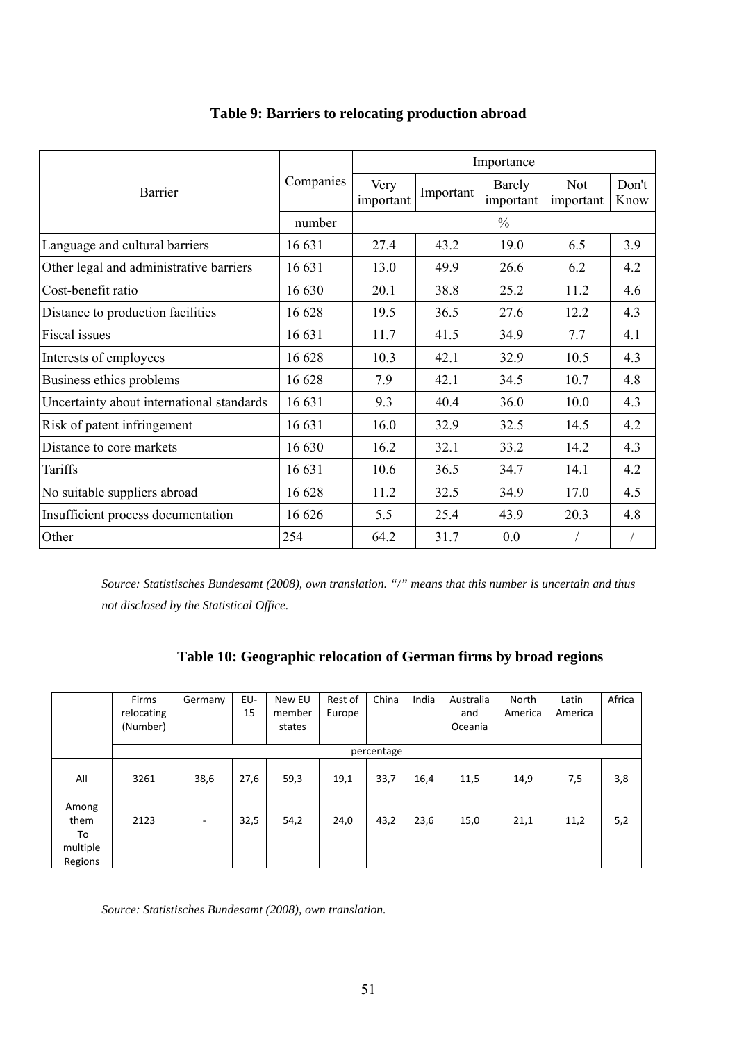### Table 9: Barriers to relocating production abroad

| Barrier | Companies | Importance | | | | |
|---|---|---|---|---|---|---|
| | | Very important | Important | Barely important | Not important | Don't Know |
| | number | % | | | | |
| Language and cultural barriers | 16 631 | 27.4 | 43.2 | 19.0 | 6.5 | 3.9 |
| Other legal and administrative barriers | 16 631 | 13.0 | 49.9 | 26.6 | 6.2 | 4.2 |
| Cost-benefit ratio | 16 630 | 20.1 | 38.8 | 25.2 | 11.2 | 4.6 |
| Distance to production facilities | 16 628 | 19.5 | 36.5 | 27.6 | 12.2 | 4.3 |
| Fiscal issues | 16 631 | 11.7 | 41.5 | 34.9 | 7.7 | 4.1 |
| Interests of employees | 16 628 | 10.3 | 42.1 | 32.9 | 10.5 | 4.3 |
| Business ethics problems | 16 628 | 7.9 | 42.1 | 34.5 | 10.7 | 4.8 |
| Uncertainty about international standards | 16 631 | 9.3 | 40.4 | 36.0 | 10.0 | 4.3 |
| Risk of patent infringement | 16 631 | 16.0 | 32.9 | 32.5 | 14.5 | 4.2 |
| Distance to core markets | 16 630 | 16.2 | 32.1 | 33.2 | 14.2 | 4.3 |
| Tariffs | 16 631 | 10.6 | 36.5 | 34.7 | 14.1 | 4.2 |
| No suitable suppliers abroad | 16 628 | 11.2 | 32.5 | 34.9 | 17.0 | 4.5 |
| Insufficient process documentation | 16 626 | 5.5 | 25.4 | 43.9 | 20.3 | 4.8 |
| Other | 254 | 64.2 | 31.7 | 0.0 | / | / |

*Source: Statistisches Bundesamt (2008), own translation. "/" means that this number is uncertain and thus not disclosed by the Statistical Office.*

### Table 10: Geographic relocation of German firms by broad regions

| | Firms relocating (Number) | Germany | EU-15 | New EU member states | Rest of Europe | China | India | Australia and Oceania | North America | Latin America | Africa |
|---|---|---|---|---|---|---|---|---|---|---|---|
| | percentage | | | | | | | | | | |
| All | 3261 | 38,6 | 27,6 | 59,3 | 19,1 | 33,7 | 16,4 | 11,5 | 14,9 | 7,5 | 3,8 |
| Among them To multiple Regions | 2123 | - | 32,5 | 54,2 | 24,0 | 43,2 | 23,6 | 15,0 | 21,1 | 11,2 | 5,2 |

*Source: Statistisches Bundesamt (2008), own translation.*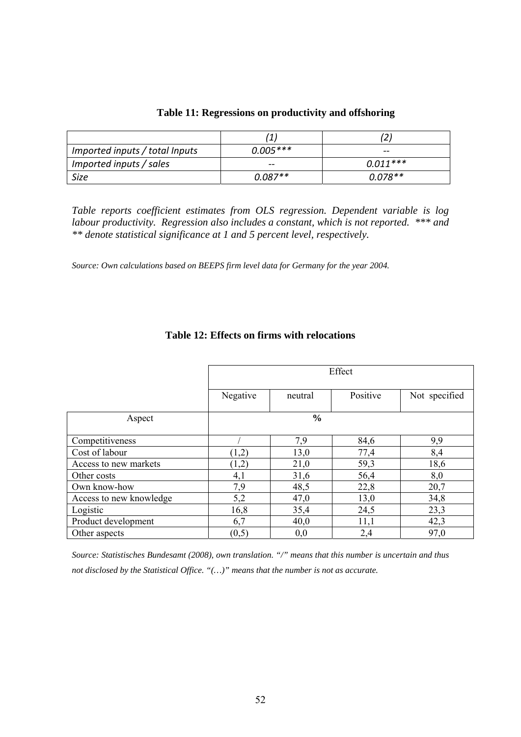**Table 11: Regressions on productivity and offshoring**

| | *(1)* | *(2)* |
|---|---|---|
| *Imported inputs / total Inputs* | *0.005\*\*\** | *--* |
| *Imported inputs / sales* | *--* | *0.011\*\*\** |
| *Size* | *0.087\*\** | *0.078\*\** |

*Table reports coefficient estimates from OLS regression. Dependent variable is log labour productivity. Regression also includes a constant, which is not reported. \*\*\* and \*\* denote statistical significance at 1 and 5 percent level, respectively.*

*Source: Own calculations based on BEEPS firm level data for Germany for the year 2004.*

**Table 12: Effects on firms with relocations**

| | Effect | | | |
|---|---|---|---|---|
| | Negative | neutral | Positive | Not specified |
| Aspect | **%** | | | |
| Competitiveness | / | 7,9 | 84,6 | 9,9 |
| Cost of labour | (1,2) | 13,0 | 77,4 | 8,4 |
| Access to new markets | (1,2) | 21,0 | 59,3 | 18,6 |
| Other costs | 4,1 | 31,6 | 56,4 | 8,0 |
| Own know-how | 7,9 | 48,5 | 22,8 | 20,7 |
| Access to new knowledge | 5,2 | 47,0 | 13,0 | 34,8 |
| Logistic | 16,8 | 35,4 | 24,5 | 23,3 |
| Product development | 6,7 | 40,0 | 11,1 | 42,3 |
| Other aspects | (0,5) | 0,0 | 2,4 | 97,0 |

*Source: Statistisches Bundesamt (2008), own translation. "/" means that this number is uncertain and thus not disclosed by the Statistical Office. "(…)" means that the number is not as accurate.*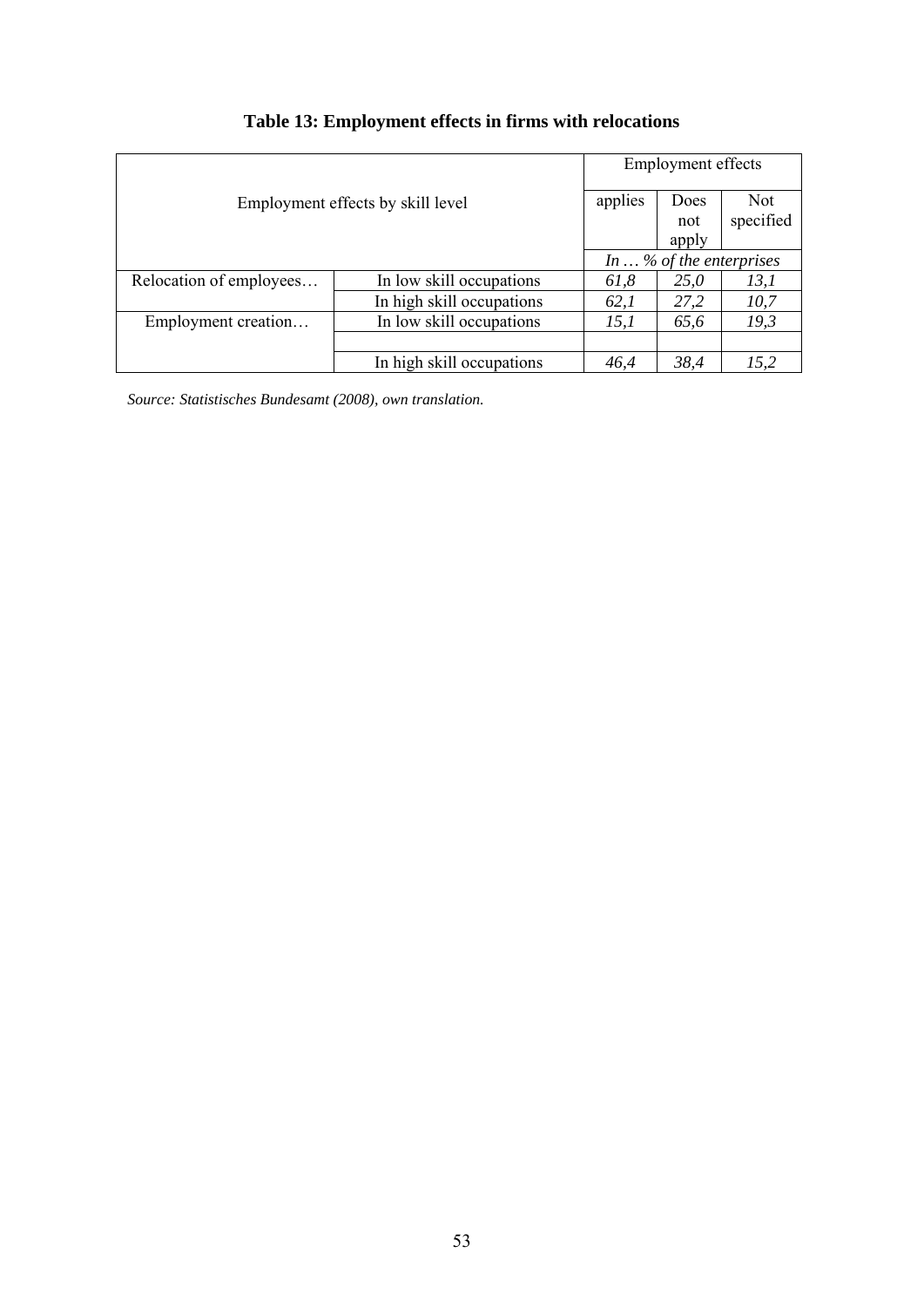**Table 13: Employment effects in firms with relocations**

| Employment effects by skill level | | Employment effects | | |
|---|---|---|---|---|
| | | applies | Does not apply | Not specified |
| | | *In … % of the enterprises* | | |
| Relocation of employees… | In low skill occupations | *61,8* | *25,0* | *13,1* |
| | In high skill occupations | *62,1* | *27,2* | *10,7* |
| Employment creation… | In low skill occupations | *15,1* | *65,6* | *19,3* |
| | | | | |
| | In high skill occupations | *46,4* | *38,4* | *15,2* |

*Source: Statistisches Bundesamt (2008), own translation.*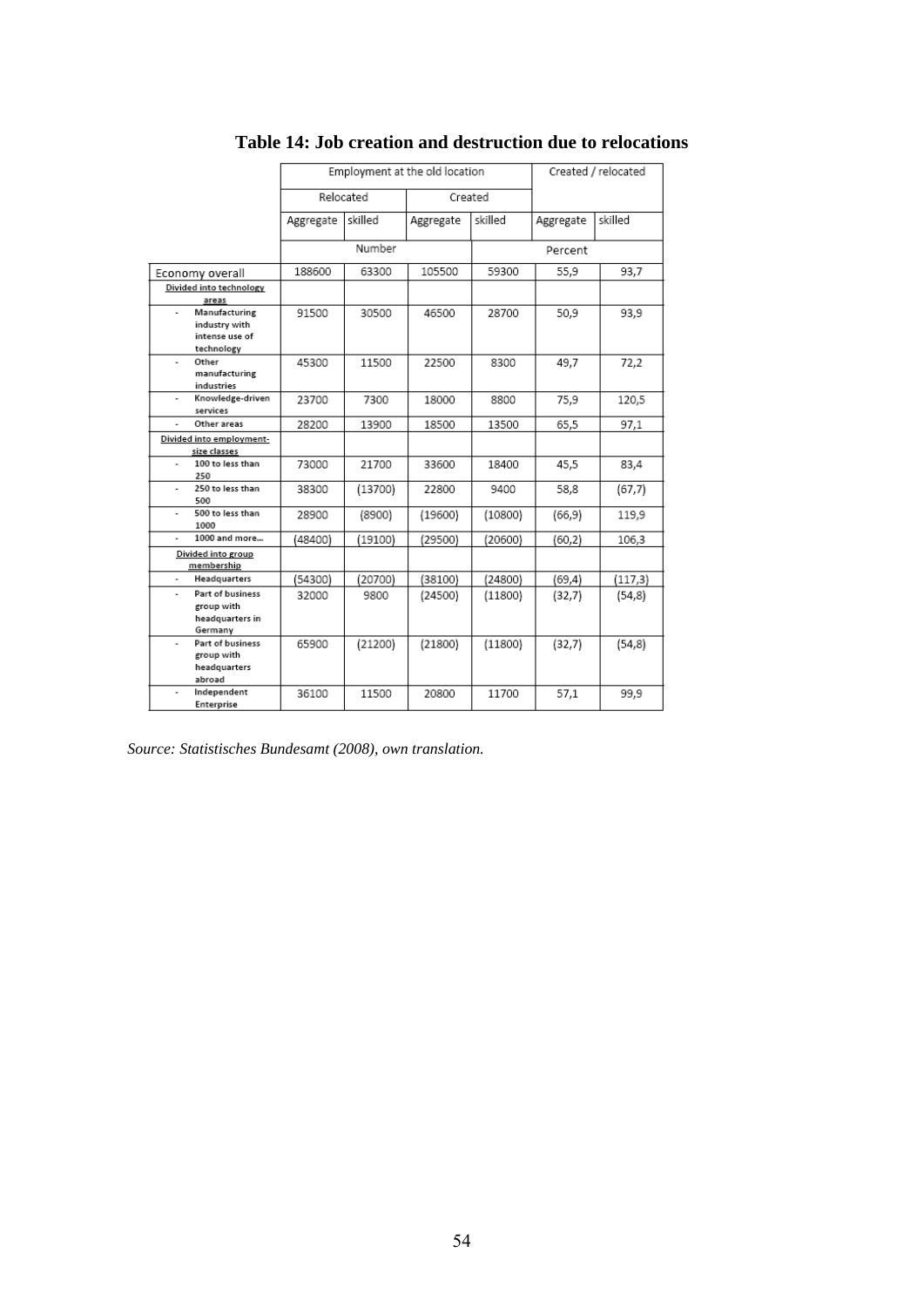## Table 14: Job creation and destruction due to relocations

| | Employment at the old location | | | | Created / relocated | |
|---|---|---|---|---|---|---|
| | Relocated | | Created | | | |
| | Aggregate | skilled | Aggregate | skilled | Aggregate | skilled |
| | Number | | | | Percent | |
| Economy overall | 188600 | 63300 | 105500 | 59300 | 55,9 | 93,7 |
| Divided into technology areas | | | | | | |
| - Manufacturing industry with intense use of technology | 91500 | 30500 | 46500 | 28700 | 50,9 | 93,9 |
| - Other manufacturing industries | 45300 | 11500 | 22500 | 8300 | 49,7 | 72,2 |
| - Knowledge-driven services | 23700 | 7300 | 18000 | 8800 | 75,9 | 120,5 |
| - Other areas | 28200 | 13900 | 18500 | 13500 | 65,5 | 97,1 |
| Divided into employment-size classes | | | | | | |
| - 100 to less than 250 | 73000 | 21700 | 33600 | 18400 | 45,5 | 83,4 |
| - 250 to less than 500 | 38300 | (13700) | 22800 | 9400 | 58,8 | (67,7) |
| - 500 to less than 1000 | 28900 | (8900) | (19600) | (10800) | (66,9) | 119,9 |
| - 1000 and more… | (48400) | (19100) | (29500) | (20600) | (60,2) | 106,3 |
| Divided into group membership | | | | | | |
| - Headquarters | (54300) | (20700) | (38100) | (24800) | (69,4) | (117,3) |
| - Part of business group with headquarters in Germany | 32000 | 9800 | (24500) | (11800) | (32,7) | (54,8) |
| - Part of business group with headquarters abroad | 65900 | (21200) | (21800) | (11800) | (32,7) | (54,8) |
| - Independent Enterprise | 36100 | 11500 | 20800 | 11700 | 57,1 | 99,9 |

*Source: Statistisches Bundesamt (2008), own translation.*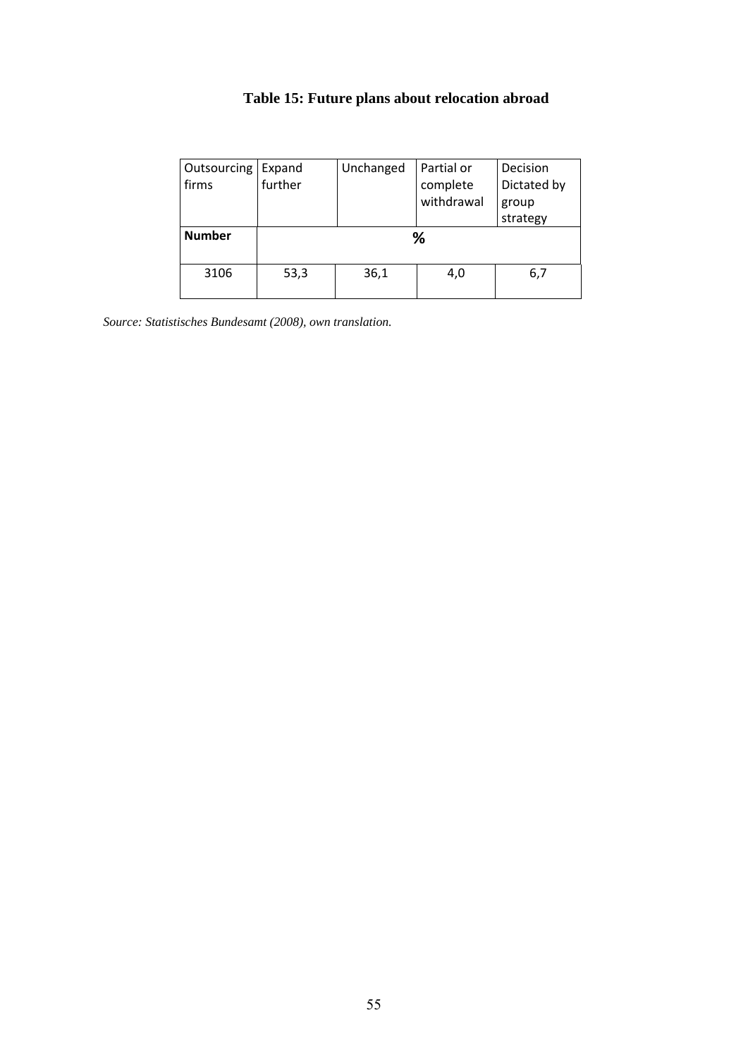**Table 15: Future plans about relocation abroad**

| Outsourcing firms | Expand further | Unchanged | Partial or complete withdrawal | Decision Dictated by group strategy |
|---|---|---|---|---|
| **Number** | % | | | |
| 3106 | 53,3 | 36,1 | 4,0 | 6,7 |

*Source: Statistisches Bundesamt (2008), own translation.*